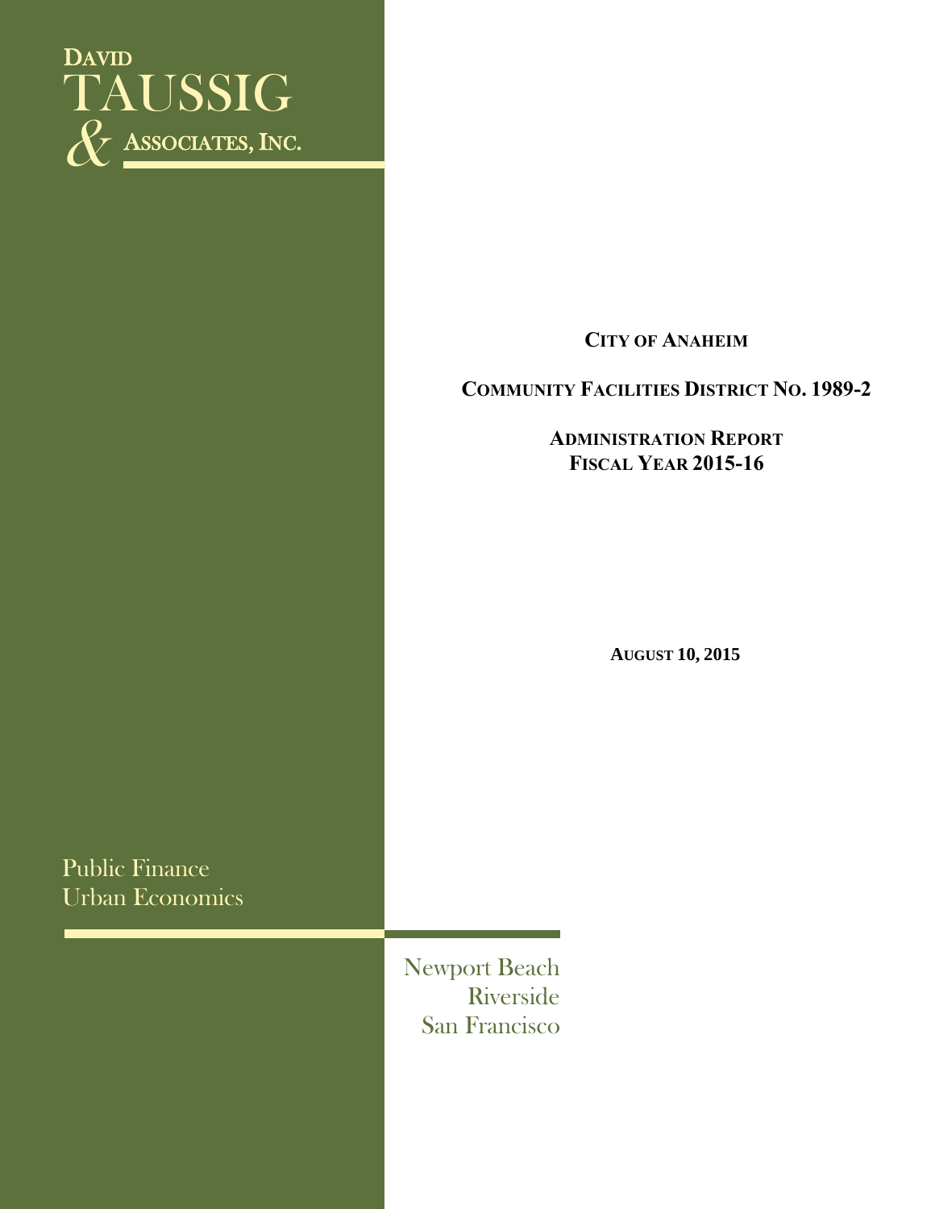DAVID
TAUSSIG
& ASSOCIATES, INC.

**CITY OF ANAHEIM**

**COMMUNITY FACILITIES DISTRICT NO. 1989-2**

**ADMINISTRATION REPORT**
**FISCAL YEAR 2015-16**

**AUGUST 10, 2015**

Public Finance
Urban Economics

Newport Beach
Riverside
San Francisco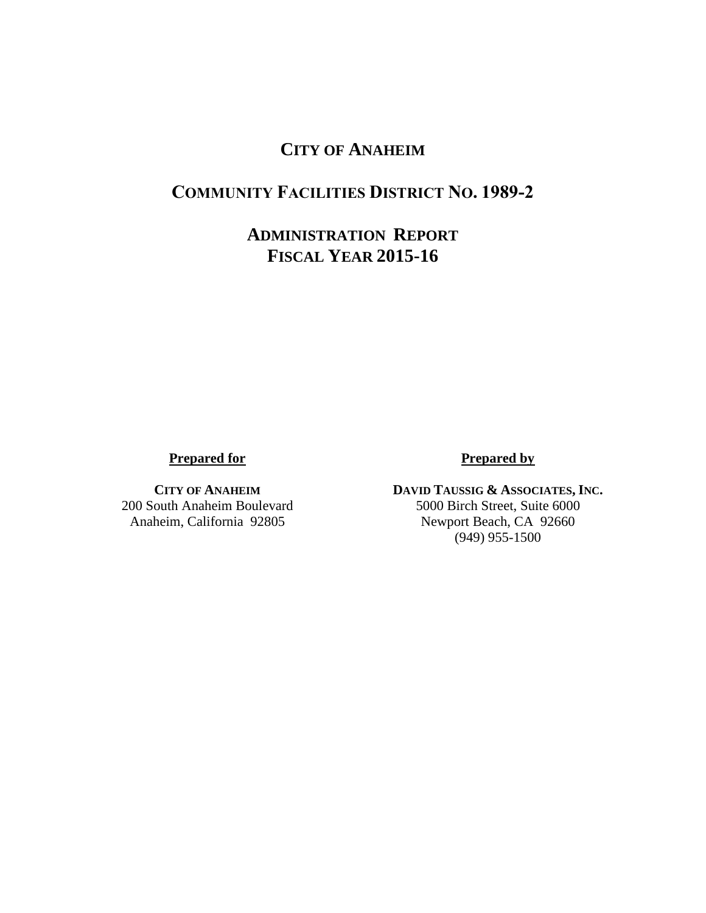# CITY OF ANAHEIM

## COMMUNITY FACILITIES DISTRICT NO. 1989-2

## ADMINISTRATION REPORT
## FISCAL YEAR 2015-16

**Prepared for**

**CITY OF ANAHEIM**
200 South Anaheim Boulevard
Anaheim, California 92805

**Prepared by**

**DAVID TAUSSIG & ASSOCIATES, INC.**
5000 Birch Street, Suite 6000
Newport Beach, CA 92660
(949) 955-1500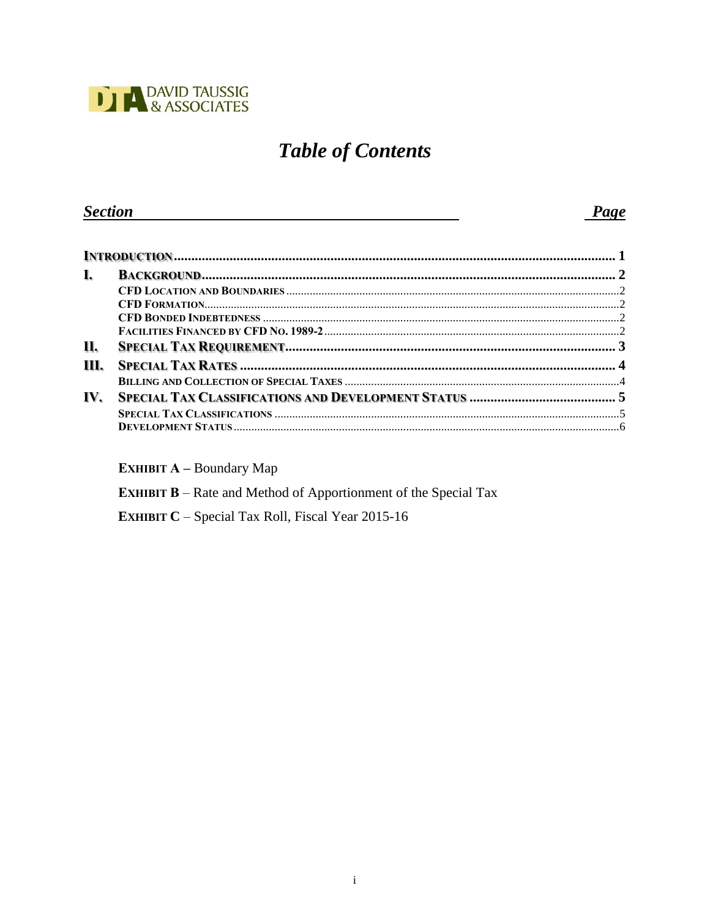DAVID TAUSSIG & ASSOCIATES

# *Table of Contents*

| ***Section*** | | ***Page*** |
|---|---|---|
| **INTRODUCTION** | | **1** |
| **I.** | **BACKGROUND** | **2** |
| | **CFD LOCATION AND BOUNDARIES** | 2 |
| | **CFD FORMATION** | 2 |
| | **CFD BONDED INDEBTEDNESS** | 2 |
| | **FACILITIES FINANCED BY CFD NO. 1989-2** | 2 |
| **II.** | **SPECIAL TAX REQUIREMENT** | **3** |
| **III.** | **SPECIAL TAX RATES** | **4** |
| | **BILLING AND COLLECTION OF SPECIAL TAXES** | 4 |
| **IV.** | **SPECIAL TAX CLASSIFICATIONS AND DEVELOPMENT STATUS** | **5** |
| | **SPECIAL TAX CLASSIFICATIONS** | 5 |
| | **DEVELOPMENT STATUS** | 6 |

**EXHIBIT A –** Boundary Map

**EXHIBIT B** – Rate and Method of Apportionment of the Special Tax

**EXHIBIT C** – Special Tax Roll, Fiscal Year 2015-16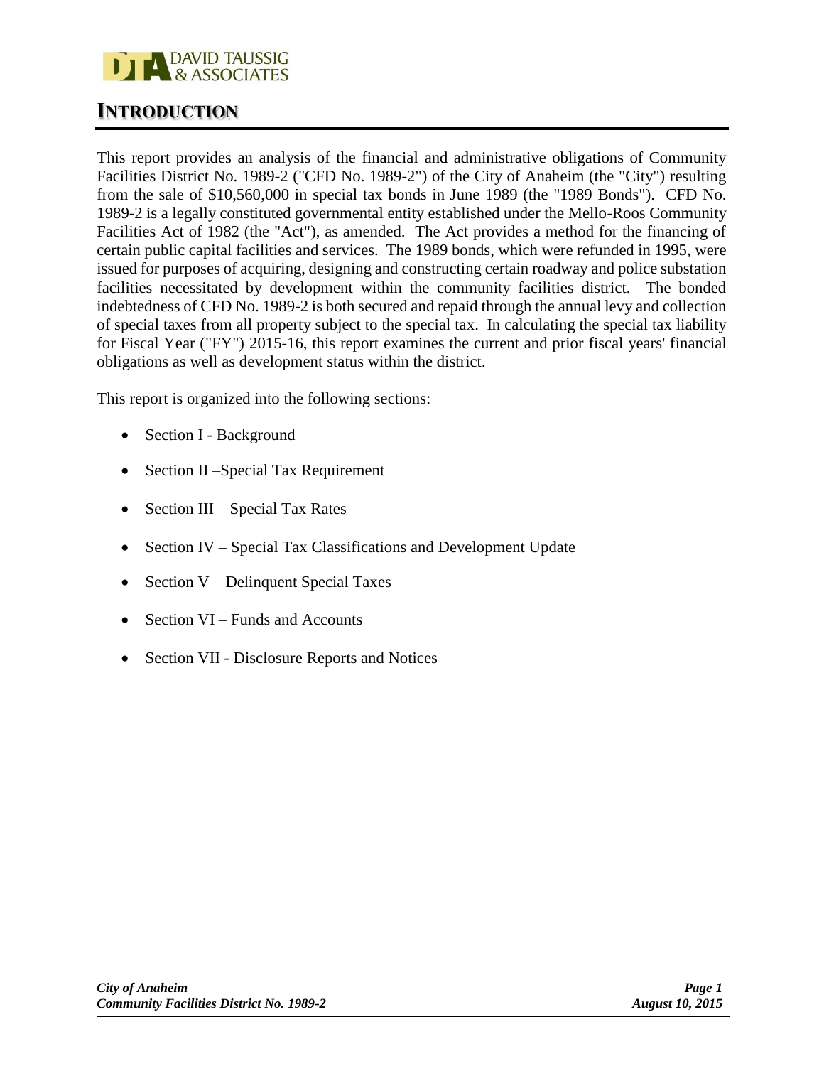# INTRODUCTION

This report provides an analysis of the financial and administrative obligations of Community Facilities District No. 1989-2 ("CFD No. 1989-2") of the City of Anaheim (the "City") resulting from the sale of $10,560,000 in special tax bonds in June 1989 (the "1989 Bonds"). CFD No. 1989-2 is a legally constituted governmental entity established under the Mello-Roos Community Facilities Act of 1982 (the "Act"), as amended. The Act provides a method for the financing of certain public capital facilities and services. The 1989 bonds, which were refunded in 1995, were issued for purposes of acquiring, designing and constructing certain roadway and police substation facilities necessitated by development within the community facilities district. The bonded indebtedness of CFD No. 1989-2 is both secured and repaid through the annual levy and collection of special taxes from all property subject to the special tax. In calculating the special tax liability for Fiscal Year ("FY") 2015-16, this report examines the current and prior fiscal years' financial obligations as well as development status within the district.

This report is organized into the following sections:

- Section I - Background
- Section II –Special Tax Requirement
- Section III – Special Tax Rates
- Section IV – Special Tax Classifications and Development Update
- Section V – Delinquent Special Taxes
- Section VI – Funds and Accounts
- Section VII - Disclosure Reports and Notices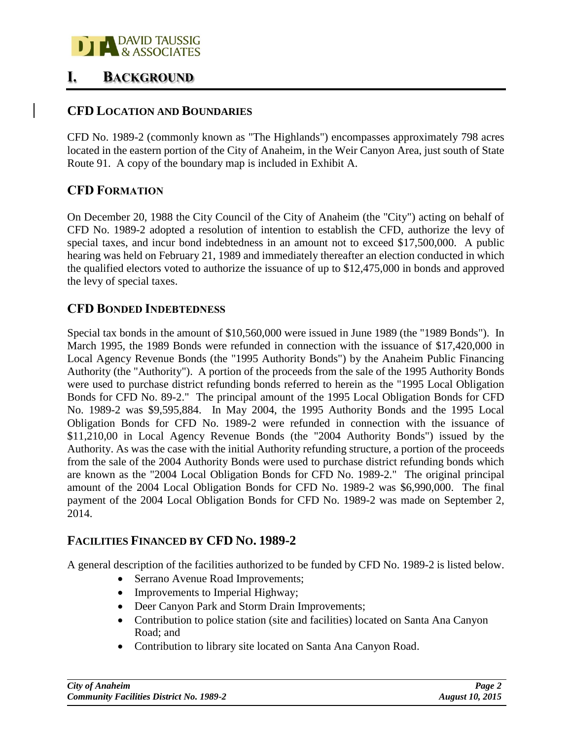# I. BACKGROUND

## CFD LOCATION AND BOUNDARIES

CFD No. 1989-2 (commonly known as "The Highlands") encompasses approximately 798 acres located in the eastern portion of the City of Anaheim, in the Weir Canyon Area, just south of State Route 91. A copy of the boundary map is included in Exhibit A.

## CFD FORMATION

On December 20, 1988 the City Council of the City of Anaheim (the "City") acting on behalf of CFD No. 1989-2 adopted a resolution of intention to establish the CFD, authorize the levy of special taxes, and incur bond indebtedness in an amount not to exceed $17,500,000. A public hearing was held on February 21, 1989 and immediately thereafter an election conducted in which the qualified electors voted to authorize the issuance of up to $12,475,000 in bonds and approved the levy of special taxes.

## CFD BONDED INDEBTEDNESS

Special tax bonds in the amount of $10,560,000 were issued in June 1989 (the "1989 Bonds"). In March 1995, the 1989 Bonds were refunded in connection with the issuance of $17,420,000 in Local Agency Revenue Bonds (the "1995 Authority Bonds") by the Anaheim Public Financing Authority (the "Authority"). A portion of the proceeds from the sale of the 1995 Authority Bonds were used to purchase district refunding bonds referred to herein as the "1995 Local Obligation Bonds for CFD No. 89-2." The principal amount of the 1995 Local Obligation Bonds for CFD No. 1989-2 was $9,595,884. In May 2004, the 1995 Authority Bonds and the 1995 Local Obligation Bonds for CFD No. 1989-2 were refunded in connection with the issuance of $11,210,00 in Local Agency Revenue Bonds (the "2004 Authority Bonds") issued by the Authority. As was the case with the initial Authority refunding structure, a portion of the proceeds from the sale of the 2004 Authority Bonds were used to purchase district refunding bonds which are known as the "2004 Local Obligation Bonds for CFD No. 1989-2." The original principal amount of the 2004 Local Obligation Bonds for CFD No. 1989-2 was $6,990,000. The final payment of the 2004 Local Obligation Bonds for CFD No. 1989-2 was made on September 2, 2014.

## FACILITIES FINANCED BY CFD NO. 1989-2

A general description of the facilities authorized to be funded by CFD No. 1989-2 is listed below.

- Serrano Avenue Road Improvements;
- Improvements to Imperial Highway;
- Deer Canyon Park and Storm Drain Improvements;
- Contribution to police station (site and facilities) located on Santa Ana Canyon Road; and
- Contribution to library site located on Santa Ana Canyon Road.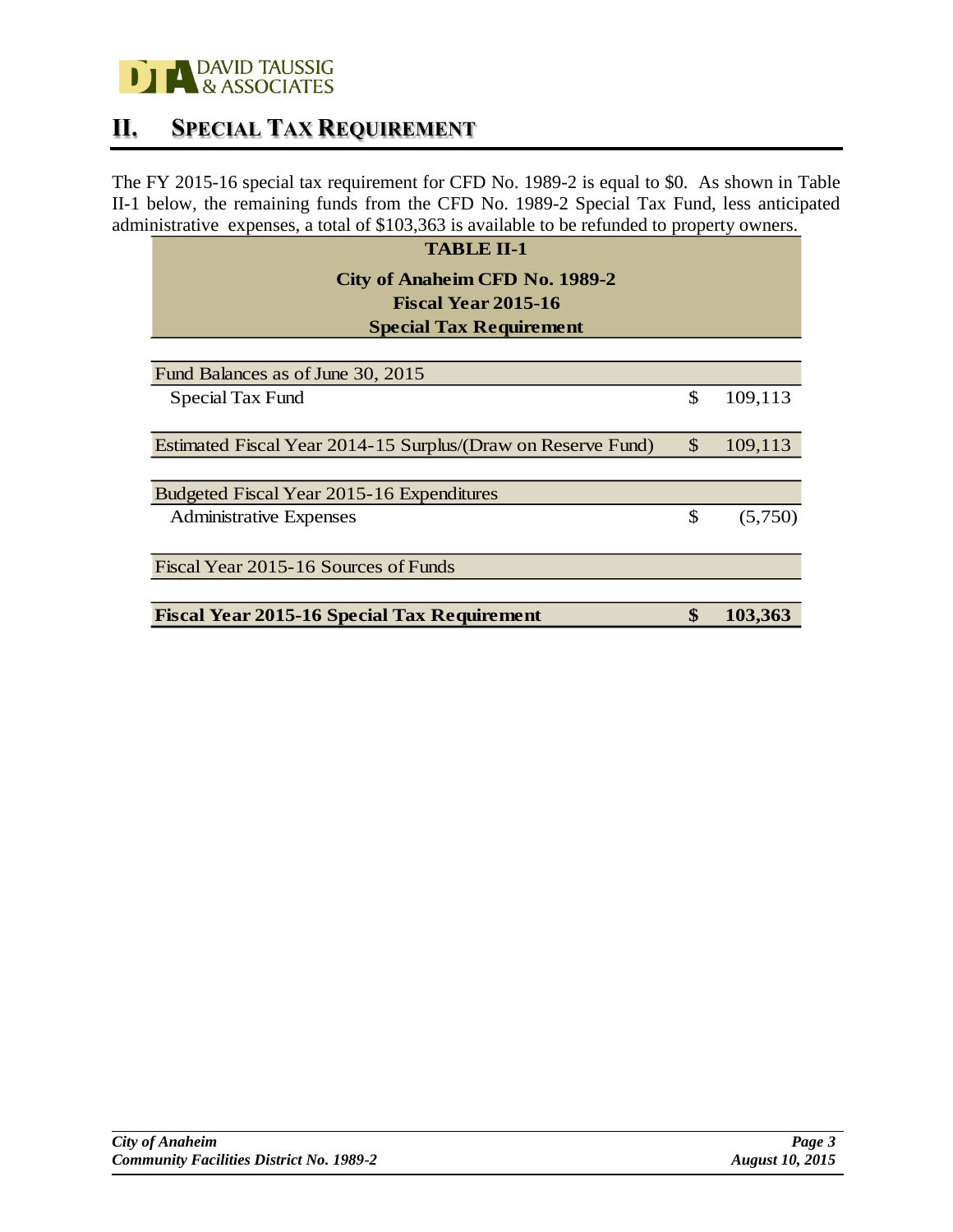## II. Special Tax Requirement

The FY 2015-16 special tax requirement for CFD No. 1989-2 is equal to $0. As shown in Table II-1 below, the remaining funds from the CFD No. 1989-2 Special Tax Fund, less anticipated administrative expenses, a total of $103,363 is available to be refunded to property owners.

**TABLE II-1**

**City of Anaheim CFD No. 1989-2**
**Fiscal Year 2015-16**
**Special Tax Requirement**

| | | |
|---|---|---|
| Fund Balances as of June 30, 2015 | | |
| Special Tax Fund | $ | 109,113 |
| Estimated Fiscal Year 2014-15 Surplus/(Draw on Reserve Fund) | $ | 109,113 |
| Budgeted Fiscal Year 2015-16 Expenditures | | |
| Administrative Expenses | $ | (5,750) |
| Fiscal Year 2015-16 Sources of Funds | | |
| **Fiscal Year 2015-16 Special Tax Requirement** | **$** | **103,363** |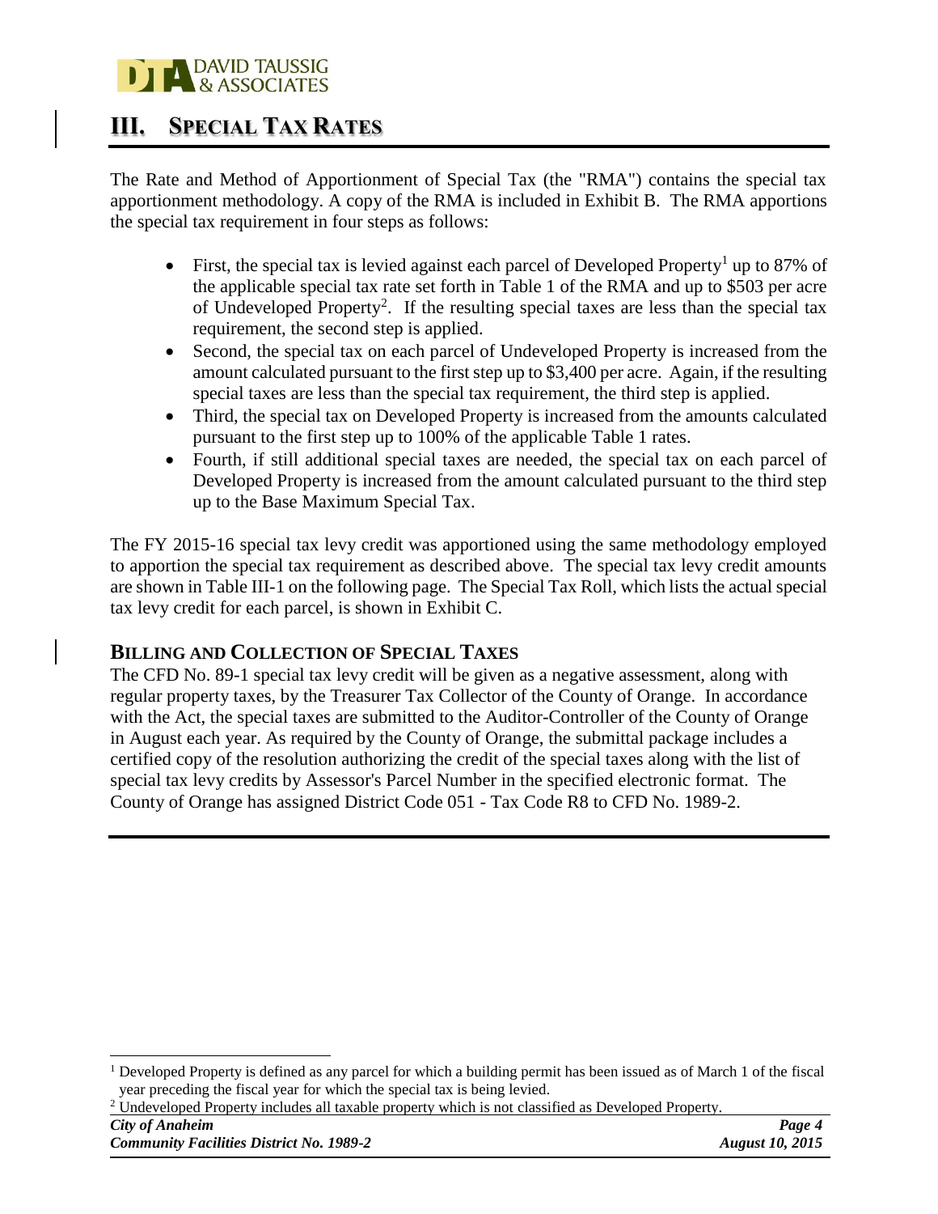# III. Special Tax Rates

The Rate and Method of Apportionment of Special Tax (the "RMA") contains the special tax apportionment methodology. A copy of the RMA is included in Exhibit B. The RMA apportions the special tax requirement in four steps as follows:

- First, the special tax is levied against each parcel of Developed Property[1] up to 87% of the applicable special tax rate set forth in Table 1 of the RMA and up to $503 per acre of Undeveloped Property[2]. If the resulting special taxes are less than the special tax requirement, the second step is applied.
- Second, the special tax on each parcel of Undeveloped Property is increased from the amount calculated pursuant to the first step up to $3,400 per acre. Again, if the resulting special taxes are less than the special tax requirement, the third step is applied.
- Third, the special tax on Developed Property is increased from the amounts calculated pursuant to the first step up to 100% of the applicable Table 1 rates.
- Fourth, if still additional special taxes are needed, the special tax on each parcel of Developed Property is increased from the amount calculated pursuant to the third step up to the Base Maximum Special Tax.

The FY 2015-16 special tax levy credit was apportioned using the same methodology employed to apportion the special tax requirement as described above. The special tax levy credit amounts are shown in Table III-1 on the following page. The Special Tax Roll, which lists the actual special tax levy credit for each parcel, is shown in Exhibit C.

## Billing and Collection of Special Taxes

The CFD No. 89-1 special tax levy credit will be given as a negative assessment, along with regular property taxes, by the Treasurer Tax Collector of the County of Orange. In accordance with the Act, the special taxes are submitted to the Auditor-Controller of the County of Orange in August each year. As required by the County of Orange, the submittal package includes a certified copy of the resolution authorizing the credit of the special taxes along with the list of special tax levy credits by Assessor's Parcel Number in the specified electronic format. The County of Orange has assigned District Code 051 - Tax Code R8 to CFD No. 1989-2.

---

[1] Developed Property is defined as any parcel for which a building permit has been issued as of March 1 of the fiscal year preceding the fiscal year for which the special tax is being levied.

[2] Undeveloped Property includes all taxable property which is not classified as Developed Property.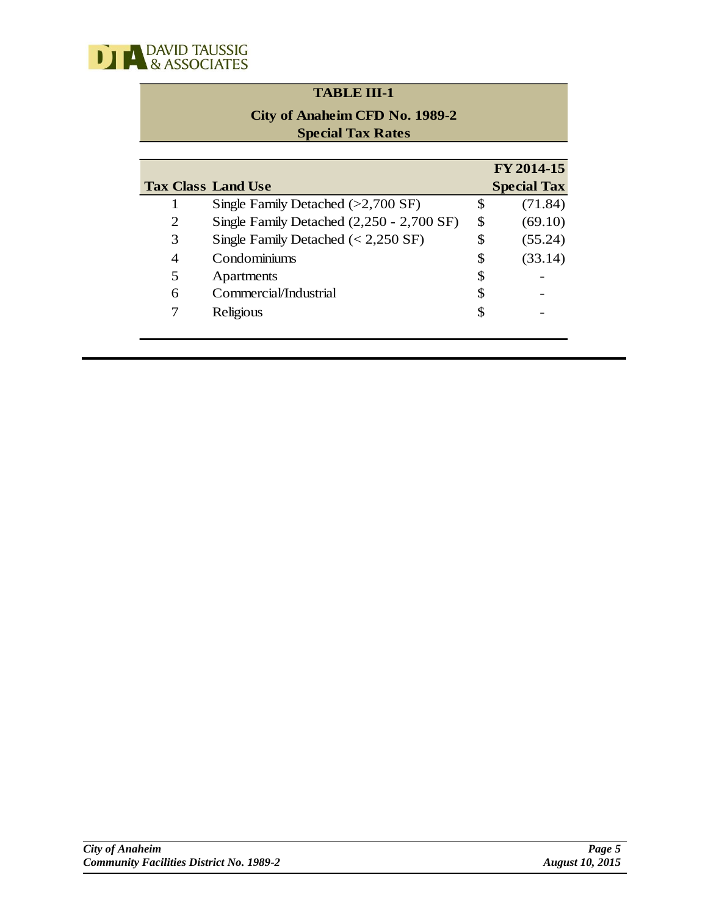**TABLE III-1**

**City of Anaheim CFD No. 1989-2**
**Special Tax Rates**

| Tax Class | Land Use | | FY 2014-15 Special Tax |
|---|---|---|---|
| 1 | Single Family Detached (>2,700 SF) | $ | (71.84) |
| 2 | Single Family Detached (2,250 - 2,700 SF) | $ | (69.10) |
| 3 | Single Family Detached (< 2,250 SF) | $ | (55.24) |
| 4 | Condominiums | $ | (33.14) |
| 5 | Apartments | $ | - |
| 6 | Commercial/Industrial | $ | - |
| 7 | Religious | $ | - |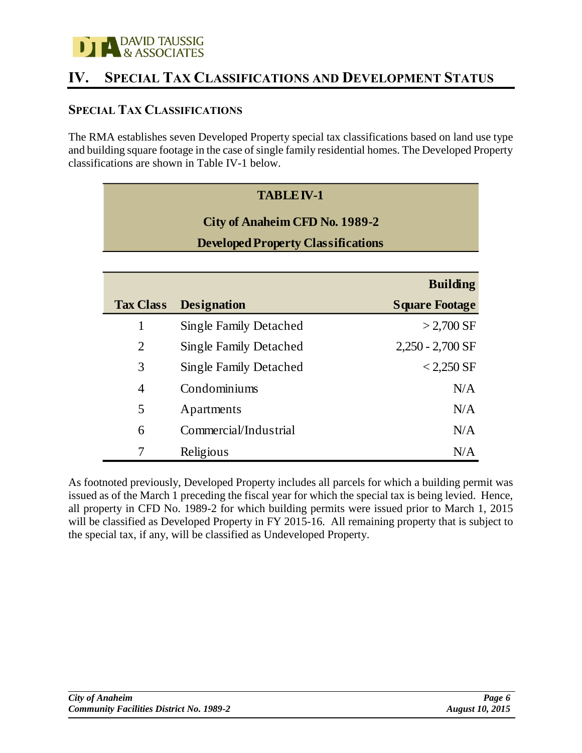## IV. Special Tax Classifications and Development Status

### Special Tax Classifications

The RMA establishes seven Developed Property special tax classifications based on land use type and building square footage in the case of single family residential homes. The Developed Property classifications are shown in Table IV-1 below.

**TABLE IV-1**

**City of Anaheim CFD No. 1989-2**

**Developed Property Classifications**

| Tax Class | Designation | Building Square Footage |
|---|---|---|
| 1 | Single Family Detached | > 2,700 SF |
| 2 | Single Family Detached | 2,250 - 2,700 SF |
| 3 | Single Family Detached | < 2,250 SF |
| 4 | Condominiums | N/A |
| 5 | Apartments | N/A |
| 6 | Commercial/Industrial | N/A |
| 7 | Religious | N/A |

As footnoted previously, Developed Property includes all parcels for which a building permit was issued as of the March 1 preceding the fiscal year for which the special tax is being levied. Hence, all property in CFD No. 1989-2 for which building permits were issued prior to March 1, 2015 will be classified as Developed Property in FY 2015-16. All remaining property that is subject to the special tax, if any, will be classified as Undeveloped Property.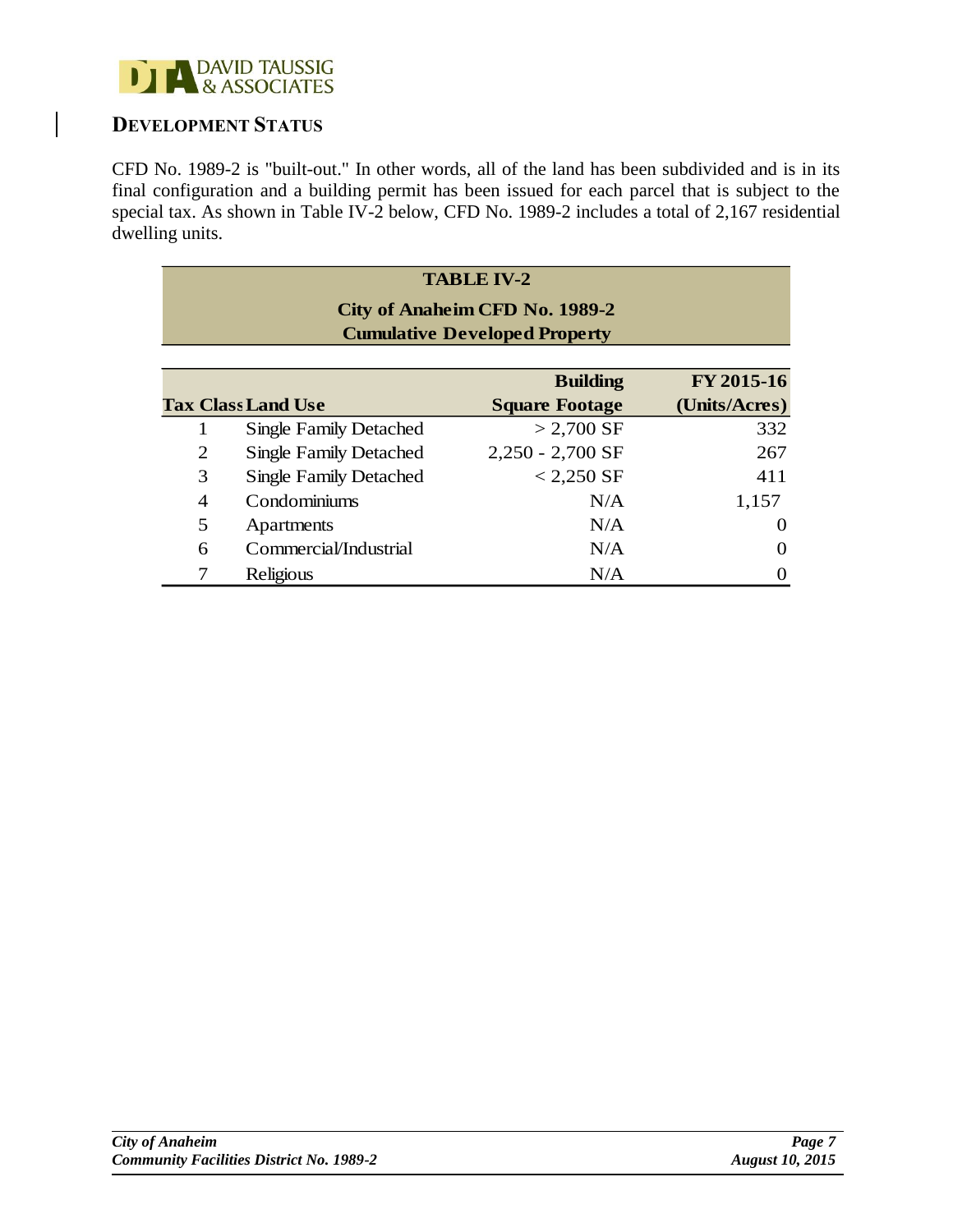## DEVELOPMENT STATUS

CFD No. 1989-2 is "built-out." In other words, all of the land has been subdivided and is in its final configuration and a building permit has been issued for each parcel that is subject to the special tax. As shown in Table IV-2 below, CFD No. 1989-2 includes a total of 2,167 residential dwelling units.

**TABLE IV-2**
**City of Anaheim CFD No. 1989-2**
**Cumulative Developed Property**

| Tax Class | Land Use | Building Square Footage | FY 2015-16 (Units/Acres) |
|---|---|---|---|
| 1 | Single Family Detached | > 2,700 SF | 332 |
| 2 | Single Family Detached | 2,250 - 2,700 SF | 267 |
| 3 | Single Family Detached | < 2,250 SF | 411 |
| 4 | Condominiums | N/A | 1,157 |
| 5 | Apartments | N/A | 0 |
| 6 | Commercial/Industrial | N/A | 0 |
| 7 | Religious | N/A | 0 |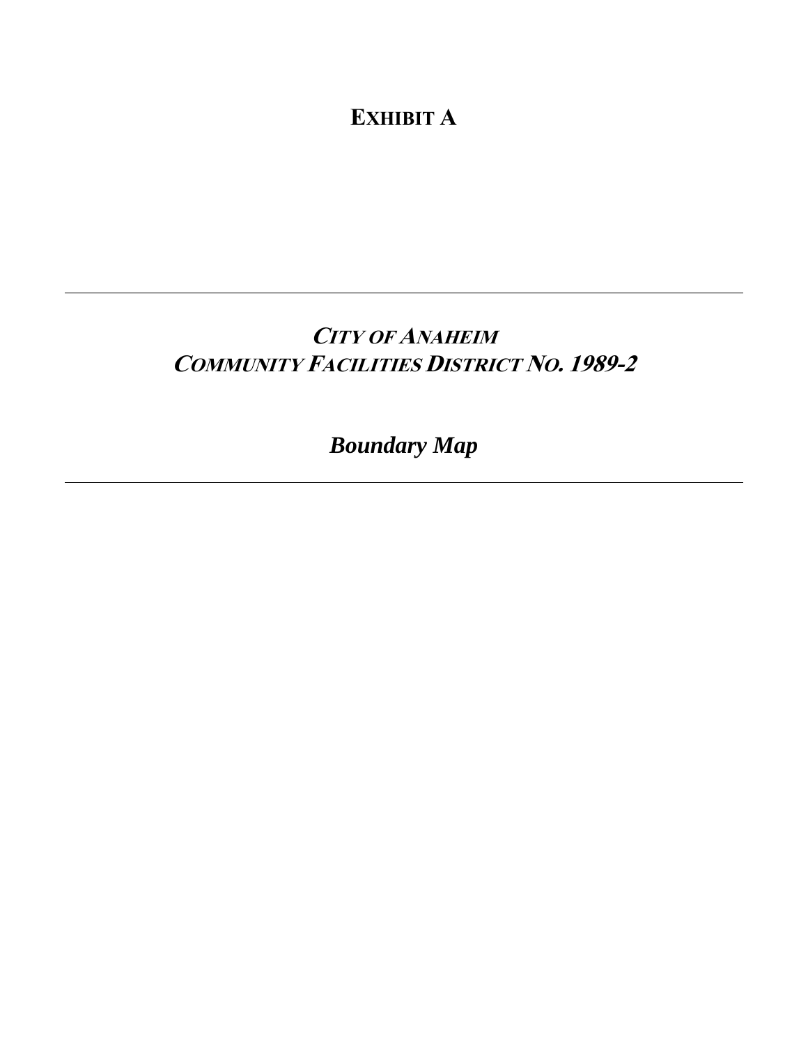# EXHIBIT A

---

## *CITY OF ANAHEIM*
## *COMMUNITY FACILITIES DISTRICT NO. 1989-2*

### *Boundary Map*

---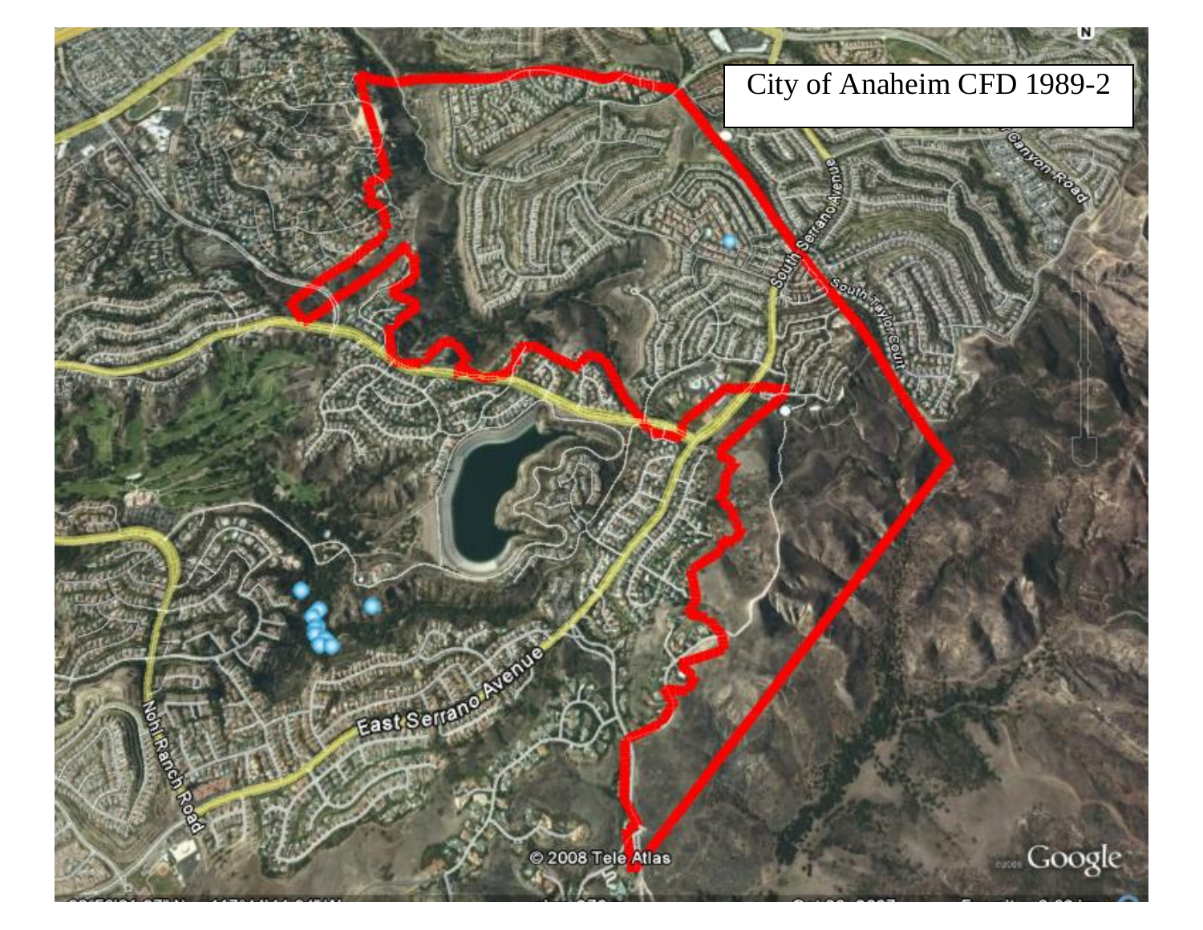City of Anaheim CFD 1989-2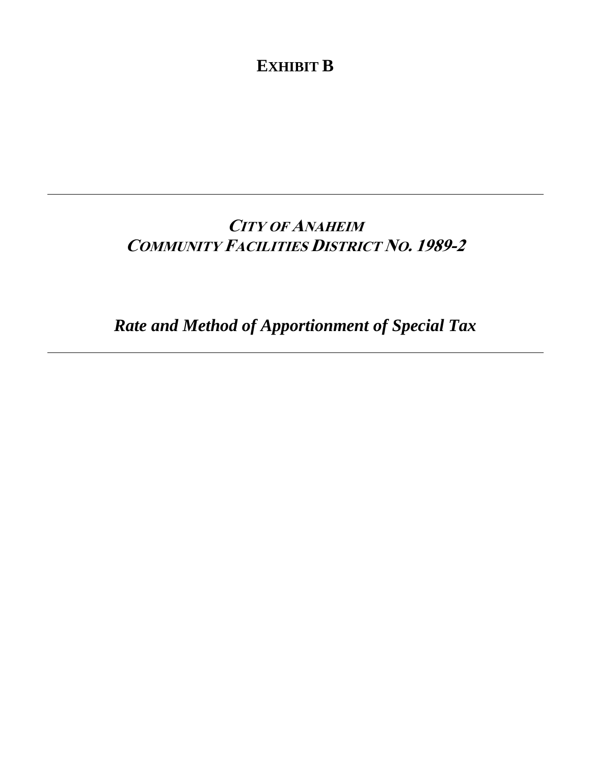# EXHIBIT B

---

## *CITY OF ANAHEIM*
## *COMMUNITY FACILITIES DISTRICT NO. 1989-2*

## *Rate and Method of Apportionment of Special Tax*

---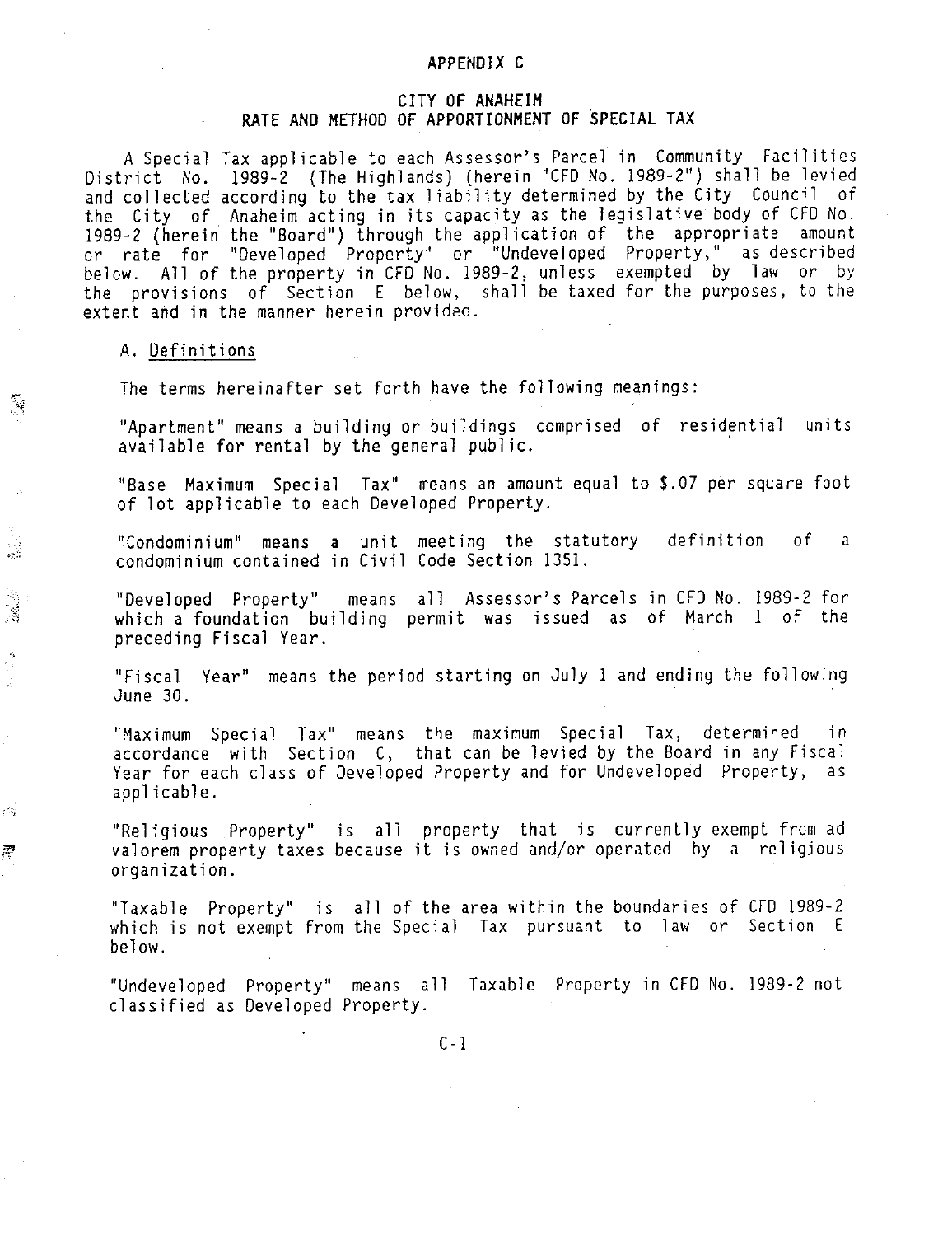# APPENDIX C

## CITY OF ANAHEIM
## RATE AND METHOD OF APPORTIONMENT OF SPECIAL TAX

A Special Tax applicable to each Assessor's Parcel in Community Facilities District No. 1989-2 (The Highlands) (herein "CFD No. 1989-2") shall be levied and collected according to the tax liability determined by the City Council of the City of Anaheim acting in its capacity as the legislative body of CFD No. 1989-2 (herein the "Board") through the application of the appropriate amount or rate for "Developed Property" or "Undeveloped Property," as described below. All of the property in CFD No. 1989-2, unless exempted by law or by the provisions of Section E below, shall be taxed for the purposes, to the extent and in the manner herein provided.

### A. Definitions

The terms hereinafter set forth have the following meanings:

"Apartment" means a building or buildings comprised of residential units available for rental by the general public.

"Base Maximum Special Tax" means an amount equal to $.07 per square foot of lot applicable to each Developed Property.

"Condominium" means a unit meeting the statutory definition of a condominium contained in Civil Code Section 1351.

"Developed Property" means all Assessor's Parcels in CFD No. 1989-2 for which a foundation building permit was issued as of March 1 of the preceding Fiscal Year.

"Fiscal Year" means the period starting on July 1 and ending the following June 30.

"Maximum Special Tax" means the maximum Special Tax, determined in accordance with Section C, that can be levied by the Board in any Fiscal Year for each class of Developed Property and for Undeveloped Property, as applicable.

"Religious Property" is all property that is currently exempt from ad valorem property taxes because it is owned and/or operated by a religious organization.

"Taxable Property" is all of the area within the boundaries of CFD 1989-2 which is not exempt from the Special Tax pursuant to law or Section E below.

"Undeveloped Property" means all Taxable Property in CFD No. 1989-2 not classified as Developed Property.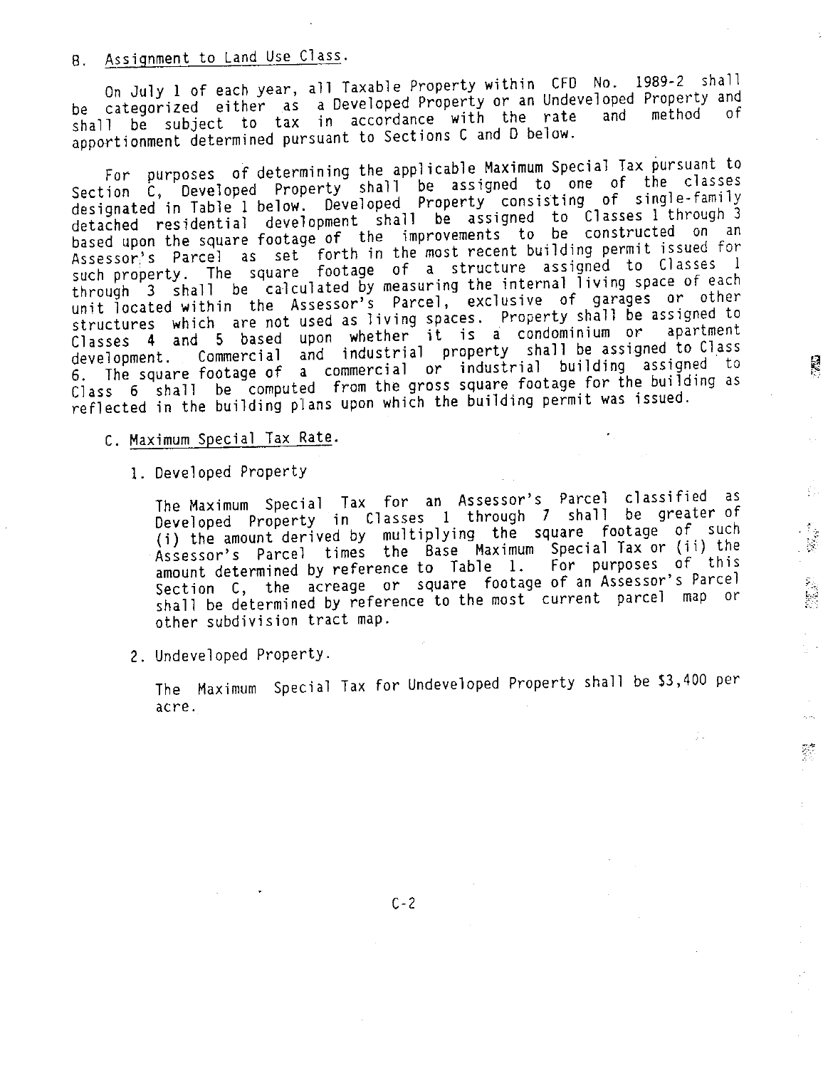## B. Assignment to Land Use Class.

On July 1 of each year, all Taxable Property within CFD No. 1989-2 shall be categorized either as a Developed Property or an Undeveloped Property and shall be subject to tax in accordance with the rate and method of apportionment determined pursuant to Sections C and D below.

For purposes of determining the applicable Maximum Special Tax pursuant to Section C, Developed Property shall be assigned to one of the classes designated in Table 1 below. Developed Property consisting of single-family detached residential development shall be assigned to Classes 1 through 3 based upon the square footage of the improvements to be constructed on an Assessor's Parcel as set forth in the most recent building permit issued for such property. The square footage of a structure assigned to Classes 1 through 3 shall be calculated by measuring the internal living space of each unit located within the Assessor's Parcel, exclusive of garages or other structures which are not used as living spaces. Property shall be assigned to Classes 4 and 5 based upon whether it is a condominium or apartment development. Commercial and industrial property shall be assigned to Class 6. The square footage of a commercial or industrial building assigned to Class 6 shall be computed from the gross square footage for the building as reflected in the building plans upon which the building permit was issued.

## C. Maximum Special Tax Rate.

1. Developed Property

   The Maximum Special Tax for an Assessor's Parcel classified as Developed Property in Classes 1 through 7 shall be greater of (i) the amount derived by multiplying the square footage of such Assessor's Parcel times the Base Maximum Special Tax or (ii) the amount determined by reference to Table 1. For purposes of this Section C, the acreage or square footage of an Assessor's Parcel shall be determined by reference to the most current parcel map or other subdivision tract map.

2. Undeveloped Property.

   The Maximum Special Tax for Undeveloped Property shall be $3,400 per acre.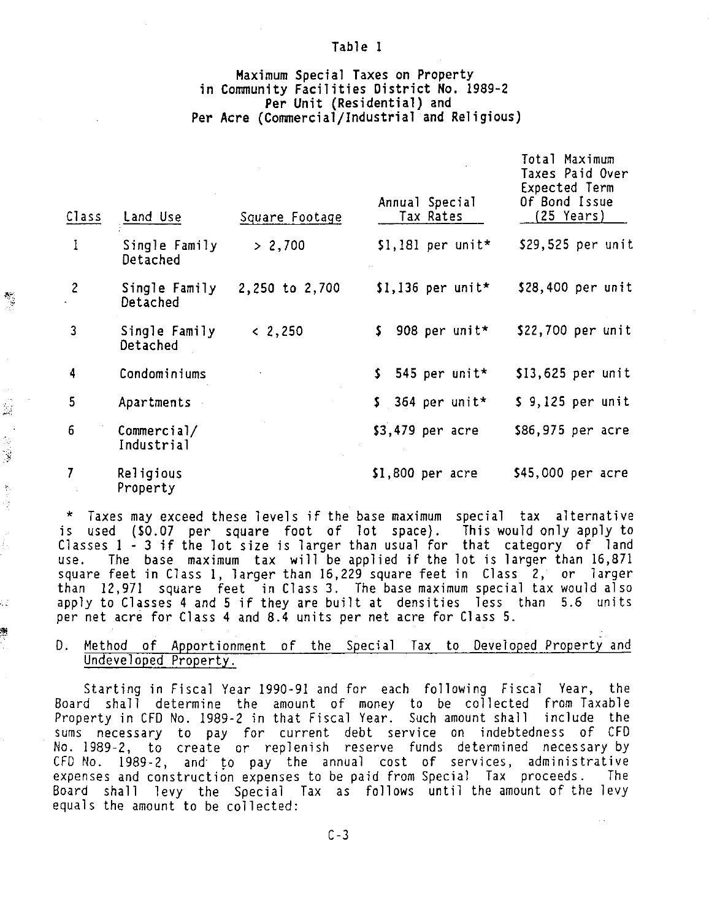Table 1

Maximum Special Taxes on Property in Community Facilities District No. 1989-2 Per Unit (Residential) and Per Acre (Commercial/Industrial and Religious)

| Class | Land Use | Square Footage | Annual Special Tax Rates | Total Maximum Taxes Paid Over Expected Term Of Bond Issue (25 Years) |
|---|---|---|---|---|
| 1 | Single Family Detached | > 2,700 | $1,181 per unit* | $29,525 per unit |
| 2 | Single Family Detached | 2,250 to 2,700 | $1,136 per unit* | $28,400 per unit |
| 3 | Single Family Detached | < 2,250 | $ 908 per unit* | $22,700 per unit |
| 4 | Condominiums | | $ 545 per unit* | $13,625 per unit |
| 5 | Apartments | | $ 364 per unit* | $ 9,125 per unit |
| 6 | Commercial/ Industrial | | $3,479 per acre | $86,975 per acre |
| 7 | Religious Property | | $1,800 per acre | $45,000 per acre |

\* Taxes may exceed these levels if the base maximum special tax alternative is used ($0.07 per square foot of lot space). This would only apply to Classes 1 - 3 if the lot size is larger than usual for that category of land use. The base maximum tax will be applied if the lot is larger than 16,871 square feet in Class 1, larger than 16,229 square feet in Class 2, or larger than 12,971 square feet in Class 3. The base maximum special tax would also apply to Classes 4 and 5 if they are built at densities less than 5.6 units per net acre for Class 4 and 8.4 units per net acre for Class 5.

D. Method of Apportionment of the Special Tax to Developed Property and Undeveloped Property.

Starting in Fiscal Year 1990-91 and for each following Fiscal Year, the Board shall determine the amount of money to be collected from Taxable Property in CFD No. 1989-2 in that Fiscal Year. Such amount shall include the sums necessary to pay for current debt service on indebtedness of CFD No. 1989-2, to create or replenish reserve funds determined necessary by CFD No. 1989-2, and to pay the annual cost of services, administrative expenses and construction expenses to be paid from Special Tax proceeds. The Board shall levy the Special Tax as follows until the amount of the levy equals the amount to be collected: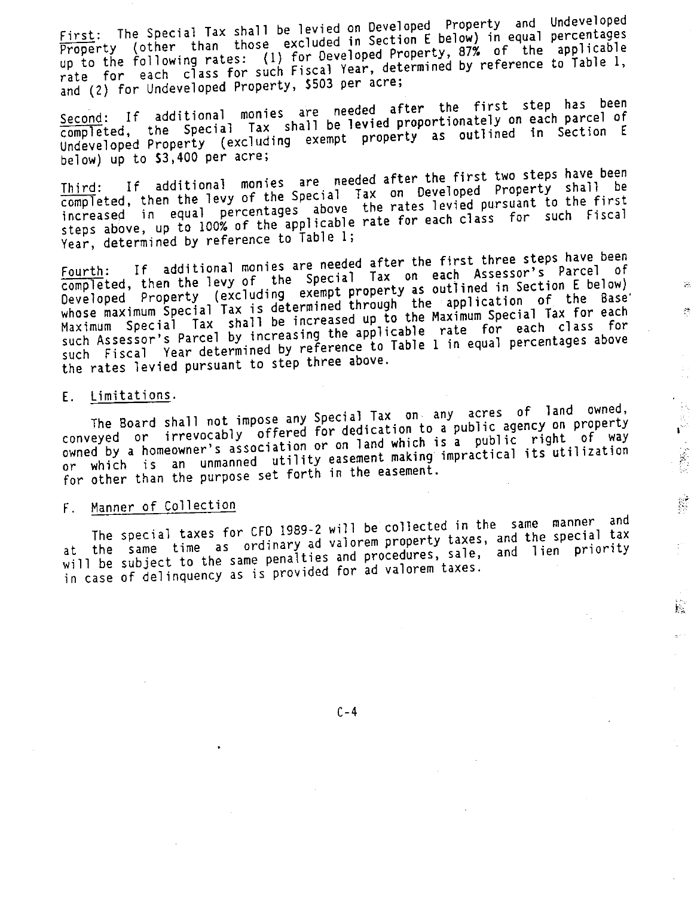<u>First</u>: The Special Tax shall be levied on Developed Property and Undeveloped Property (other than those excluded in Section E below) in equal percentages up to the following rates: (1) for Developed Property, 87% of the applicable rate for each class for such Fiscal Year, determined by reference to Table 1, and (2) for Undeveloped Property, $503 per acre;

<u>Second</u>: If additional monies are needed after the first step has been completed, the Special Tax shall be levied proportionately on each parcel of Undeveloped Property (excluding exempt property as outlined in Section E below) up to $3,400 per acre;

<u>Third</u>: If additional monies are needed after the first two steps have been completed, then the levy of the Special Tax on Developed Property shall be increased in equal percentages above the rates levied pursuant to the first steps above, up to 100% of the applicable rate for each class for such Fiscal Year, determined by reference to Table 1;

<u>Fourth</u>: If additional monies are needed after the first three steps have been completed, then the levy of the Special Tax on each Assessor's Parcel of Developed Property (excluding exempt property as outlined in Section E below) whose maximum Special Tax is determined through the application of the Base Maximum Special Tax shall be increased up to the Maximum Special Tax for each such Assessor's Parcel by increasing the applicable rate for each class for such Fiscal Year determined by reference to Table 1 in equal percentages above the rates levied pursuant to step three above.

## E. <u>Limitations</u>.

The Board shall not impose any Special Tax on any acres of land owned, conveyed or irrevocably offered for dedication to a public agency on property owned by a homeowner's association or on land which is a public right of way or which is an unmanned utility easement making impractical its utilization for other than the purpose set forth in the easement.

## F. <u>Manner of Collection</u>

The special taxes for CFD 1989-2 will be collected in the same manner and at the same time as ordinary ad valorem property taxes, and the special tax will be subject to the same penalties and procedures, sale, and lien priority in case of delinquency as is provided for ad valorem taxes.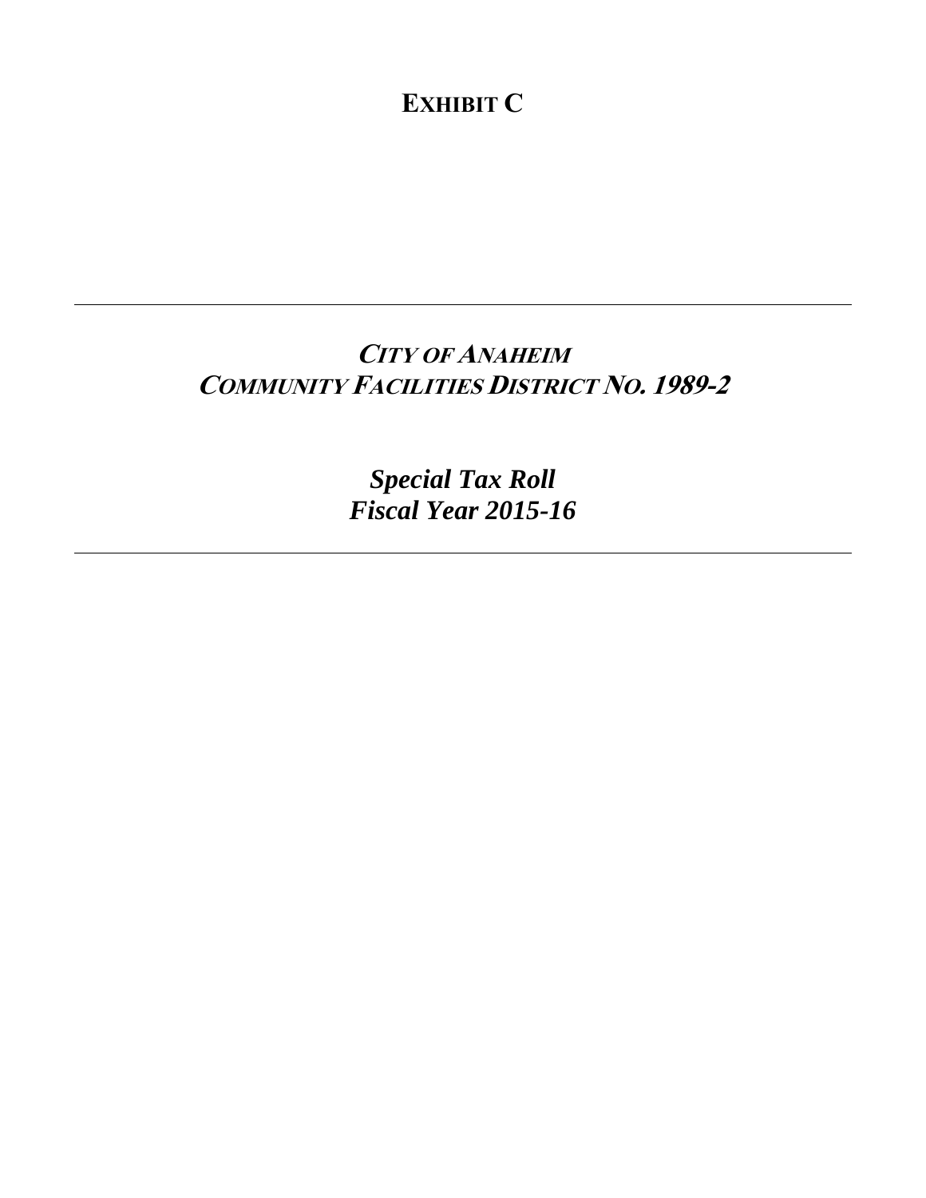# EXHIBIT C

---

## *CITY OF ANAHEIM*
## *COMMUNITY FACILITIES DISTRICT NO. 1989-2*

### *Special Tax Roll*
### *Fiscal Year 2015-16*

---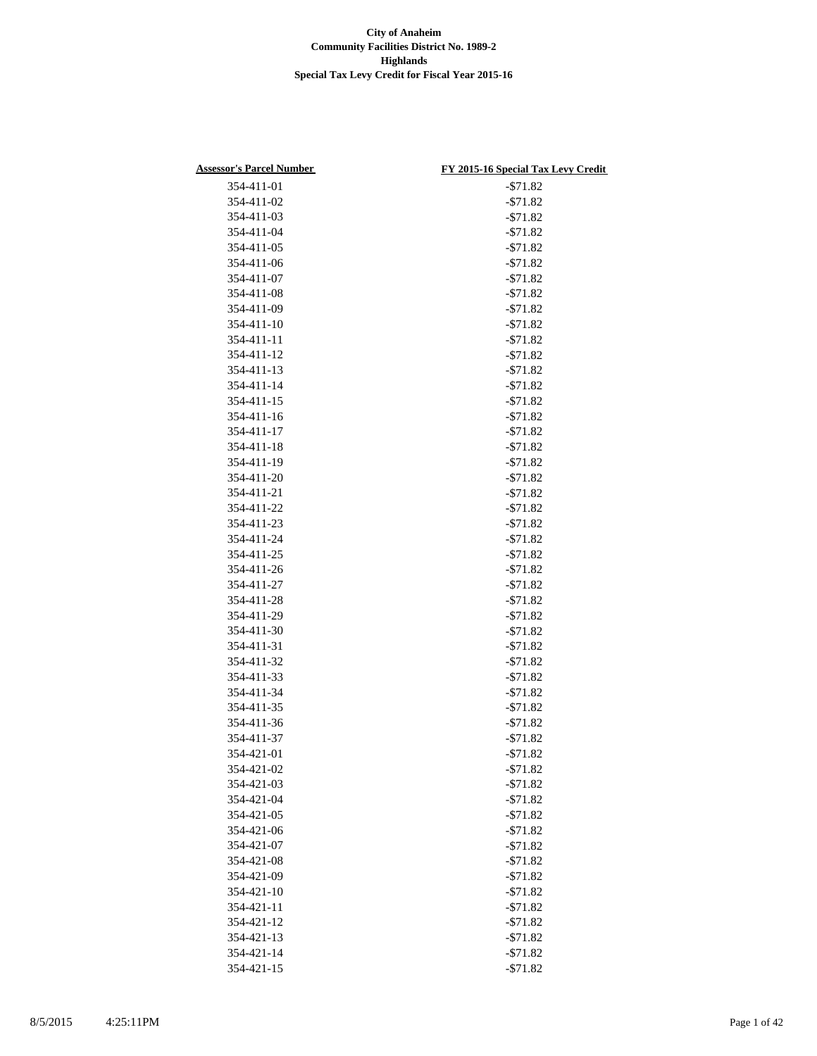**City of Anaheim**
**Community Facilities District No. 1989-2**
**Highlands**
**Special Tax Levy Credit for Fiscal Year 2015-16**

| Assessor's Parcel Number | FY 2015-16 Special Tax Levy Credit |
|---|---|
| 354-411-01 | -$71.82 |
| 354-411-02 | -$71.82 |
| 354-411-03 | -$71.82 |
| 354-411-04 | -$71.82 |
| 354-411-05 | -$71.82 |
| 354-411-06 | -$71.82 |
| 354-411-07 | -$71.82 |
| 354-411-08 | -$71.82 |
| 354-411-09 | -$71.82 |
| 354-411-10 | -$71.82 |
| 354-411-11 | -$71.82 |
| 354-411-12 | -$71.82 |
| 354-411-13 | -$71.82 |
| 354-411-14 | -$71.82 |
| 354-411-15 | -$71.82 |
| 354-411-16 | -$71.82 |
| 354-411-17 | -$71.82 |
| 354-411-18 | -$71.82 |
| 354-411-19 | -$71.82 |
| 354-411-20 | -$71.82 |
| 354-411-21 | -$71.82 |
| 354-411-22 | -$71.82 |
| 354-411-23 | -$71.82 |
| 354-411-24 | -$71.82 |
| 354-411-25 | -$71.82 |
| 354-411-26 | -$71.82 |
| 354-411-27 | -$71.82 |
| 354-411-28 | -$71.82 |
| 354-411-29 | -$71.82 |
| 354-411-30 | -$71.82 |
| 354-411-31 | -$71.82 |
| 354-411-32 | -$71.82 |
| 354-411-33 | -$71.82 |
| 354-411-34 | -$71.82 |
| 354-411-35 | -$71.82 |
| 354-411-36 | -$71.82 |
| 354-411-37 | -$71.82 |
| 354-421-01 | -$71.82 |
| 354-421-02 | -$71.82 |
| 354-421-03 | -$71.82 |
| 354-421-04 | -$71.82 |
| 354-421-05 | -$71.82 |
| 354-421-06 | -$71.82 |
| 354-421-07 | -$71.82 |
| 354-421-08 | -$71.82 |
| 354-421-09 | -$71.82 |
| 354-421-10 | -$71.82 |
| 354-421-11 | -$71.82 |
| 354-421-12 | -$71.82 |
| 354-421-13 | -$71.82 |
| 354-421-14 | -$71.82 |
| 354-421-15 | -$71.82 |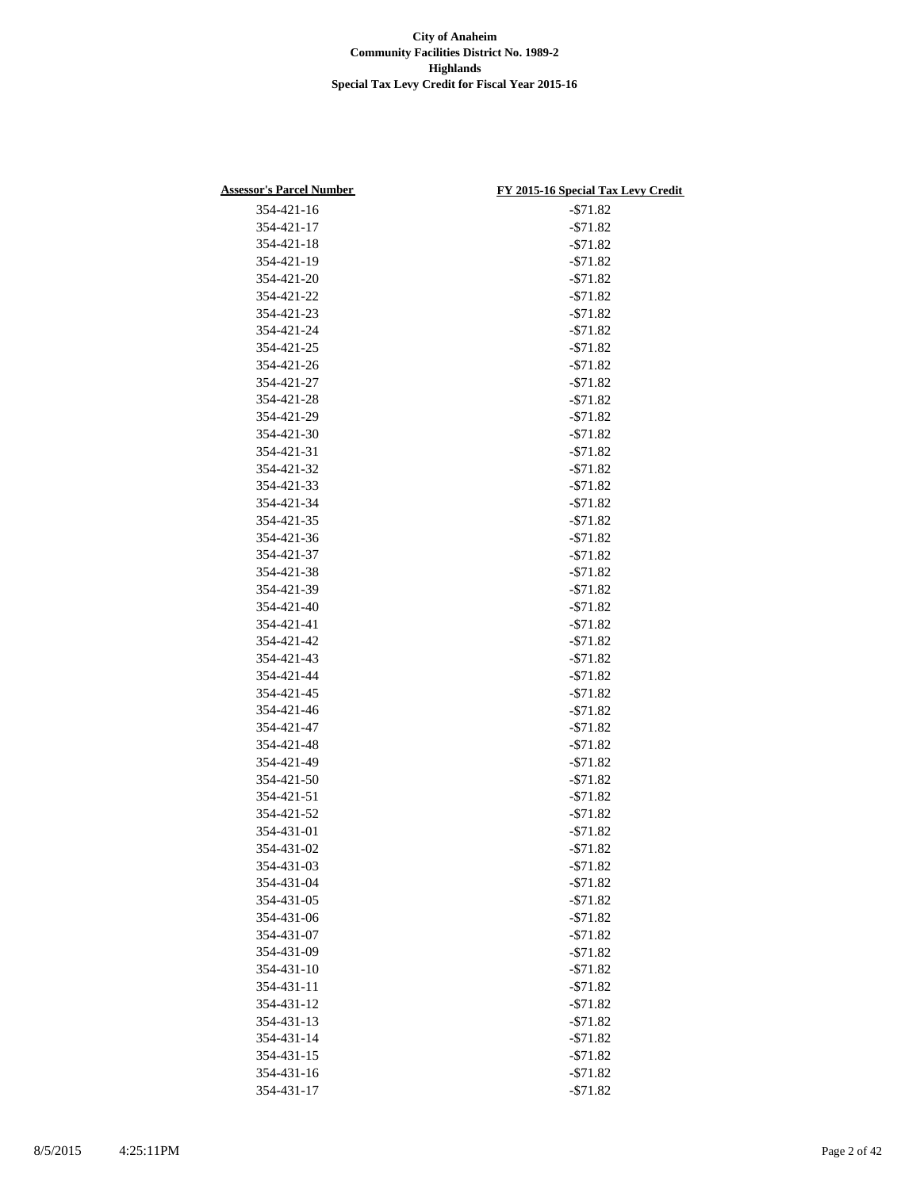**City of Anaheim**
**Community Facilities District No. 1989-2**
**Highlands**
**Special Tax Levy Credit for Fiscal Year 2015-16**

| Assessor's Parcel Number | FY 2015-16 Special Tax Levy Credit |
|---|---|
| 354-421-16 | -$71.82 |
| 354-421-17 | -$71.82 |
| 354-421-18 | -$71.82 |
| 354-421-19 | -$71.82 |
| 354-421-20 | -$71.82 |
| 354-421-22 | -$71.82 |
| 354-421-23 | -$71.82 |
| 354-421-24 | -$71.82 |
| 354-421-25 | -$71.82 |
| 354-421-26 | -$71.82 |
| 354-421-27 | -$71.82 |
| 354-421-28 | -$71.82 |
| 354-421-29 | -$71.82 |
| 354-421-30 | -$71.82 |
| 354-421-31 | -$71.82 |
| 354-421-32 | -$71.82 |
| 354-421-33 | -$71.82 |
| 354-421-34 | -$71.82 |
| 354-421-35 | -$71.82 |
| 354-421-36 | -$71.82 |
| 354-421-37 | -$71.82 |
| 354-421-38 | -$71.82 |
| 354-421-39 | -$71.82 |
| 354-421-40 | -$71.82 |
| 354-421-41 | -$71.82 |
| 354-421-42 | -$71.82 |
| 354-421-43 | -$71.82 |
| 354-421-44 | -$71.82 |
| 354-421-45 | -$71.82 |
| 354-421-46 | -$71.82 |
| 354-421-47 | -$71.82 |
| 354-421-48 | -$71.82 |
| 354-421-49 | -$71.82 |
| 354-421-50 | -$71.82 |
| 354-421-51 | -$71.82 |
| 354-421-52 | -$71.82 |
| 354-431-01 | -$71.82 |
| 354-431-02 | -$71.82 |
| 354-431-03 | -$71.82 |
| 354-431-04 | -$71.82 |
| 354-431-05 | -$71.82 |
| 354-431-06 | -$71.82 |
| 354-431-07 | -$71.82 |
| 354-431-09 | -$71.82 |
| 354-431-10 | -$71.82 |
| 354-431-11 | -$71.82 |
| 354-431-12 | -$71.82 |
| 354-431-13 | -$71.82 |
| 354-431-14 | -$71.82 |
| 354-431-15 | -$71.82 |
| 354-431-16 | -$71.82 |
| 354-431-17 | -$71.82 |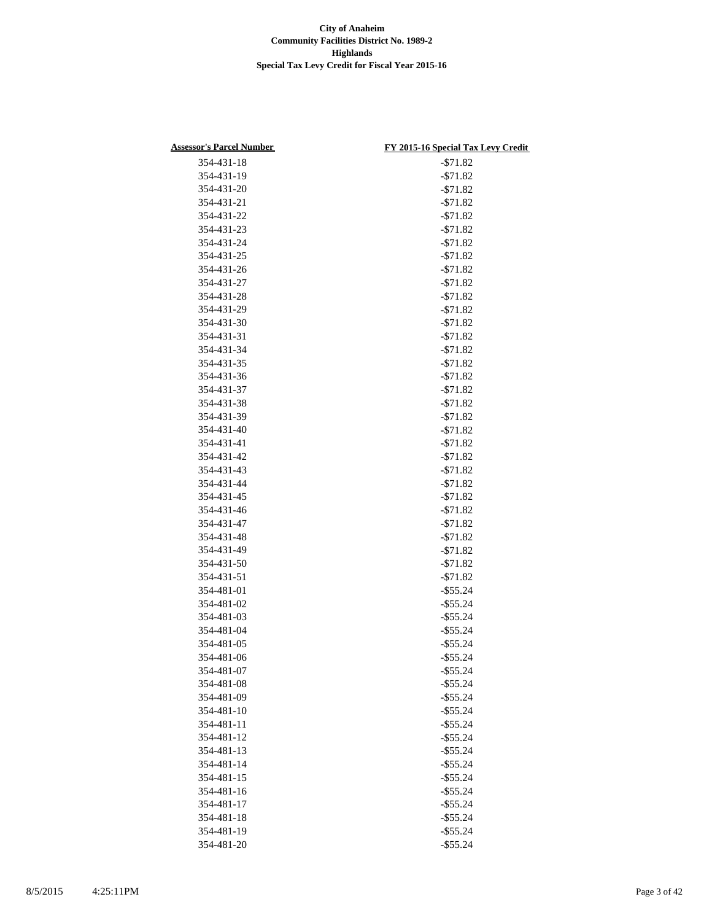**City of Anaheim**
**Community Facilities District No. 1989-2**
**Highlands**
**Special Tax Levy Credit for Fiscal Year 2015-16**

| Assessor's Parcel Number | FY 2015-16 Special Tax Levy Credit |
|---|---|
| 354-431-18 | -$71.82 |
| 354-431-19 | -$71.82 |
| 354-431-20 | -$71.82 |
| 354-431-21 | -$71.82 |
| 354-431-22 | -$71.82 |
| 354-431-23 | -$71.82 |
| 354-431-24 | -$71.82 |
| 354-431-25 | -$71.82 |
| 354-431-26 | -$71.82 |
| 354-431-27 | -$71.82 |
| 354-431-28 | -$71.82 |
| 354-431-29 | -$71.82 |
| 354-431-30 | -$71.82 |
| 354-431-31 | -$71.82 |
| 354-431-34 | -$71.82 |
| 354-431-35 | -$71.82 |
| 354-431-36 | -$71.82 |
| 354-431-37 | -$71.82 |
| 354-431-38 | -$71.82 |
| 354-431-39 | -$71.82 |
| 354-431-40 | -$71.82 |
| 354-431-41 | -$71.82 |
| 354-431-42 | -$71.82 |
| 354-431-43 | -$71.82 |
| 354-431-44 | -$71.82 |
| 354-431-45 | -$71.82 |
| 354-431-46 | -$71.82 |
| 354-431-47 | -$71.82 |
| 354-431-48 | -$71.82 |
| 354-431-49 | -$71.82 |
| 354-431-50 | -$71.82 |
| 354-431-51 | -$71.82 |
| 354-481-01 | -$55.24 |
| 354-481-02 | -$55.24 |
| 354-481-03 | -$55.24 |
| 354-481-04 | -$55.24 |
| 354-481-05 | -$55.24 |
| 354-481-06 | -$55.24 |
| 354-481-07 | -$55.24 |
| 354-481-08 | -$55.24 |
| 354-481-09 | -$55.24 |
| 354-481-10 | -$55.24 |
| 354-481-11 | -$55.24 |
| 354-481-12 | -$55.24 |
| 354-481-13 | -$55.24 |
| 354-481-14 | -$55.24 |
| 354-481-15 | -$55.24 |
| 354-481-16 | -$55.24 |
| 354-481-17 | -$55.24 |
| 354-481-18 | -$55.24 |
| 354-481-19 | -$55.24 |
| 354-481-20 | -$55.24 |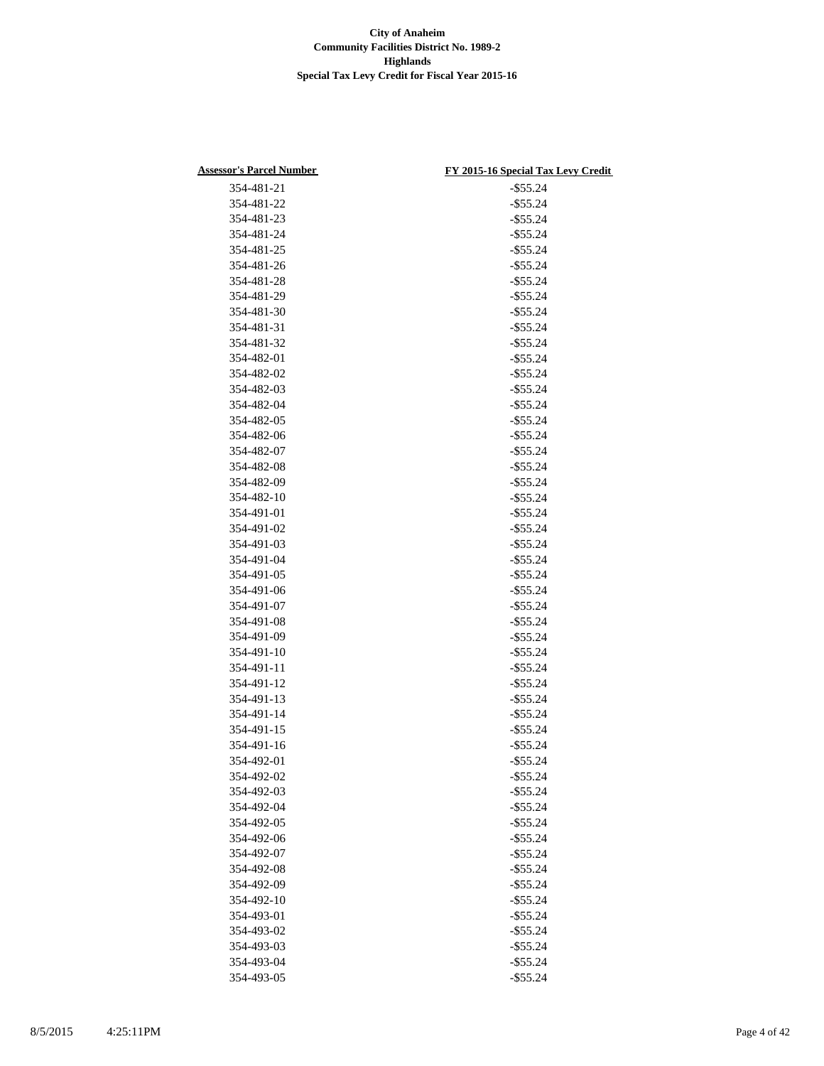**City of Anaheim**
**Community Facilities District No. 1989-2**
**Highlands**
**Special Tax Levy Credit for Fiscal Year 2015-16**

| Assessor's Parcel Number | FY 2015-16 Special Tax Levy Credit |
|---|---|
| 354-481-21 | -$55.24 |
| 354-481-22 | -$55.24 |
| 354-481-23 | -$55.24 |
| 354-481-24 | -$55.24 |
| 354-481-25 | -$55.24 |
| 354-481-26 | -$55.24 |
| 354-481-28 | -$55.24 |
| 354-481-29 | -$55.24 |
| 354-481-30 | -$55.24 |
| 354-481-31 | -$55.24 |
| 354-481-32 | -$55.24 |
| 354-482-01 | -$55.24 |
| 354-482-02 | -$55.24 |
| 354-482-03 | -$55.24 |
| 354-482-04 | -$55.24 |
| 354-482-05 | -$55.24 |
| 354-482-06 | -$55.24 |
| 354-482-07 | -$55.24 |
| 354-482-08 | -$55.24 |
| 354-482-09 | -$55.24 |
| 354-482-10 | -$55.24 |
| 354-491-01 | -$55.24 |
| 354-491-02 | -$55.24 |
| 354-491-03 | -$55.24 |
| 354-491-04 | -$55.24 |
| 354-491-05 | -$55.24 |
| 354-491-06 | -$55.24 |
| 354-491-07 | -$55.24 |
| 354-491-08 | -$55.24 |
| 354-491-09 | -$55.24 |
| 354-491-10 | -$55.24 |
| 354-491-11 | -$55.24 |
| 354-491-12 | -$55.24 |
| 354-491-13 | -$55.24 |
| 354-491-14 | -$55.24 |
| 354-491-15 | -$55.24 |
| 354-491-16 | -$55.24 |
| 354-492-01 | -$55.24 |
| 354-492-02 | -$55.24 |
| 354-492-03 | -$55.24 |
| 354-492-04 | -$55.24 |
| 354-492-05 | -$55.24 |
| 354-492-06 | -$55.24 |
| 354-492-07 | -$55.24 |
| 354-492-08 | -$55.24 |
| 354-492-09 | -$55.24 |
| 354-492-10 | -$55.24 |
| 354-493-01 | -$55.24 |
| 354-493-02 | -$55.24 |
| 354-493-03 | -$55.24 |
| 354-493-04 | -$55.24 |
| 354-493-05 | -$55.24 |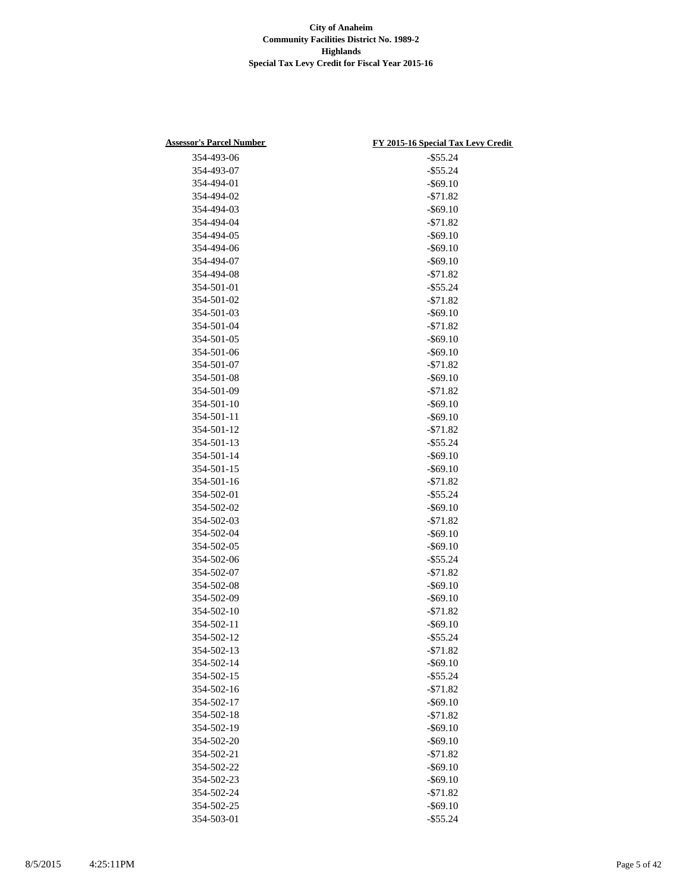**City of Anaheim**
**Community Facilities District No. 1989-2**
**Highlands**
**Special Tax Levy Credit for Fiscal Year 2015-16**

| Assessor's Parcel Number | FY 2015-16 Special Tax Levy Credit |
|---|---|
| 354-493-06 | -$55.24 |
| 354-493-07 | -$55.24 |
| 354-494-01 | -$69.10 |
| 354-494-02 | -$71.82 |
| 354-494-03 | -$69.10 |
| 354-494-04 | -$71.82 |
| 354-494-05 | -$69.10 |
| 354-494-06 | -$69.10 |
| 354-494-07 | -$69.10 |
| 354-494-08 | -$71.82 |
| 354-501-01 | -$55.24 |
| 354-501-02 | -$71.82 |
| 354-501-03 | -$69.10 |
| 354-501-04 | -$71.82 |
| 354-501-05 | -$69.10 |
| 354-501-06 | -$69.10 |
| 354-501-07 | -$71.82 |
| 354-501-08 | -$69.10 |
| 354-501-09 | -$71.82 |
| 354-501-10 | -$69.10 |
| 354-501-11 | -$69.10 |
| 354-501-12 | -$71.82 |
| 354-501-13 | -$55.24 |
| 354-501-14 | -$69.10 |
| 354-501-15 | -$69.10 |
| 354-501-16 | -$71.82 |
| 354-502-01 | -$55.24 |
| 354-502-02 | -$69.10 |
| 354-502-03 | -$71.82 |
| 354-502-04 | -$69.10 |
| 354-502-05 | -$69.10 |
| 354-502-06 | -$55.24 |
| 354-502-07 | -$71.82 |
| 354-502-08 | -$69.10 |
| 354-502-09 | -$69.10 |
| 354-502-10 | -$71.82 |
| 354-502-11 | -$69.10 |
| 354-502-12 | -$55.24 |
| 354-502-13 | -$71.82 |
| 354-502-14 | -$69.10 |
| 354-502-15 | -$55.24 |
| 354-502-16 | -$71.82 |
| 354-502-17 | -$69.10 |
| 354-502-18 | -$71.82 |
| 354-502-19 | -$69.10 |
| 354-502-20 | -$69.10 |
| 354-502-21 | -$71.82 |
| 354-502-22 | -$69.10 |
| 354-502-23 | -$69.10 |
| 354-502-24 | -$71.82 |
| 354-502-25 | -$69.10 |
| 354-503-01 | -$55.24 |

8/5/2015 4:25:11PM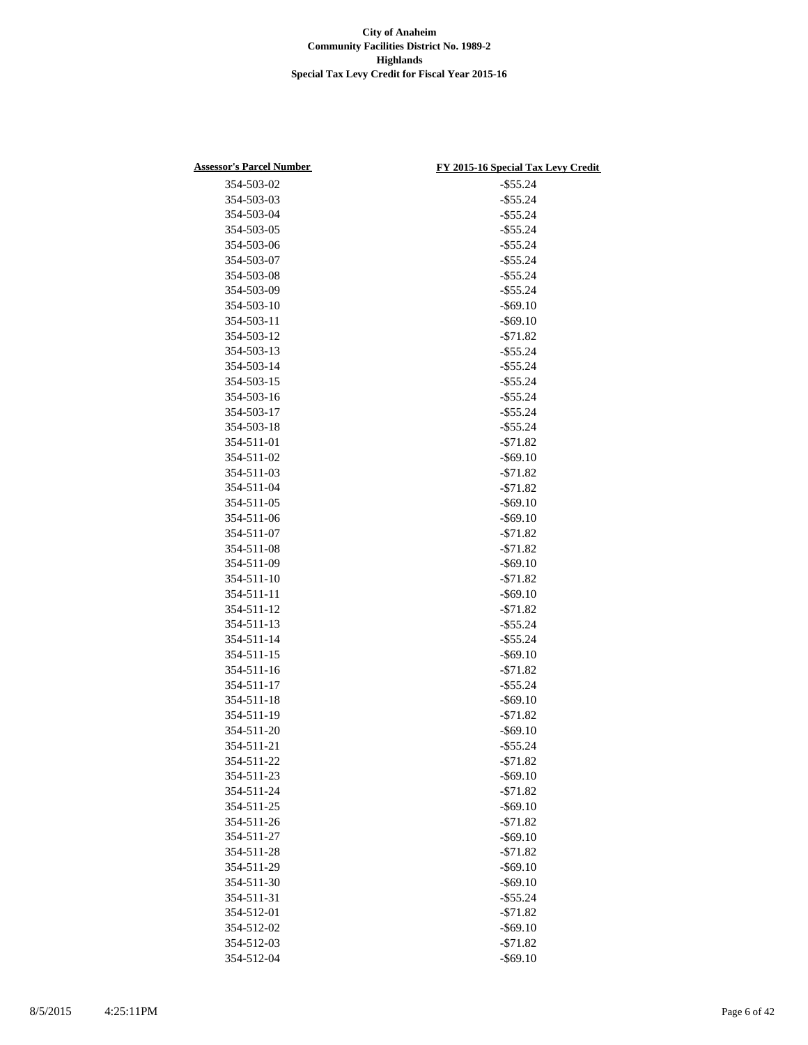**City of Anaheim**
**Community Facilities District No. 1989-2**
**Highlands**
**Special Tax Levy Credit for Fiscal Year 2015-16**

| Assessor's Parcel Number | FY 2015-16 Special Tax Levy Credit |
|---|---|
| 354-503-02 | -$55.24 |
| 354-503-03 | -$55.24 |
| 354-503-04 | -$55.24 |
| 354-503-05 | -$55.24 |
| 354-503-06 | -$55.24 |
| 354-503-07 | -$55.24 |
| 354-503-08 | -$55.24 |
| 354-503-09 | -$55.24 |
| 354-503-10 | -$69.10 |
| 354-503-11 | -$69.10 |
| 354-503-12 | -$71.82 |
| 354-503-13 | -$55.24 |
| 354-503-14 | -$55.24 |
| 354-503-15 | -$55.24 |
| 354-503-16 | -$55.24 |
| 354-503-17 | -$55.24 |
| 354-503-18 | -$55.24 |
| 354-511-01 | -$71.82 |
| 354-511-02 | -$69.10 |
| 354-511-03 | -$71.82 |
| 354-511-04 | -$71.82 |
| 354-511-05 | -$69.10 |
| 354-511-06 | -$69.10 |
| 354-511-07 | -$71.82 |
| 354-511-08 | -$71.82 |
| 354-511-09 | -$69.10 |
| 354-511-10 | -$71.82 |
| 354-511-11 | -$69.10 |
| 354-511-12 | -$71.82 |
| 354-511-13 | -$55.24 |
| 354-511-14 | -$55.24 |
| 354-511-15 | -$69.10 |
| 354-511-16 | -$71.82 |
| 354-511-17 | -$55.24 |
| 354-511-18 | -$69.10 |
| 354-511-19 | -$71.82 |
| 354-511-20 | -$69.10 |
| 354-511-21 | -$55.24 |
| 354-511-22 | -$71.82 |
| 354-511-23 | -$69.10 |
| 354-511-24 | -$71.82 |
| 354-511-25 | -$69.10 |
| 354-511-26 | -$71.82 |
| 354-511-27 | -$69.10 |
| 354-511-28 | -$71.82 |
| 354-511-29 | -$69.10 |
| 354-511-30 | -$69.10 |
| 354-511-31 | -$55.24 |
| 354-512-01 | -$71.82 |
| 354-512-02 | -$69.10 |
| 354-512-03 | -$71.82 |
| 354-512-04 | -$69.10 |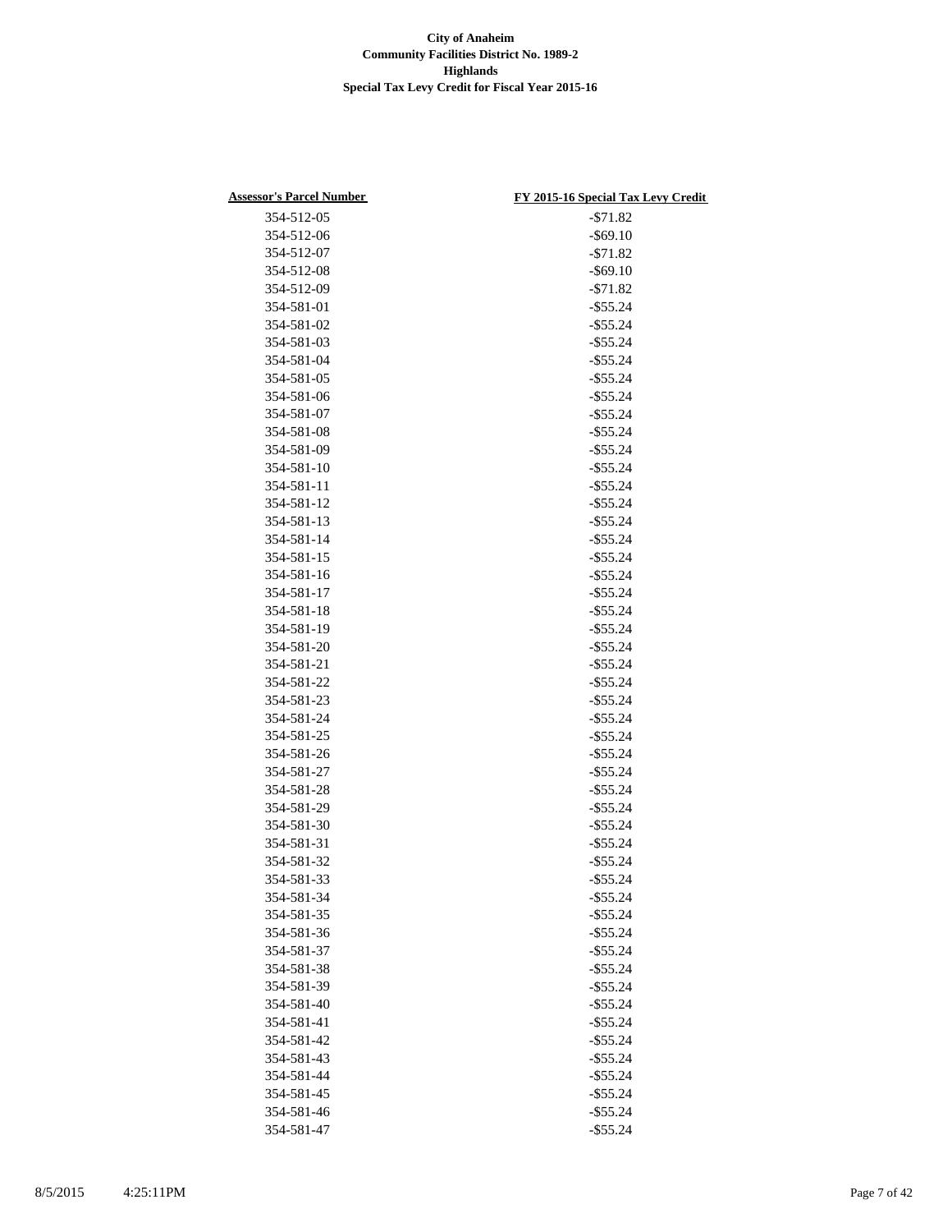**City of Anaheim**
**Community Facilities District No. 1989-2**
**Highlands**
**Special Tax Levy Credit for Fiscal Year 2015-16**

| Assessor's Parcel Number | FY 2015-16 Special Tax Levy Credit |
|---|---|
| 354-512-05 | -$71.82 |
| 354-512-06 | -$69.10 |
| 354-512-07 | -$71.82 |
| 354-512-08 | -$69.10 |
| 354-512-09 | -$71.82 |
| 354-581-01 | -$55.24 |
| 354-581-02 | -$55.24 |
| 354-581-03 | -$55.24 |
| 354-581-04 | -$55.24 |
| 354-581-05 | -$55.24 |
| 354-581-06 | -$55.24 |
| 354-581-07 | -$55.24 |
| 354-581-08 | -$55.24 |
| 354-581-09 | -$55.24 |
| 354-581-10 | -$55.24 |
| 354-581-11 | -$55.24 |
| 354-581-12 | -$55.24 |
| 354-581-13 | -$55.24 |
| 354-581-14 | -$55.24 |
| 354-581-15 | -$55.24 |
| 354-581-16 | -$55.24 |
| 354-581-17 | -$55.24 |
| 354-581-18 | -$55.24 |
| 354-581-19 | -$55.24 |
| 354-581-20 | -$55.24 |
| 354-581-21 | -$55.24 |
| 354-581-22 | -$55.24 |
| 354-581-23 | -$55.24 |
| 354-581-24 | -$55.24 |
| 354-581-25 | -$55.24 |
| 354-581-26 | -$55.24 |
| 354-581-27 | -$55.24 |
| 354-581-28 | -$55.24 |
| 354-581-29 | -$55.24 |
| 354-581-30 | -$55.24 |
| 354-581-31 | -$55.24 |
| 354-581-32 | -$55.24 |
| 354-581-33 | -$55.24 |
| 354-581-34 | -$55.24 |
| 354-581-35 | -$55.24 |
| 354-581-36 | -$55.24 |
| 354-581-37 | -$55.24 |
| 354-581-38 | -$55.24 |
| 354-581-39 | -$55.24 |
| 354-581-40 | -$55.24 |
| 354-581-41 | -$55.24 |
| 354-581-42 | -$55.24 |
| 354-581-43 | -$55.24 |
| 354-581-44 | -$55.24 |
| 354-581-45 | -$55.24 |
| 354-581-46 | -$55.24 |
| 354-581-47 | -$55.24 |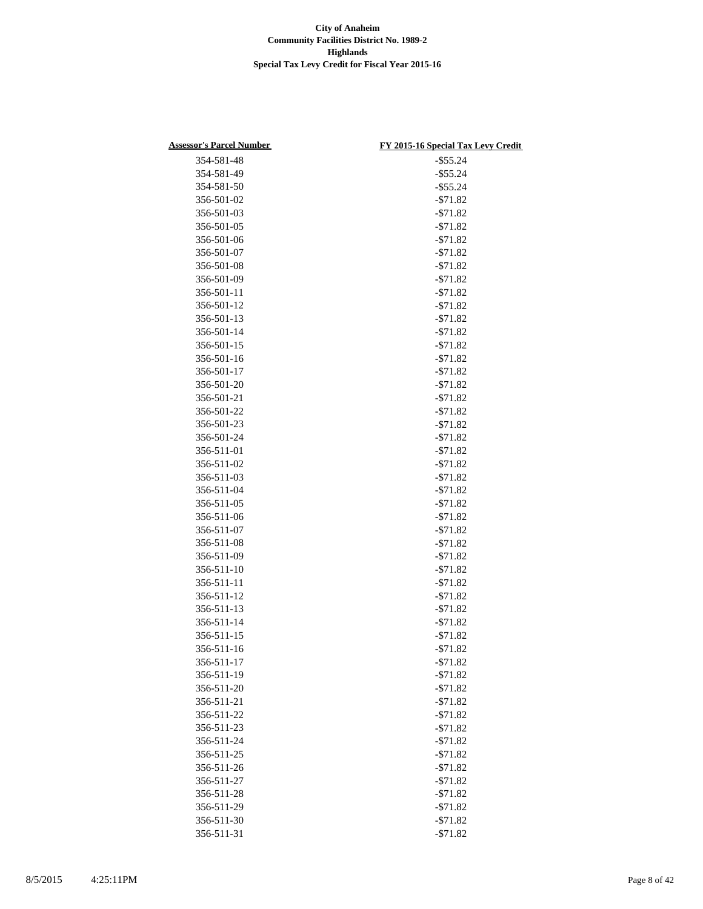**City of Anaheim**
**Community Facilities District No. 1989-2**
**Highlands**
**Special Tax Levy Credit for Fiscal Year 2015-16**

| Assessor's Parcel Number | FY 2015-16 Special Tax Levy Credit |
|---|---|
| 354-581-48 | -$55.24 |
| 354-581-49 | -$55.24 |
| 354-581-50 | -$55.24 |
| 356-501-02 | -$71.82 |
| 356-501-03 | -$71.82 |
| 356-501-05 | -$71.82 |
| 356-501-06 | -$71.82 |
| 356-501-07 | -$71.82 |
| 356-501-08 | -$71.82 |
| 356-501-09 | -$71.82 |
| 356-501-11 | -$71.82 |
| 356-501-12 | -$71.82 |
| 356-501-13 | -$71.82 |
| 356-501-14 | -$71.82 |
| 356-501-15 | -$71.82 |
| 356-501-16 | -$71.82 |
| 356-501-17 | -$71.82 |
| 356-501-20 | -$71.82 |
| 356-501-21 | -$71.82 |
| 356-501-22 | -$71.82 |
| 356-501-23 | -$71.82 |
| 356-501-24 | -$71.82 |
| 356-511-01 | -$71.82 |
| 356-511-02 | -$71.82 |
| 356-511-03 | -$71.82 |
| 356-511-04 | -$71.82 |
| 356-511-05 | -$71.82 |
| 356-511-06 | -$71.82 |
| 356-511-07 | -$71.82 |
| 356-511-08 | -$71.82 |
| 356-511-09 | -$71.82 |
| 356-511-10 | -$71.82 |
| 356-511-11 | -$71.82 |
| 356-511-12 | -$71.82 |
| 356-511-13 | -$71.82 |
| 356-511-14 | -$71.82 |
| 356-511-15 | -$71.82 |
| 356-511-16 | -$71.82 |
| 356-511-17 | -$71.82 |
| 356-511-19 | -$71.82 |
| 356-511-20 | -$71.82 |
| 356-511-21 | -$71.82 |
| 356-511-22 | -$71.82 |
| 356-511-23 | -$71.82 |
| 356-511-24 | -$71.82 |
| 356-511-25 | -$71.82 |
| 356-511-26 | -$71.82 |
| 356-511-27 | -$71.82 |
| 356-511-28 | -$71.82 |
| 356-511-29 | -$71.82 |
| 356-511-30 | -$71.82 |
| 356-511-31 | -$71.82 |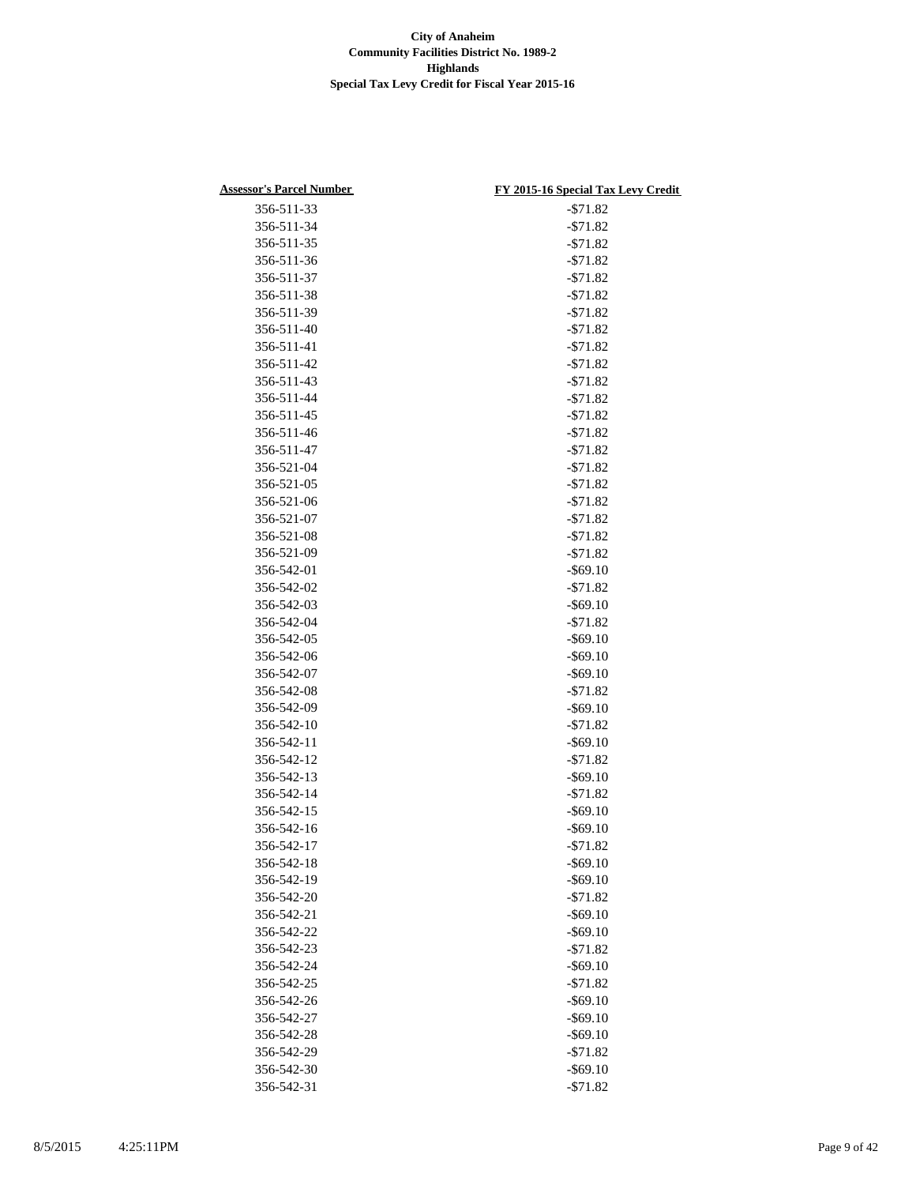**City of Anaheim**
**Community Facilities District No. 1989-2**
**Highlands**
**Special Tax Levy Credit for Fiscal Year 2015-16**

| Assessor's Parcel Number | FY 2015-16 Special Tax Levy Credit |
|---|---|
| 356-511-33 | -$71.82 |
| 356-511-34 | -$71.82 |
| 356-511-35 | -$71.82 |
| 356-511-36 | -$71.82 |
| 356-511-37 | -$71.82 |
| 356-511-38 | -$71.82 |
| 356-511-39 | -$71.82 |
| 356-511-40 | -$71.82 |
| 356-511-41 | -$71.82 |
| 356-511-42 | -$71.82 |
| 356-511-43 | -$71.82 |
| 356-511-44 | -$71.82 |
| 356-511-45 | -$71.82 |
| 356-511-46 | -$71.82 |
| 356-511-47 | -$71.82 |
| 356-521-04 | -$71.82 |
| 356-521-05 | -$71.82 |
| 356-521-06 | -$71.82 |
| 356-521-07 | -$71.82 |
| 356-521-08 | -$71.82 |
| 356-521-09 | -$71.82 |
| 356-542-01 | -$69.10 |
| 356-542-02 | -$71.82 |
| 356-542-03 | -$69.10 |
| 356-542-04 | -$71.82 |
| 356-542-05 | -$69.10 |
| 356-542-06 | -$69.10 |
| 356-542-07 | -$69.10 |
| 356-542-08 | -$71.82 |
| 356-542-09 | -$69.10 |
| 356-542-10 | -$71.82 |
| 356-542-11 | -$69.10 |
| 356-542-12 | -$71.82 |
| 356-542-13 | -$69.10 |
| 356-542-14 | -$71.82 |
| 356-542-15 | -$69.10 |
| 356-542-16 | -$69.10 |
| 356-542-17 | -$71.82 |
| 356-542-18 | -$69.10 |
| 356-542-19 | -$69.10 |
| 356-542-20 | -$71.82 |
| 356-542-21 | -$69.10 |
| 356-542-22 | -$69.10 |
| 356-542-23 | -$71.82 |
| 356-542-24 | -$69.10 |
| 356-542-25 | -$71.82 |
| 356-542-26 | -$69.10 |
| 356-542-27 | -$69.10 |
| 356-542-28 | -$69.10 |
| 356-542-29 | -$71.82 |
| 356-542-30 | -$69.10 |
| 356-542-31 | -$71.82 |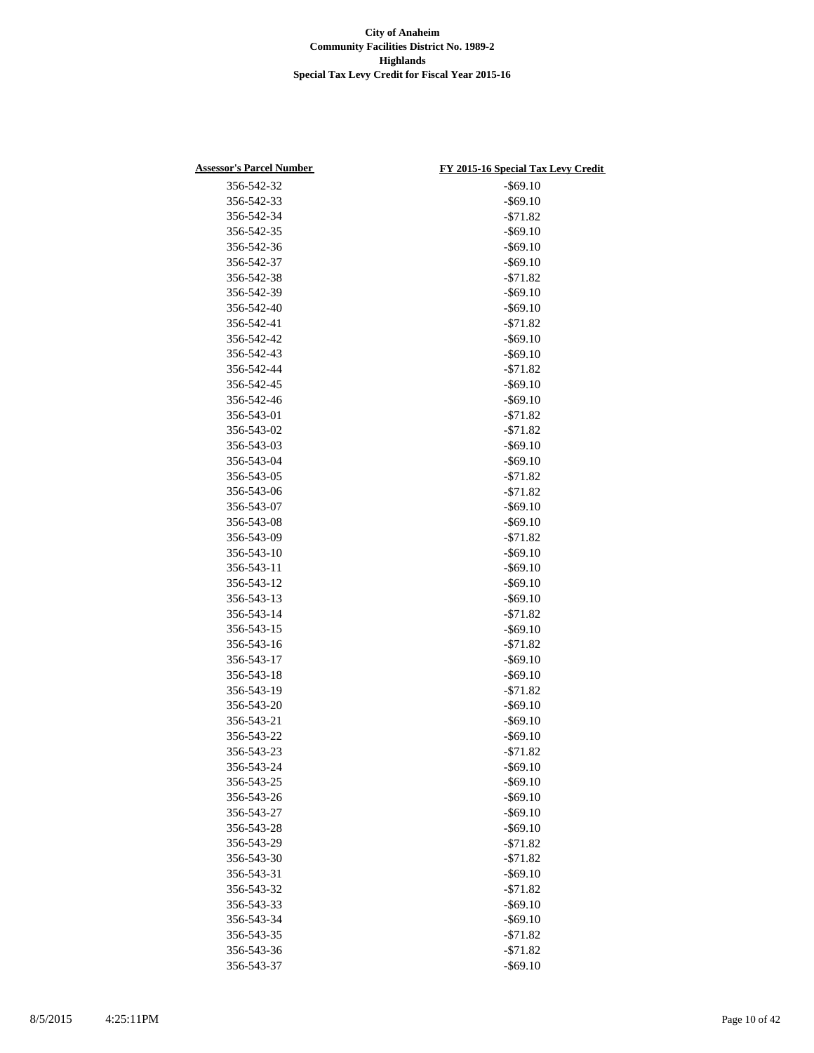**City of Anaheim**
**Community Facilities District No. 1989-2**
**Highlands**
**Special Tax Levy Credit for Fiscal Year 2015-16**

| Assessor's Parcel Number | FY 2015-16 Special Tax Levy Credit |
|---|---|
| 356-542-32 | -$69.10 |
| 356-542-33 | -$69.10 |
| 356-542-34 | -$71.82 |
| 356-542-35 | -$69.10 |
| 356-542-36 | -$69.10 |
| 356-542-37 | -$69.10 |
| 356-542-38 | -$71.82 |
| 356-542-39 | -$69.10 |
| 356-542-40 | -$69.10 |
| 356-542-41 | -$71.82 |
| 356-542-42 | -$69.10 |
| 356-542-43 | -$69.10 |
| 356-542-44 | -$71.82 |
| 356-542-45 | -$69.10 |
| 356-542-46 | -$69.10 |
| 356-543-01 | -$71.82 |
| 356-543-02 | -$71.82 |
| 356-543-03 | -$69.10 |
| 356-543-04 | -$69.10 |
| 356-543-05 | -$71.82 |
| 356-543-06 | -$71.82 |
| 356-543-07 | -$69.10 |
| 356-543-08 | -$69.10 |
| 356-543-09 | -$71.82 |
| 356-543-10 | -$69.10 |
| 356-543-11 | -$69.10 |
| 356-543-12 | -$69.10 |
| 356-543-13 | -$69.10 |
| 356-543-14 | -$71.82 |
| 356-543-15 | -$69.10 |
| 356-543-16 | -$71.82 |
| 356-543-17 | -$69.10 |
| 356-543-18 | -$69.10 |
| 356-543-19 | -$71.82 |
| 356-543-20 | -$69.10 |
| 356-543-21 | -$69.10 |
| 356-543-22 | -$69.10 |
| 356-543-23 | -$71.82 |
| 356-543-24 | -$69.10 |
| 356-543-25 | -$69.10 |
| 356-543-26 | -$69.10 |
| 356-543-27 | -$69.10 |
| 356-543-28 | -$69.10 |
| 356-543-29 | -$71.82 |
| 356-543-30 | -$71.82 |
| 356-543-31 | -$69.10 |
| 356-543-32 | -$71.82 |
| 356-543-33 | -$69.10 |
| 356-543-34 | -$69.10 |
| 356-543-35 | -$71.82 |
| 356-543-36 | -$71.82 |
| 356-543-37 | -$69.10 |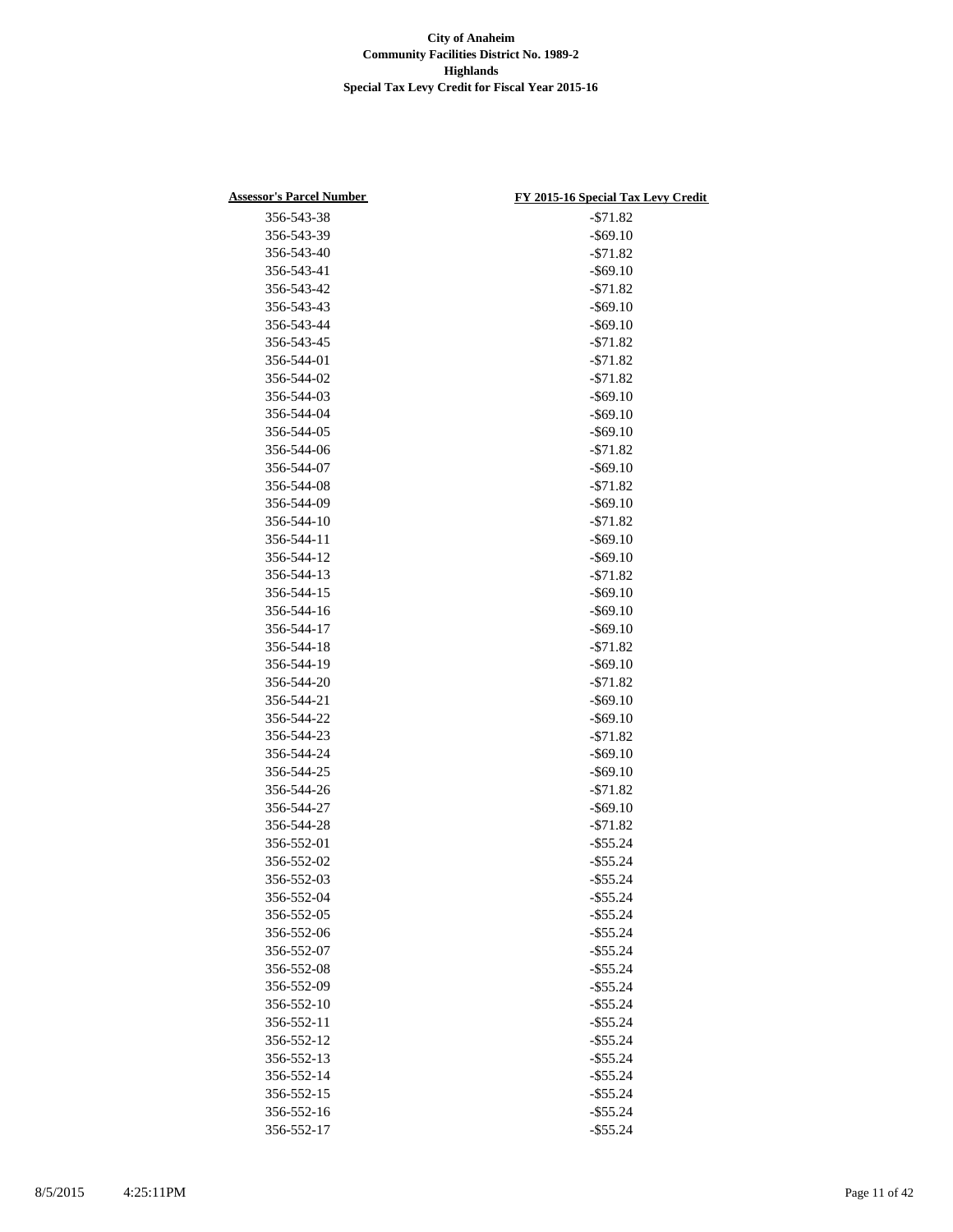**City of Anaheim**
**Community Facilities District No. 1989-2**
**Highlands**
**Special Tax Levy Credit for Fiscal Year 2015-16**

| Assessor's Parcel Number | FY 2015-16 Special Tax Levy Credit |
|---|---|
| 356-543-38 | -$71.82 |
| 356-543-39 | -$69.10 |
| 356-543-40 | -$71.82 |
| 356-543-41 | -$69.10 |
| 356-543-42 | -$71.82 |
| 356-543-43 | -$69.10 |
| 356-543-44 | -$69.10 |
| 356-543-45 | -$71.82 |
| 356-544-01 | -$71.82 |
| 356-544-02 | -$71.82 |
| 356-544-03 | -$69.10 |
| 356-544-04 | -$69.10 |
| 356-544-05 | -$69.10 |
| 356-544-06 | -$71.82 |
| 356-544-07 | -$69.10 |
| 356-544-08 | -$71.82 |
| 356-544-09 | -$69.10 |
| 356-544-10 | -$71.82 |
| 356-544-11 | -$69.10 |
| 356-544-12 | -$69.10 |
| 356-544-13 | -$71.82 |
| 356-544-15 | -$69.10 |
| 356-544-16 | -$69.10 |
| 356-544-17 | -$69.10 |
| 356-544-18 | -$71.82 |
| 356-544-19 | -$69.10 |
| 356-544-20 | -$71.82 |
| 356-544-21 | -$69.10 |
| 356-544-22 | -$69.10 |
| 356-544-23 | -$71.82 |
| 356-544-24 | -$69.10 |
| 356-544-25 | -$69.10 |
| 356-544-26 | -$71.82 |
| 356-544-27 | -$69.10 |
| 356-544-28 | -$71.82 |
| 356-552-01 | -$55.24 |
| 356-552-02 | -$55.24 |
| 356-552-03 | -$55.24 |
| 356-552-04 | -$55.24 |
| 356-552-05 | -$55.24 |
| 356-552-06 | -$55.24 |
| 356-552-07 | -$55.24 |
| 356-552-08 | -$55.24 |
| 356-552-09 | -$55.24 |
| 356-552-10 | -$55.24 |
| 356-552-11 | -$55.24 |
| 356-552-12 | -$55.24 |
| 356-552-13 | -$55.24 |
| 356-552-14 | -$55.24 |
| 356-552-15 | -$55.24 |
| 356-552-16 | -$55.24 |
| 356-552-17 | -$55.24 |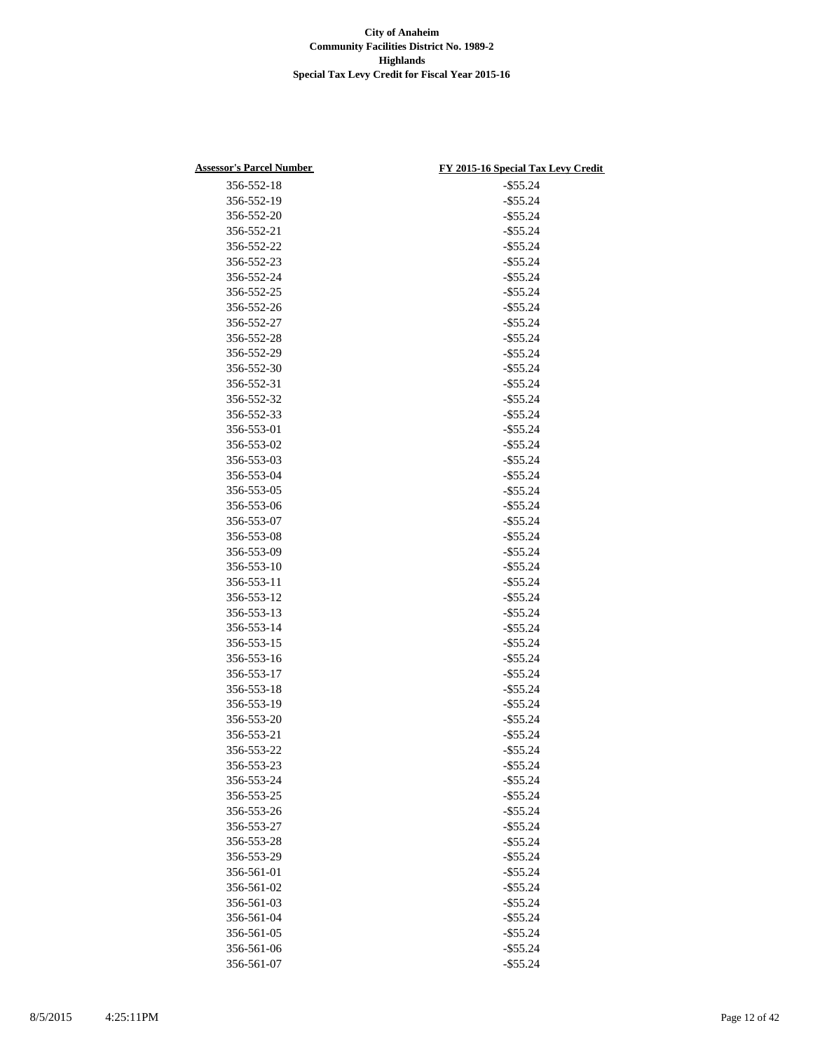**City of Anaheim**
**Community Facilities District No. 1989-2**
**Highlands**
**Special Tax Levy Credit for Fiscal Year 2015-16**

| Assessor's Parcel Number | FY 2015-16 Special Tax Levy Credit |
|---|---|
| 356-552-18 | -$55.24 |
| 356-552-19 | -$55.24 |
| 356-552-20 | -$55.24 |
| 356-552-21 | -$55.24 |
| 356-552-22 | -$55.24 |
| 356-552-23 | -$55.24 |
| 356-552-24 | -$55.24 |
| 356-552-25 | -$55.24 |
| 356-552-26 | -$55.24 |
| 356-552-27 | -$55.24 |
| 356-552-28 | -$55.24 |
| 356-552-29 | -$55.24 |
| 356-552-30 | -$55.24 |
| 356-552-31 | -$55.24 |
| 356-552-32 | -$55.24 |
| 356-552-33 | -$55.24 |
| 356-553-01 | -$55.24 |
| 356-553-02 | -$55.24 |
| 356-553-03 | -$55.24 |
| 356-553-04 | -$55.24 |
| 356-553-05 | -$55.24 |
| 356-553-06 | -$55.24 |
| 356-553-07 | -$55.24 |
| 356-553-08 | -$55.24 |
| 356-553-09 | -$55.24 |
| 356-553-10 | -$55.24 |
| 356-553-11 | -$55.24 |
| 356-553-12 | -$55.24 |
| 356-553-13 | -$55.24 |
| 356-553-14 | -$55.24 |
| 356-553-15 | -$55.24 |
| 356-553-16 | -$55.24 |
| 356-553-17 | -$55.24 |
| 356-553-18 | -$55.24 |
| 356-553-19 | -$55.24 |
| 356-553-20 | -$55.24 |
| 356-553-21 | -$55.24 |
| 356-553-22 | -$55.24 |
| 356-553-23 | -$55.24 |
| 356-553-24 | -$55.24 |
| 356-553-25 | -$55.24 |
| 356-553-26 | -$55.24 |
| 356-553-27 | -$55.24 |
| 356-553-28 | -$55.24 |
| 356-553-29 | -$55.24 |
| 356-561-01 | -$55.24 |
| 356-561-02 | -$55.24 |
| 356-561-03 | -$55.24 |
| 356-561-04 | -$55.24 |
| 356-561-05 | -$55.24 |
| 356-561-06 | -$55.24 |
| 356-561-07 | -$55.24 |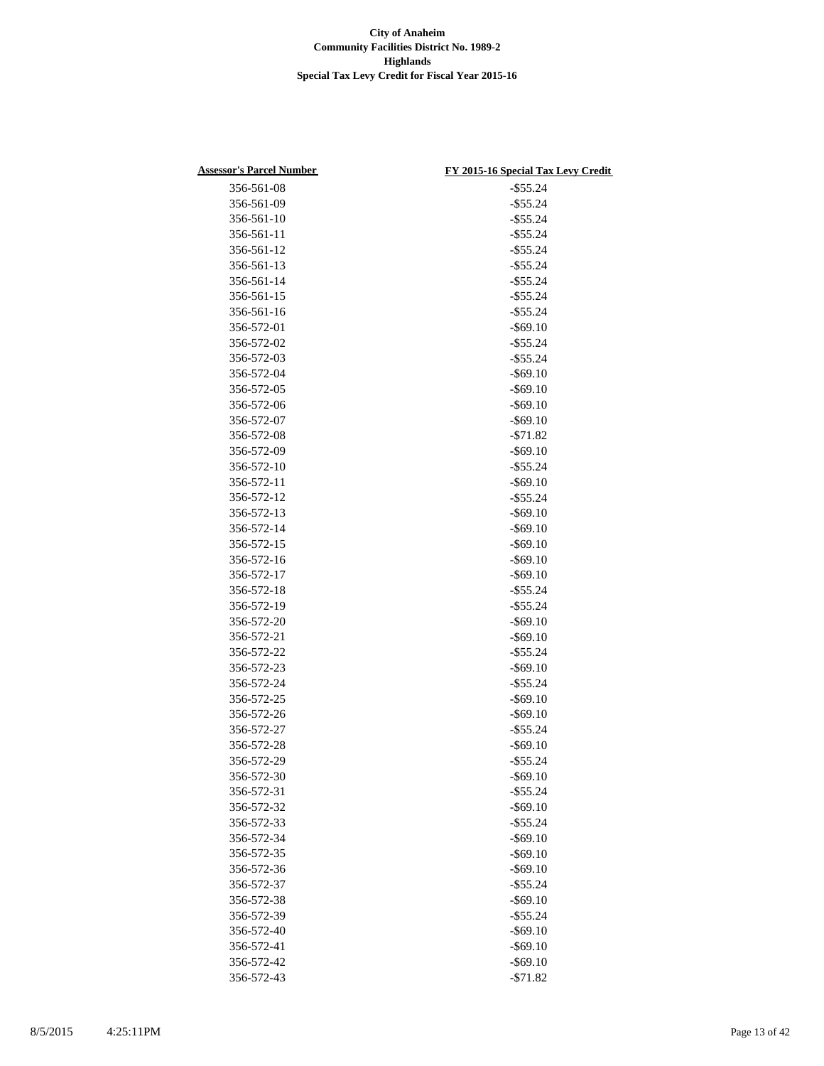**City of Anaheim**
**Community Facilities District No. 1989-2**
**Highlands**
**Special Tax Levy Credit for Fiscal Year 2015-16**

| Assessor's Parcel Number | FY 2015-16 Special Tax Levy Credit |
|---|---|
| 356-561-08 | -$55.24 |
| 356-561-09 | -$55.24 |
| 356-561-10 | -$55.24 |
| 356-561-11 | -$55.24 |
| 356-561-12 | -$55.24 |
| 356-561-13 | -$55.24 |
| 356-561-14 | -$55.24 |
| 356-561-15 | -$55.24 |
| 356-561-16 | -$55.24 |
| 356-572-01 | -$69.10 |
| 356-572-02 | -$55.24 |
| 356-572-03 | -$55.24 |
| 356-572-04 | -$69.10 |
| 356-572-05 | -$69.10 |
| 356-572-06 | -$69.10 |
| 356-572-07 | -$69.10 |
| 356-572-08 | -$71.82 |
| 356-572-09 | -$69.10 |
| 356-572-10 | -$55.24 |
| 356-572-11 | -$69.10 |
| 356-572-12 | -$55.24 |
| 356-572-13 | -$69.10 |
| 356-572-14 | -$69.10 |
| 356-572-15 | -$69.10 |
| 356-572-16 | -$69.10 |
| 356-572-17 | -$69.10 |
| 356-572-18 | -$55.24 |
| 356-572-19 | -$55.24 |
| 356-572-20 | -$69.10 |
| 356-572-21 | -$69.10 |
| 356-572-22 | -$55.24 |
| 356-572-23 | -$69.10 |
| 356-572-24 | -$55.24 |
| 356-572-25 | -$69.10 |
| 356-572-26 | -$69.10 |
| 356-572-27 | -$55.24 |
| 356-572-28 | -$69.10 |
| 356-572-29 | -$55.24 |
| 356-572-30 | -$69.10 |
| 356-572-31 | -$55.24 |
| 356-572-32 | -$69.10 |
| 356-572-33 | -$55.24 |
| 356-572-34 | -$69.10 |
| 356-572-35 | -$69.10 |
| 356-572-36 | -$69.10 |
| 356-572-37 | -$55.24 |
| 356-572-38 | -$69.10 |
| 356-572-39 | -$55.24 |
| 356-572-40 | -$69.10 |
| 356-572-41 | -$69.10 |
| 356-572-42 | -$69.10 |
| 356-572-43 | -$71.82 |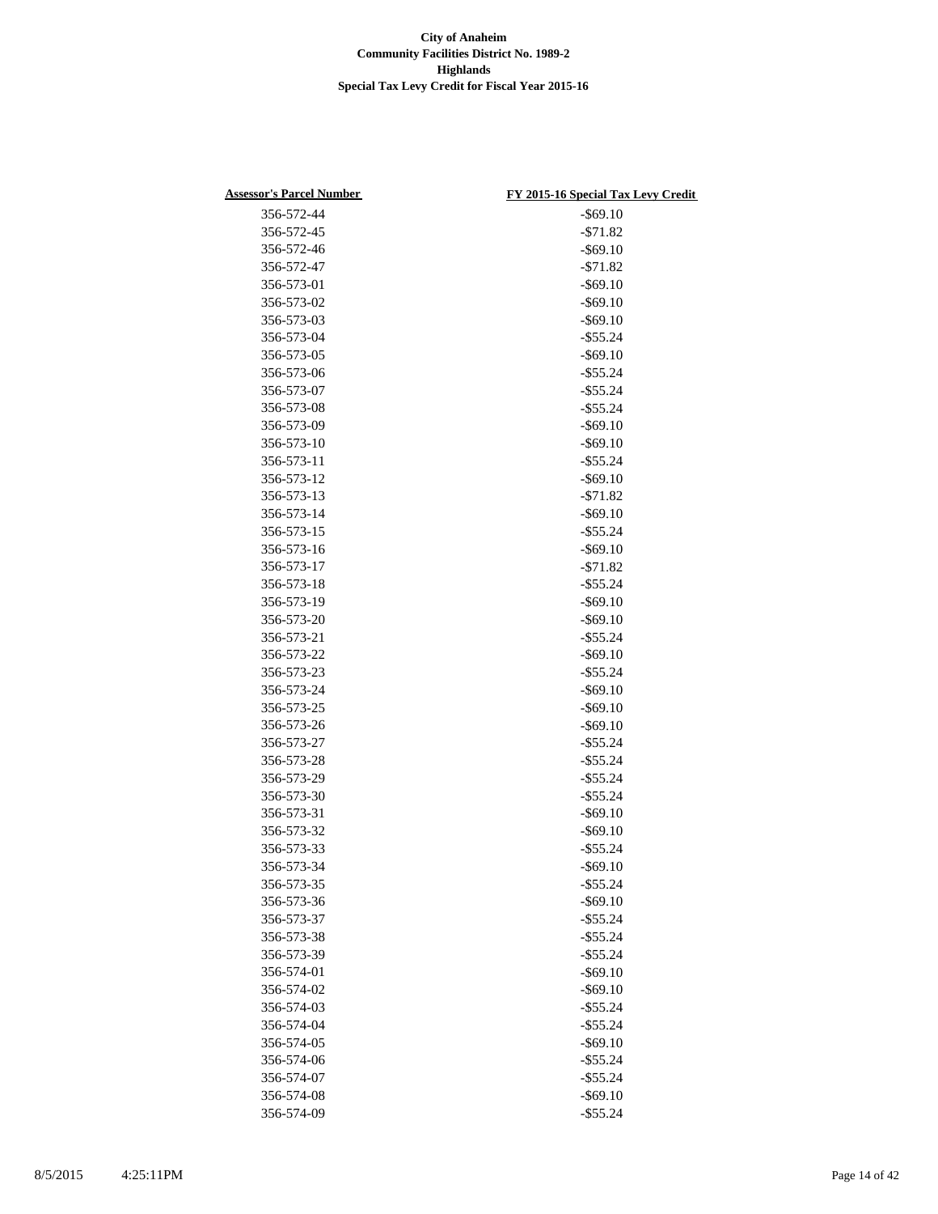**City of Anaheim**
**Community Facilities District No. 1989-2**
**Highlands**
**Special Tax Levy Credit for Fiscal Year 2015-16**

| Assessor's Parcel Number | FY 2015-16 Special Tax Levy Credit |
|---|---|
| 356-572-44 | -$69.10 |
| 356-572-45 | -$71.82 |
| 356-572-46 | -$69.10 |
| 356-572-47 | -$71.82 |
| 356-573-01 | -$69.10 |
| 356-573-02 | -$69.10 |
| 356-573-03 | -$69.10 |
| 356-573-04 | -$55.24 |
| 356-573-05 | -$69.10 |
| 356-573-06 | -$55.24 |
| 356-573-07 | -$55.24 |
| 356-573-08 | -$55.24 |
| 356-573-09 | -$69.10 |
| 356-573-10 | -$69.10 |
| 356-573-11 | -$55.24 |
| 356-573-12 | -$69.10 |
| 356-573-13 | -$71.82 |
| 356-573-14 | -$69.10 |
| 356-573-15 | -$55.24 |
| 356-573-16 | -$69.10 |
| 356-573-17 | -$71.82 |
| 356-573-18 | -$55.24 |
| 356-573-19 | -$69.10 |
| 356-573-20 | -$69.10 |
| 356-573-21 | -$55.24 |
| 356-573-22 | -$69.10 |
| 356-573-23 | -$55.24 |
| 356-573-24 | -$69.10 |
| 356-573-25 | -$69.10 |
| 356-573-26 | -$69.10 |
| 356-573-27 | -$55.24 |
| 356-573-28 | -$55.24 |
| 356-573-29 | -$55.24 |
| 356-573-30 | -$55.24 |
| 356-573-31 | -$69.10 |
| 356-573-32 | -$69.10 |
| 356-573-33 | -$55.24 |
| 356-573-34 | -$69.10 |
| 356-573-35 | -$55.24 |
| 356-573-36 | -$69.10 |
| 356-573-37 | -$55.24 |
| 356-573-38 | -$55.24 |
| 356-573-39 | -$55.24 |
| 356-574-01 | -$69.10 |
| 356-574-02 | -$69.10 |
| 356-574-03 | -$55.24 |
| 356-574-04 | -$55.24 |
| 356-574-05 | -$69.10 |
| 356-574-06 | -$55.24 |
| 356-574-07 | -$55.24 |
| 356-574-08 | -$69.10 |
| 356-574-09 | -$55.24 |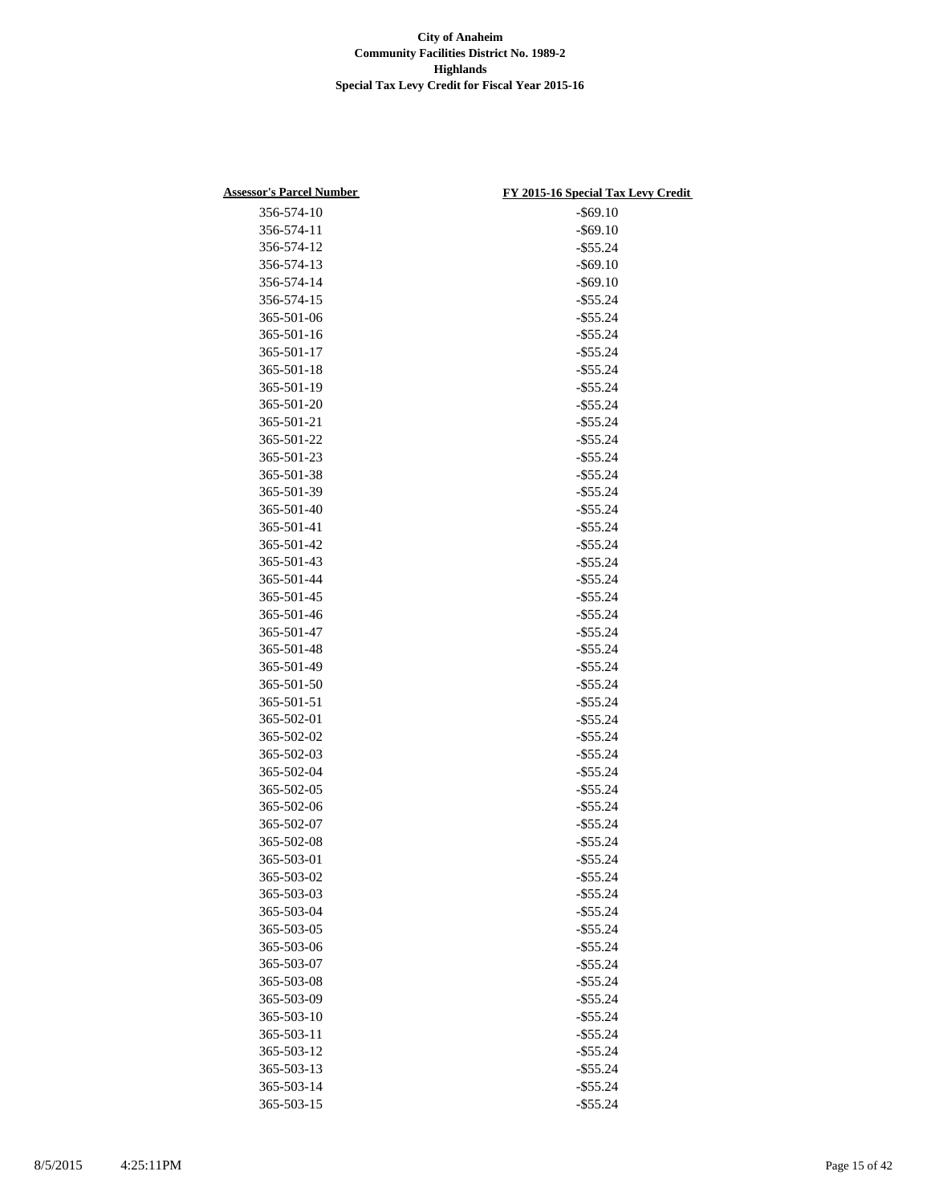**City of Anaheim**
**Community Facilities District No. 1989-2**
**Highlands**
**Special Tax Levy Credit for Fiscal Year 2015-16**

| Assessor's Parcel Number | FY 2015-16 Special Tax Levy Credit |
|---|---|
| 356-574-10 | -$69.10 |
| 356-574-11 | -$69.10 |
| 356-574-12 | -$55.24 |
| 356-574-13 | -$69.10 |
| 356-574-14 | -$69.10 |
| 356-574-15 | -$55.24 |
| 365-501-06 | -$55.24 |
| 365-501-16 | -$55.24 |
| 365-501-17 | -$55.24 |
| 365-501-18 | -$55.24 |
| 365-501-19 | -$55.24 |
| 365-501-20 | -$55.24 |
| 365-501-21 | -$55.24 |
| 365-501-22 | -$55.24 |
| 365-501-23 | -$55.24 |
| 365-501-38 | -$55.24 |
| 365-501-39 | -$55.24 |
| 365-501-40 | -$55.24 |
| 365-501-41 | -$55.24 |
| 365-501-42 | -$55.24 |
| 365-501-43 | -$55.24 |
| 365-501-44 | -$55.24 |
| 365-501-45 | -$55.24 |
| 365-501-46 | -$55.24 |
| 365-501-47 | -$55.24 |
| 365-501-48 | -$55.24 |
| 365-501-49 | -$55.24 |
| 365-501-50 | -$55.24 |
| 365-501-51 | -$55.24 |
| 365-502-01 | -$55.24 |
| 365-502-02 | -$55.24 |
| 365-502-03 | -$55.24 |
| 365-502-04 | -$55.24 |
| 365-502-05 | -$55.24 |
| 365-502-06 | -$55.24 |
| 365-502-07 | -$55.24 |
| 365-502-08 | -$55.24 |
| 365-503-01 | -$55.24 |
| 365-503-02 | -$55.24 |
| 365-503-03 | -$55.24 |
| 365-503-04 | -$55.24 |
| 365-503-05 | -$55.24 |
| 365-503-06 | -$55.24 |
| 365-503-07 | -$55.24 |
| 365-503-08 | -$55.24 |
| 365-503-09 | -$55.24 |
| 365-503-10 | -$55.24 |
| 365-503-11 | -$55.24 |
| 365-503-12 | -$55.24 |
| 365-503-13 | -$55.24 |
| 365-503-14 | -$55.24 |
| 365-503-15 | -$55.24 |

8/5/2015 4:25:11PM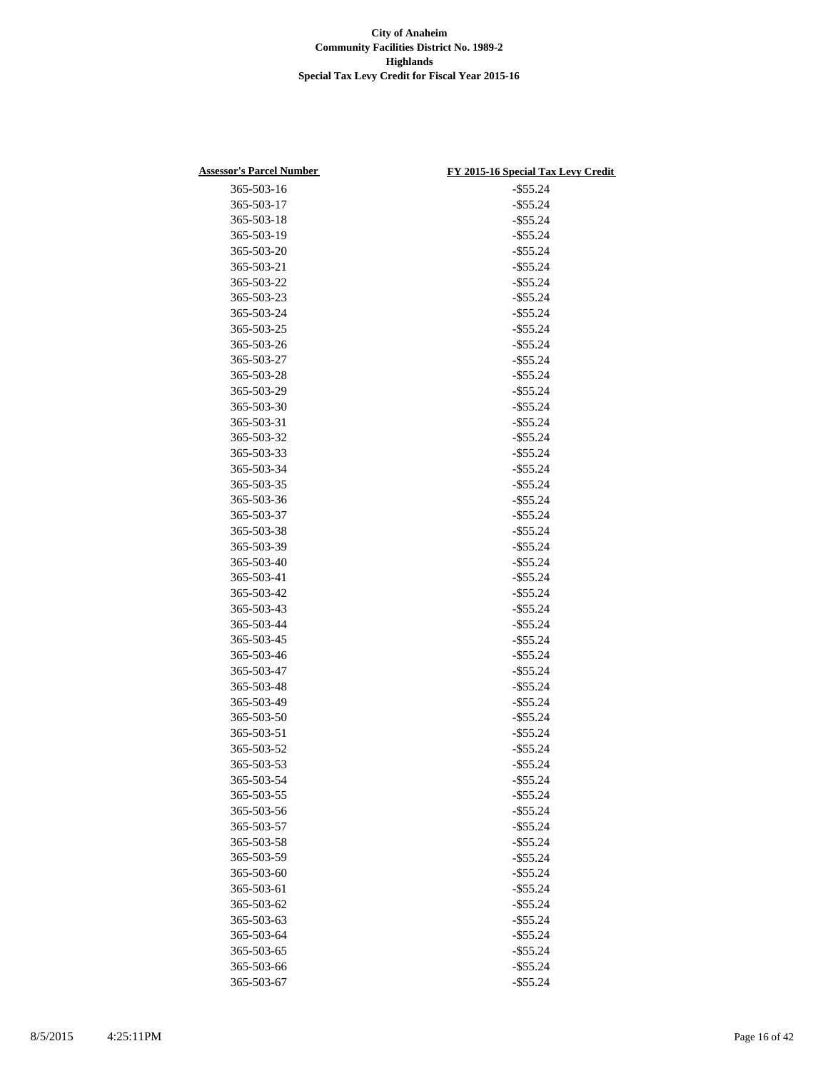**City of Anaheim**
**Community Facilities District No. 1989-2**
**Highlands**
**Special Tax Levy Credit for Fiscal Year 2015-16**

| Assessor's Parcel Number | FY 2015-16 Special Tax Levy Credit |
|---|---|
| 365-503-16 | -$55.24 |
| 365-503-17 | -$55.24 |
| 365-503-18 | -$55.24 |
| 365-503-19 | -$55.24 |
| 365-503-20 | -$55.24 |
| 365-503-21 | -$55.24 |
| 365-503-22 | -$55.24 |
| 365-503-23 | -$55.24 |
| 365-503-24 | -$55.24 |
| 365-503-25 | -$55.24 |
| 365-503-26 | -$55.24 |
| 365-503-27 | -$55.24 |
| 365-503-28 | -$55.24 |
| 365-503-29 | -$55.24 |
| 365-503-30 | -$55.24 |
| 365-503-31 | -$55.24 |
| 365-503-32 | -$55.24 |
| 365-503-33 | -$55.24 |
| 365-503-34 | -$55.24 |
| 365-503-35 | -$55.24 |
| 365-503-36 | -$55.24 |
| 365-503-37 | -$55.24 |
| 365-503-38 | -$55.24 |
| 365-503-39 | -$55.24 |
| 365-503-40 | -$55.24 |
| 365-503-41 | -$55.24 |
| 365-503-42 | -$55.24 |
| 365-503-43 | -$55.24 |
| 365-503-44 | -$55.24 |
| 365-503-45 | -$55.24 |
| 365-503-46 | -$55.24 |
| 365-503-47 | -$55.24 |
| 365-503-48 | -$55.24 |
| 365-503-49 | -$55.24 |
| 365-503-50 | -$55.24 |
| 365-503-51 | -$55.24 |
| 365-503-52 | -$55.24 |
| 365-503-53 | -$55.24 |
| 365-503-54 | -$55.24 |
| 365-503-55 | -$55.24 |
| 365-503-56 | -$55.24 |
| 365-503-57 | -$55.24 |
| 365-503-58 | -$55.24 |
| 365-503-59 | -$55.24 |
| 365-503-60 | -$55.24 |
| 365-503-61 | -$55.24 |
| 365-503-62 | -$55.24 |
| 365-503-63 | -$55.24 |
| 365-503-64 | -$55.24 |
| 365-503-65 | -$55.24 |
| 365-503-66 | -$55.24 |
| 365-503-67 | -$55.24 |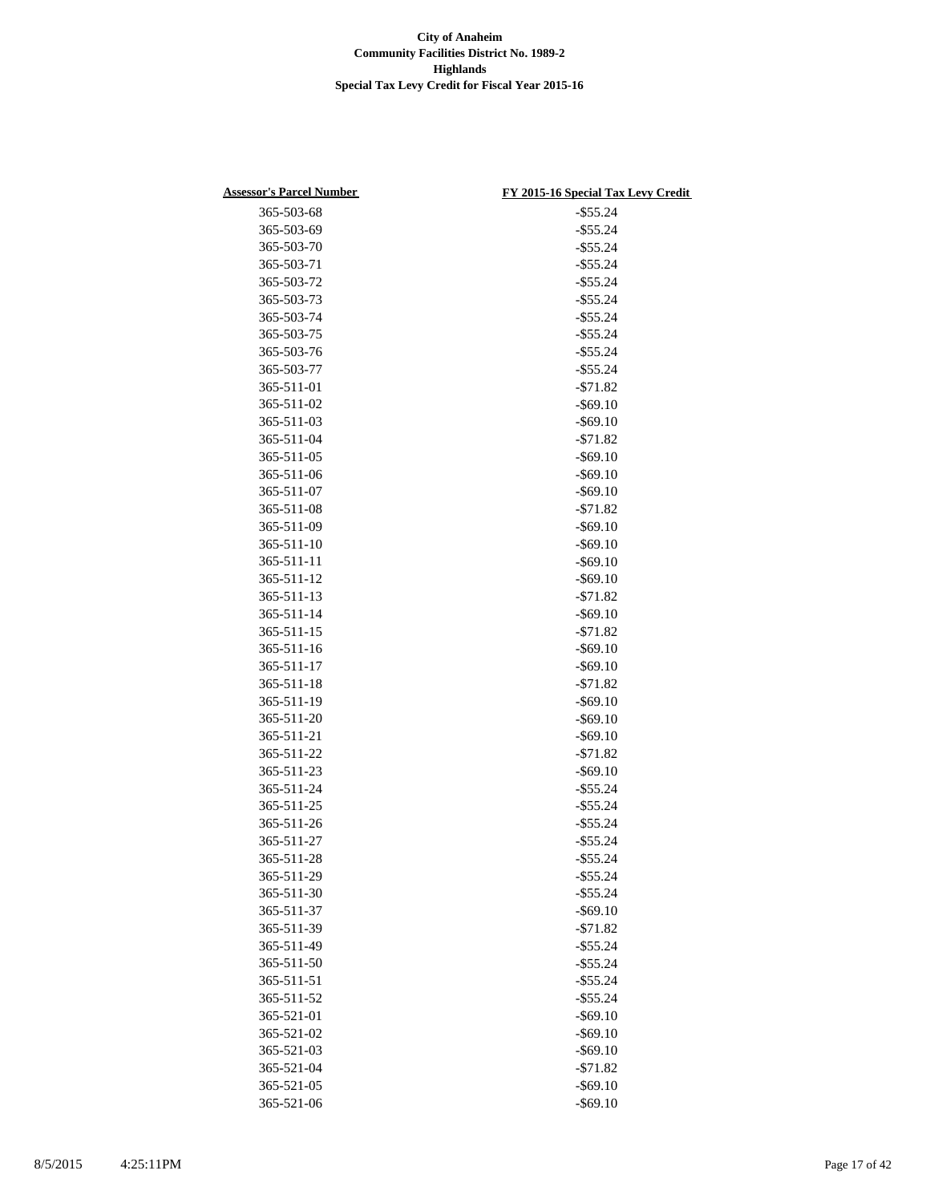**City of Anaheim**
**Community Facilities District No. 1989-2**
**Highlands**
**Special Tax Levy Credit for Fiscal Year 2015-16**

| Assessor's Parcel Number | FY 2015-16 Special Tax Levy Credit |
|---|---|
| 365-503-68 | -$55.24 |
| 365-503-69 | -$55.24 |
| 365-503-70 | -$55.24 |
| 365-503-71 | -$55.24 |
| 365-503-72 | -$55.24 |
| 365-503-73 | -$55.24 |
| 365-503-74 | -$55.24 |
| 365-503-75 | -$55.24 |
| 365-503-76 | -$55.24 |
| 365-503-77 | -$55.24 |
| 365-511-01 | -$71.82 |
| 365-511-02 | -$69.10 |
| 365-511-03 | -$69.10 |
| 365-511-04 | -$71.82 |
| 365-511-05 | -$69.10 |
| 365-511-06 | -$69.10 |
| 365-511-07 | -$69.10 |
| 365-511-08 | -$71.82 |
| 365-511-09 | -$69.10 |
| 365-511-10 | -$69.10 |
| 365-511-11 | -$69.10 |
| 365-511-12 | -$69.10 |
| 365-511-13 | -$71.82 |
| 365-511-14 | -$69.10 |
| 365-511-15 | -$71.82 |
| 365-511-16 | -$69.10 |
| 365-511-17 | -$69.10 |
| 365-511-18 | -$71.82 |
| 365-511-19 | -$69.10 |
| 365-511-20 | -$69.10 |
| 365-511-21 | -$69.10 |
| 365-511-22 | -$71.82 |
| 365-511-23 | -$69.10 |
| 365-511-24 | -$55.24 |
| 365-511-25 | -$55.24 |
| 365-511-26 | -$55.24 |
| 365-511-27 | -$55.24 |
| 365-511-28 | -$55.24 |
| 365-511-29 | -$55.24 |
| 365-511-30 | -$55.24 |
| 365-511-37 | -$69.10 |
| 365-511-39 | -$71.82 |
| 365-511-49 | -$55.24 |
| 365-511-50 | -$55.24 |
| 365-511-51 | -$55.24 |
| 365-511-52 | -$55.24 |
| 365-521-01 | -$69.10 |
| 365-521-02 | -$69.10 |
| 365-521-03 | -$69.10 |
| 365-521-04 | -$71.82 |
| 365-521-05 | -$69.10 |
| 365-521-06 | -$69.10 |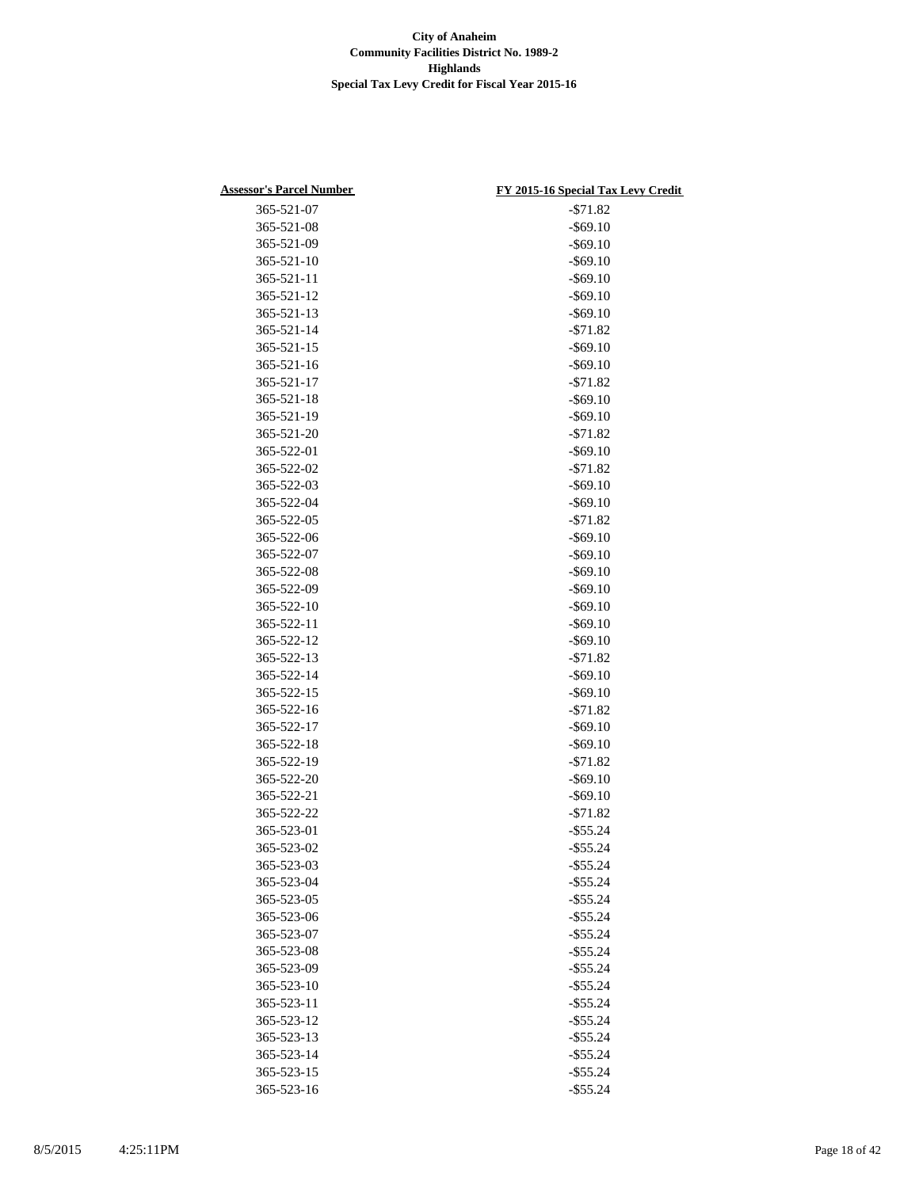**City of Anaheim**
**Community Facilities District No. 1989-2**
**Highlands**
**Special Tax Levy Credit for Fiscal Year 2015-16**

| Assessor's Parcel Number | FY 2015-16 Special Tax Levy Credit |
|---|---|
| 365-521-07 | -$71.82 |
| 365-521-08 | -$69.10 |
| 365-521-09 | -$69.10 |
| 365-521-10 | -$69.10 |
| 365-521-11 | -$69.10 |
| 365-521-12 | -$69.10 |
| 365-521-13 | -$69.10 |
| 365-521-14 | -$71.82 |
| 365-521-15 | -$69.10 |
| 365-521-16 | -$69.10 |
| 365-521-17 | -$71.82 |
| 365-521-18 | -$69.10 |
| 365-521-19 | -$69.10 |
| 365-521-20 | -$71.82 |
| 365-522-01 | -$69.10 |
| 365-522-02 | -$71.82 |
| 365-522-03 | -$69.10 |
| 365-522-04 | -$69.10 |
| 365-522-05 | -$71.82 |
| 365-522-06 | -$69.10 |
| 365-522-07 | -$69.10 |
| 365-522-08 | -$69.10 |
| 365-522-09 | -$69.10 |
| 365-522-10 | -$69.10 |
| 365-522-11 | -$69.10 |
| 365-522-12 | -$69.10 |
| 365-522-13 | -$71.82 |
| 365-522-14 | -$69.10 |
| 365-522-15 | -$69.10 |
| 365-522-16 | -$71.82 |
| 365-522-17 | -$69.10 |
| 365-522-18 | -$69.10 |
| 365-522-19 | -$71.82 |
| 365-522-20 | -$69.10 |
| 365-522-21 | -$69.10 |
| 365-522-22 | -$71.82 |
| 365-523-01 | -$55.24 |
| 365-523-02 | -$55.24 |
| 365-523-03 | -$55.24 |
| 365-523-04 | -$55.24 |
| 365-523-05 | -$55.24 |
| 365-523-06 | -$55.24 |
| 365-523-07 | -$55.24 |
| 365-523-08 | -$55.24 |
| 365-523-09 | -$55.24 |
| 365-523-10 | -$55.24 |
| 365-523-11 | -$55.24 |
| 365-523-12 | -$55.24 |
| 365-523-13 | -$55.24 |
| 365-523-14 | -$55.24 |
| 365-523-15 | -$55.24 |
| 365-523-16 | -$55.24 |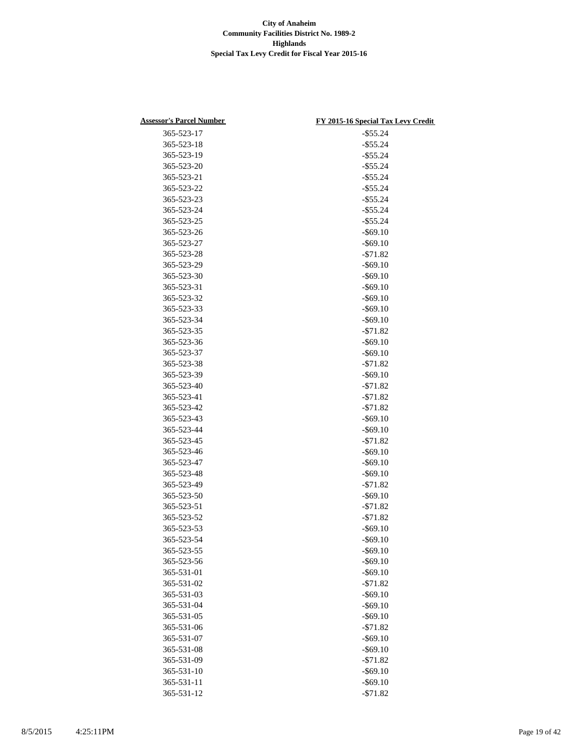**City of Anaheim**
**Community Facilities District No. 1989-2**
**Highlands**
**Special Tax Levy Credit for Fiscal Year 2015-16**

| Assessor's Parcel Number | FY 2015-16 Special Tax Levy Credit |
|---|---|
| 365-523-17 | -$55.24 |
| 365-523-18 | -$55.24 |
| 365-523-19 | -$55.24 |
| 365-523-20 | -$55.24 |
| 365-523-21 | -$55.24 |
| 365-523-22 | -$55.24 |
| 365-523-23 | -$55.24 |
| 365-523-24 | -$55.24 |
| 365-523-25 | -$55.24 |
| 365-523-26 | -$69.10 |
| 365-523-27 | -$69.10 |
| 365-523-28 | -$71.82 |
| 365-523-29 | -$69.10 |
| 365-523-30 | -$69.10 |
| 365-523-31 | -$69.10 |
| 365-523-32 | -$69.10 |
| 365-523-33 | -$69.10 |
| 365-523-34 | -$69.10 |
| 365-523-35 | -$71.82 |
| 365-523-36 | -$69.10 |
| 365-523-37 | -$69.10 |
| 365-523-38 | -$71.82 |
| 365-523-39 | -$69.10 |
| 365-523-40 | -$71.82 |
| 365-523-41 | -$71.82 |
| 365-523-42 | -$71.82 |
| 365-523-43 | -$69.10 |
| 365-523-44 | -$69.10 |
| 365-523-45 | -$71.82 |
| 365-523-46 | -$69.10 |
| 365-523-47 | -$69.10 |
| 365-523-48 | -$69.10 |
| 365-523-49 | -$71.82 |
| 365-523-50 | -$69.10 |
| 365-523-51 | -$71.82 |
| 365-523-52 | -$71.82 |
| 365-523-53 | -$69.10 |
| 365-523-54 | -$69.10 |
| 365-523-55 | -$69.10 |
| 365-523-56 | -$69.10 |
| 365-531-01 | -$69.10 |
| 365-531-02 | -$71.82 |
| 365-531-03 | -$69.10 |
| 365-531-04 | -$69.10 |
| 365-531-05 | -$69.10 |
| 365-531-06 | -$71.82 |
| 365-531-07 | -$69.10 |
| 365-531-08 | -$69.10 |
| 365-531-09 | -$71.82 |
| 365-531-10 | -$69.10 |
| 365-531-11 | -$69.10 |
| 365-531-12 | -$71.82 |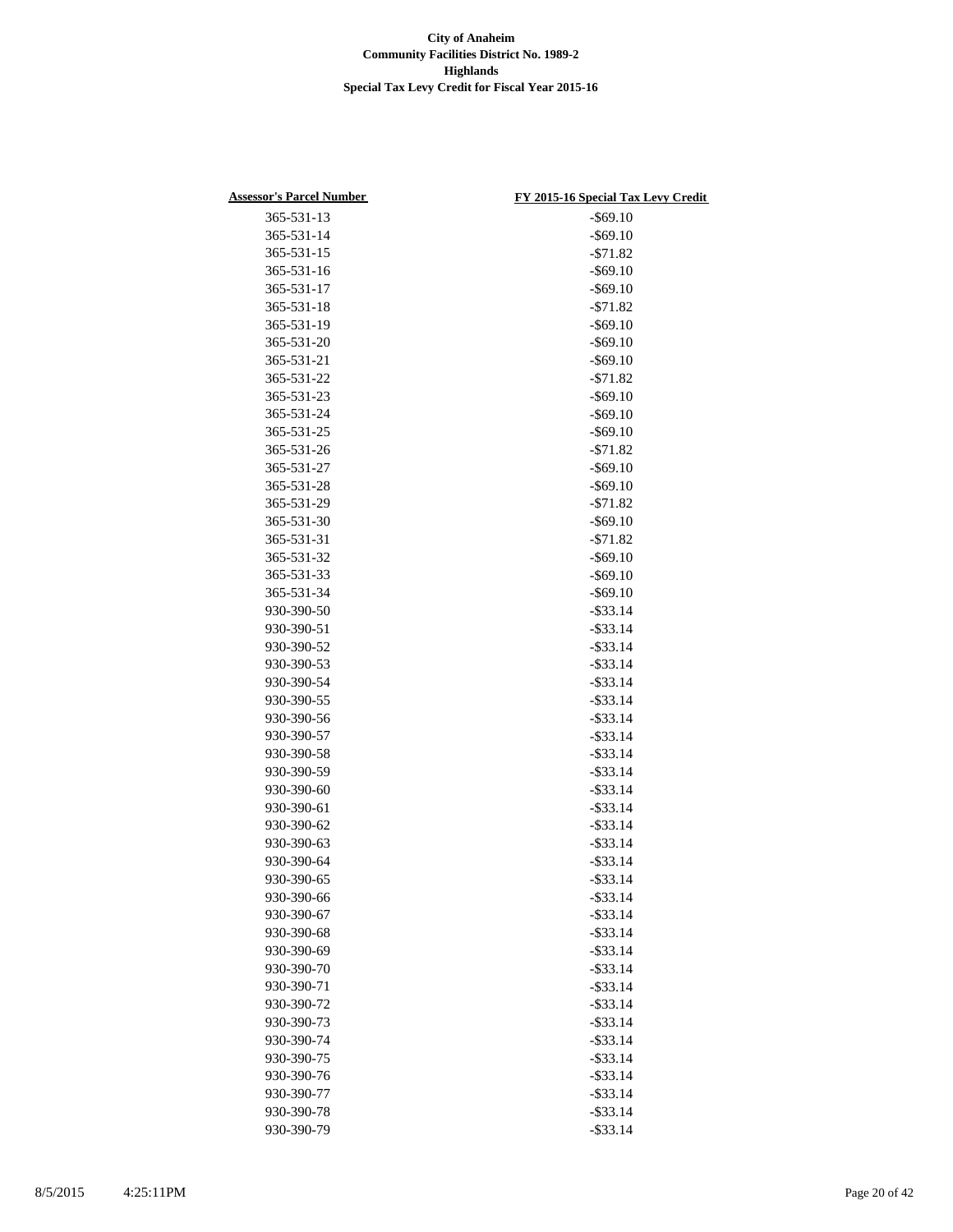**City of Anaheim**
**Community Facilities District No. 1989-2**
**Highlands**
**Special Tax Levy Credit for Fiscal Year 2015-16**

| Assessor's Parcel Number | FY 2015-16 Special Tax Levy Credit |
|---|---|
| 365-531-13 | -$69.10 |
| 365-531-14 | -$69.10 |
| 365-531-15 | -$71.82 |
| 365-531-16 | -$69.10 |
| 365-531-17 | -$69.10 |
| 365-531-18 | -$71.82 |
| 365-531-19 | -$69.10 |
| 365-531-20 | -$69.10 |
| 365-531-21 | -$69.10 |
| 365-531-22 | -$71.82 |
| 365-531-23 | -$69.10 |
| 365-531-24 | -$69.10 |
| 365-531-25 | -$69.10 |
| 365-531-26 | -$71.82 |
| 365-531-27 | -$69.10 |
| 365-531-28 | -$69.10 |
| 365-531-29 | -$71.82 |
| 365-531-30 | -$69.10 |
| 365-531-31 | -$71.82 |
| 365-531-32 | -$69.10 |
| 365-531-33 | -$69.10 |
| 365-531-34 | -$69.10 |
| 930-390-50 | -$33.14 |
| 930-390-51 | -$33.14 |
| 930-390-52 | -$33.14 |
| 930-390-53 | -$33.14 |
| 930-390-54 | -$33.14 |
| 930-390-55 | -$33.14 |
| 930-390-56 | -$33.14 |
| 930-390-57 | -$33.14 |
| 930-390-58 | -$33.14 |
| 930-390-59 | -$33.14 |
| 930-390-60 | -$33.14 |
| 930-390-61 | -$33.14 |
| 930-390-62 | -$33.14 |
| 930-390-63 | -$33.14 |
| 930-390-64 | -$33.14 |
| 930-390-65 | -$33.14 |
| 930-390-66 | -$33.14 |
| 930-390-67 | -$33.14 |
| 930-390-68 | -$33.14 |
| 930-390-69 | -$33.14 |
| 930-390-70 | -$33.14 |
| 930-390-71 | -$33.14 |
| 930-390-72 | -$33.14 |
| 930-390-73 | -$33.14 |
| 930-390-74 | -$33.14 |
| 930-390-75 | -$33.14 |
| 930-390-76 | -$33.14 |
| 930-390-77 | -$33.14 |
| 930-390-78 | -$33.14 |
| 930-390-79 | -$33.14 |

8/5/2015 4:25:11PM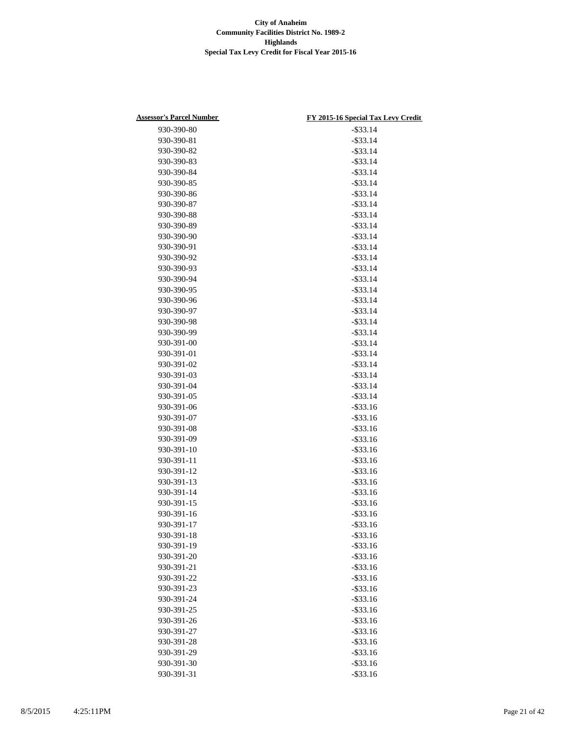**City of Anaheim**
**Community Facilities District No. 1989-2**
**Highlands**
**Special Tax Levy Credit for Fiscal Year 2015-16**

| Assessor's Parcel Number | FY 2015-16 Special Tax Levy Credit |
|---|---|
| 930-390-80 | -$33.14 |
| 930-390-81 | -$33.14 |
| 930-390-82 | -$33.14 |
| 930-390-83 | -$33.14 |
| 930-390-84 | -$33.14 |
| 930-390-85 | -$33.14 |
| 930-390-86 | -$33.14 |
| 930-390-87 | -$33.14 |
| 930-390-88 | -$33.14 |
| 930-390-89 | -$33.14 |
| 930-390-90 | -$33.14 |
| 930-390-91 | -$33.14 |
| 930-390-92 | -$33.14 |
| 930-390-93 | -$33.14 |
| 930-390-94 | -$33.14 |
| 930-390-95 | -$33.14 |
| 930-390-96 | -$33.14 |
| 930-390-97 | -$33.14 |
| 930-390-98 | -$33.14 |
| 930-390-99 | -$33.14 |
| 930-391-00 | -$33.14 |
| 930-391-01 | -$33.14 |
| 930-391-02 | -$33.14 |
| 930-391-03 | -$33.14 |
| 930-391-04 | -$33.14 |
| 930-391-05 | -$33.14 |
| 930-391-06 | -$33.16 |
| 930-391-07 | -$33.16 |
| 930-391-08 | -$33.16 |
| 930-391-09 | -$33.16 |
| 930-391-10 | -$33.16 |
| 930-391-11 | -$33.16 |
| 930-391-12 | -$33.16 |
| 930-391-13 | -$33.16 |
| 930-391-14 | -$33.16 |
| 930-391-15 | -$33.16 |
| 930-391-16 | -$33.16 |
| 930-391-17 | -$33.16 |
| 930-391-18 | -$33.16 |
| 930-391-19 | -$33.16 |
| 930-391-20 | -$33.16 |
| 930-391-21 | -$33.16 |
| 930-391-22 | -$33.16 |
| 930-391-23 | -$33.16 |
| 930-391-24 | -$33.16 |
| 930-391-25 | -$33.16 |
| 930-391-26 | -$33.16 |
| 930-391-27 | -$33.16 |
| 930-391-28 | -$33.16 |
| 930-391-29 | -$33.16 |
| 930-391-30 | -$33.16 |
| 930-391-31 | -$33.16 |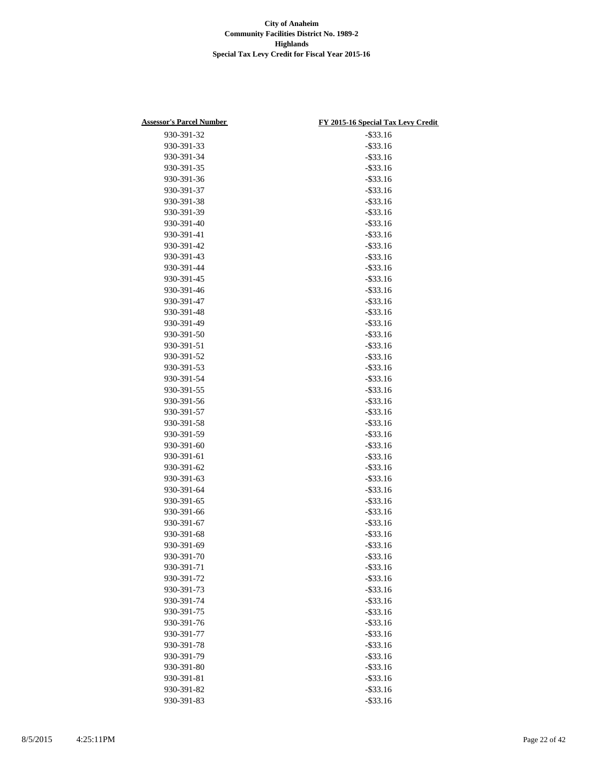**City of Anaheim**
**Community Facilities District No. 1989-2**
**Highlands**
**Special Tax Levy Credit for Fiscal Year 2015-16**

| Assessor's Parcel Number | FY 2015-16 Special Tax Levy Credit |
|---|---|
| 930-391-32 | -$33.16 |
| 930-391-33 | -$33.16 |
| 930-391-34 | -$33.16 |
| 930-391-35 | -$33.16 |
| 930-391-36 | -$33.16 |
| 930-391-37 | -$33.16 |
| 930-391-38 | -$33.16 |
| 930-391-39 | -$33.16 |
| 930-391-40 | -$33.16 |
| 930-391-41 | -$33.16 |
| 930-391-42 | -$33.16 |
| 930-391-43 | -$33.16 |
| 930-391-44 | -$33.16 |
| 930-391-45 | -$33.16 |
| 930-391-46 | -$33.16 |
| 930-391-47 | -$33.16 |
| 930-391-48 | -$33.16 |
| 930-391-49 | -$33.16 |
| 930-391-50 | -$33.16 |
| 930-391-51 | -$33.16 |
| 930-391-52 | -$33.16 |
| 930-391-53 | -$33.16 |
| 930-391-54 | -$33.16 |
| 930-391-55 | -$33.16 |
| 930-391-56 | -$33.16 |
| 930-391-57 | -$33.16 |
| 930-391-58 | -$33.16 |
| 930-391-59 | -$33.16 |
| 930-391-60 | -$33.16 |
| 930-391-61 | -$33.16 |
| 930-391-62 | -$33.16 |
| 930-391-63 | -$33.16 |
| 930-391-64 | -$33.16 |
| 930-391-65 | -$33.16 |
| 930-391-66 | -$33.16 |
| 930-391-67 | -$33.16 |
| 930-391-68 | -$33.16 |
| 930-391-69 | -$33.16 |
| 930-391-70 | -$33.16 |
| 930-391-71 | -$33.16 |
| 930-391-72 | -$33.16 |
| 930-391-73 | -$33.16 |
| 930-391-74 | -$33.16 |
| 930-391-75 | -$33.16 |
| 930-391-76 | -$33.16 |
| 930-391-77 | -$33.16 |
| 930-391-78 | -$33.16 |
| 930-391-79 | -$33.16 |
| 930-391-80 | -$33.16 |
| 930-391-81 | -$33.16 |
| 930-391-82 | -$33.16 |
| 930-391-83 | -$33.16 |

8/5/2015 4:25:11PM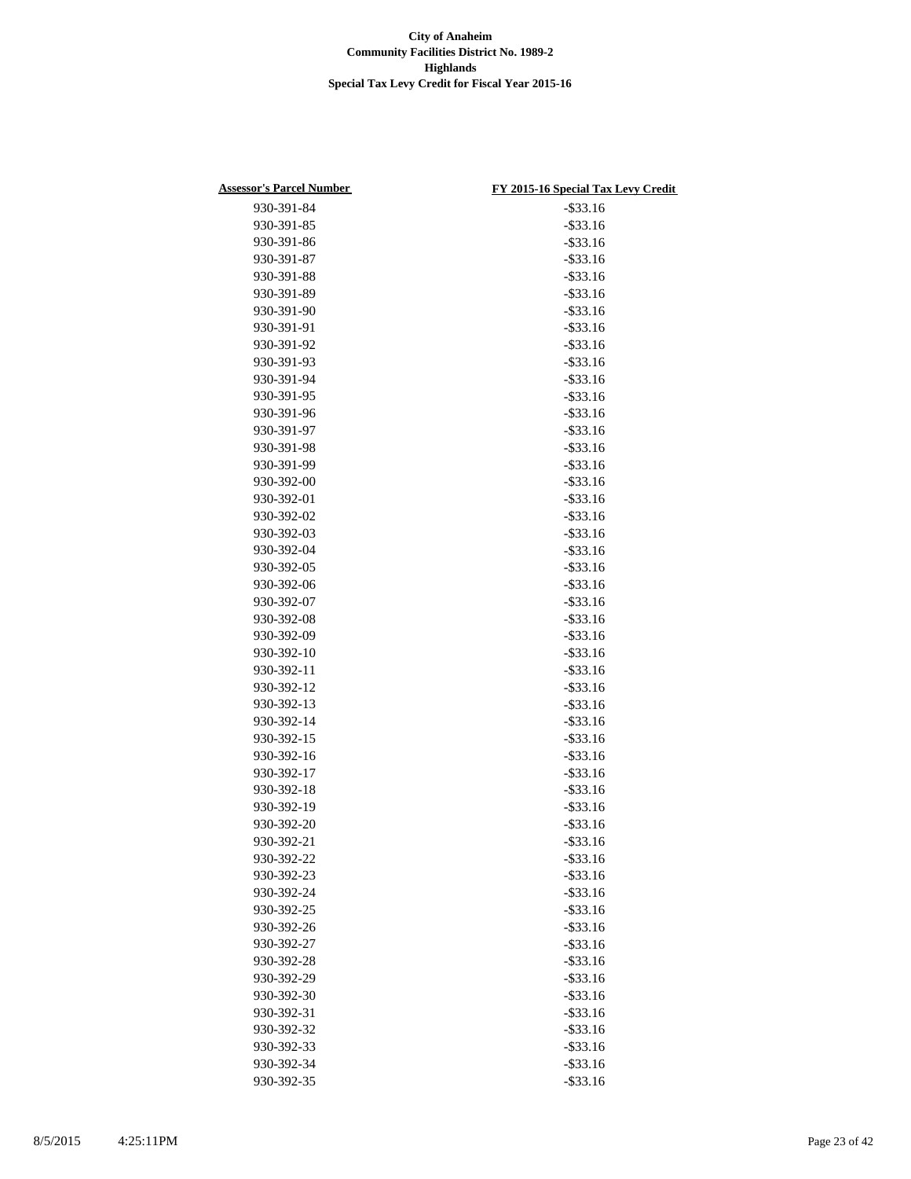**City of Anaheim**
**Community Facilities District No. 1989-2**
**Highlands**
**Special Tax Levy Credit for Fiscal Year 2015-16**

| Assessor's Parcel Number | FY 2015-16 Special Tax Levy Credit |
|---|---|
| 930-391-84 | -$33.16 |
| 930-391-85 | -$33.16 |
| 930-391-86 | -$33.16 |
| 930-391-87 | -$33.16 |
| 930-391-88 | -$33.16 |
| 930-391-89 | -$33.16 |
| 930-391-90 | -$33.16 |
| 930-391-91 | -$33.16 |
| 930-391-92 | -$33.16 |
| 930-391-93 | -$33.16 |
| 930-391-94 | -$33.16 |
| 930-391-95 | -$33.16 |
| 930-391-96 | -$33.16 |
| 930-391-97 | -$33.16 |
| 930-391-98 | -$33.16 |
| 930-391-99 | -$33.16 |
| 930-392-00 | -$33.16 |
| 930-392-01 | -$33.16 |
| 930-392-02 | -$33.16 |
| 930-392-03 | -$33.16 |
| 930-392-04 | -$33.16 |
| 930-392-05 | -$33.16 |
| 930-392-06 | -$33.16 |
| 930-392-07 | -$33.16 |
| 930-392-08 | -$33.16 |
| 930-392-09 | -$33.16 |
| 930-392-10 | -$33.16 |
| 930-392-11 | -$33.16 |
| 930-392-12 | -$33.16 |
| 930-392-13 | -$33.16 |
| 930-392-14 | -$33.16 |
| 930-392-15 | -$33.16 |
| 930-392-16 | -$33.16 |
| 930-392-17 | -$33.16 |
| 930-392-18 | -$33.16 |
| 930-392-19 | -$33.16 |
| 930-392-20 | -$33.16 |
| 930-392-21 | -$33.16 |
| 930-392-22 | -$33.16 |
| 930-392-23 | -$33.16 |
| 930-392-24 | -$33.16 |
| 930-392-25 | -$33.16 |
| 930-392-26 | -$33.16 |
| 930-392-27 | -$33.16 |
| 930-392-28 | -$33.16 |
| 930-392-29 | -$33.16 |
| 930-392-30 | -$33.16 |
| 930-392-31 | -$33.16 |
| 930-392-32 | -$33.16 |
| 930-392-33 | -$33.16 |
| 930-392-34 | -$33.16 |
| 930-392-35 | -$33.16 |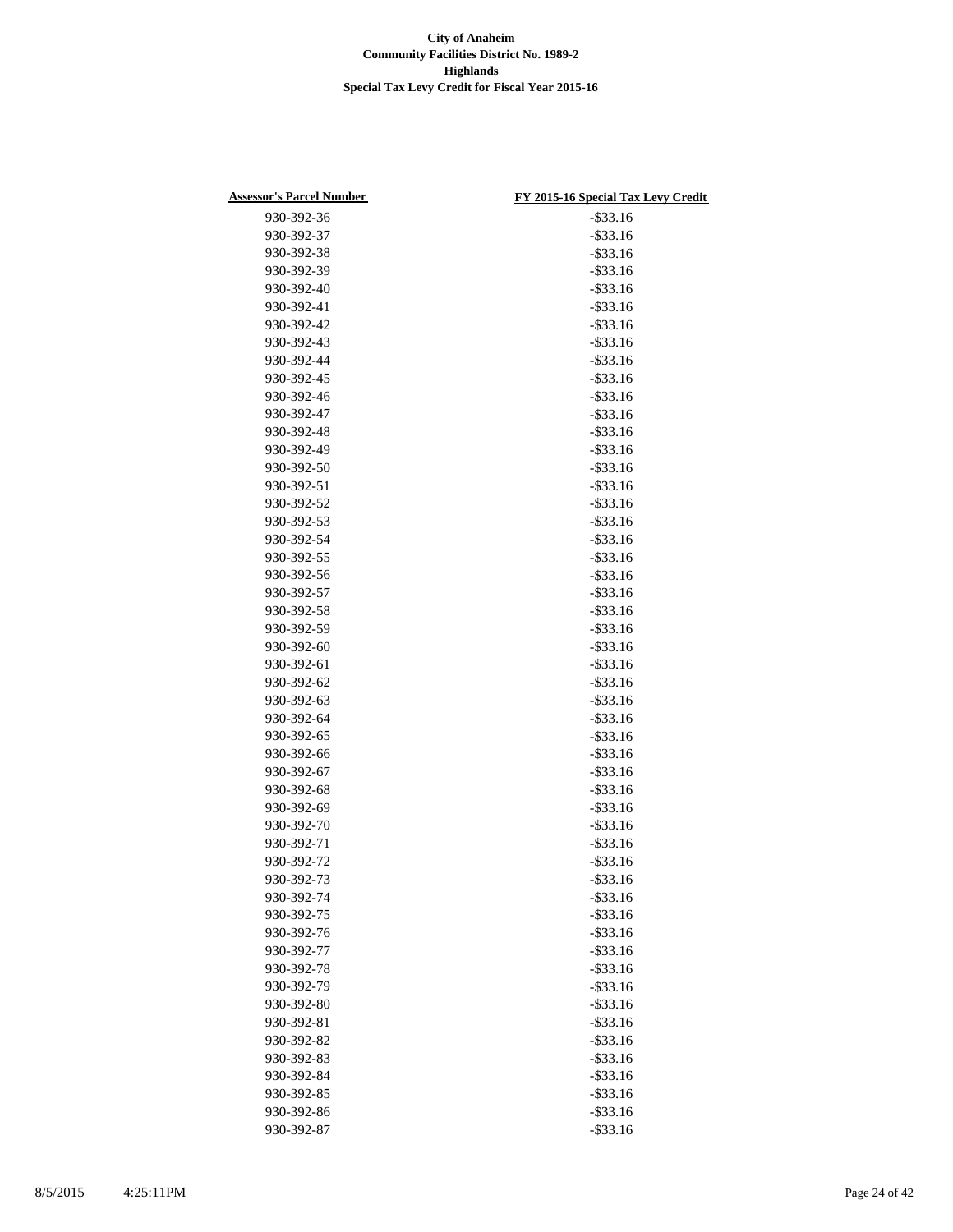**City of Anaheim**
**Community Facilities District No. 1989-2**
**Highlands**
**Special Tax Levy Credit for Fiscal Year 2015-16**

| Assessor's Parcel Number | FY 2015-16 Special Tax Levy Credit |
| --- | --- |
| 930-392-36 | -$33.16 |
| 930-392-37 | -$33.16 |
| 930-392-38 | -$33.16 |
| 930-392-39 | -$33.16 |
| 930-392-40 | -$33.16 |
| 930-392-41 | -$33.16 |
| 930-392-42 | -$33.16 |
| 930-392-43 | -$33.16 |
| 930-392-44 | -$33.16 |
| 930-392-45 | -$33.16 |
| 930-392-46 | -$33.16 |
| 930-392-47 | -$33.16 |
| 930-392-48 | -$33.16 |
| 930-392-49 | -$33.16 |
| 930-392-50 | -$33.16 |
| 930-392-51 | -$33.16 |
| 930-392-52 | -$33.16 |
| 930-392-53 | -$33.16 |
| 930-392-54 | -$33.16 |
| 930-392-55 | -$33.16 |
| 930-392-56 | -$33.16 |
| 930-392-57 | -$33.16 |
| 930-392-58 | -$33.16 |
| 930-392-59 | -$33.16 |
| 930-392-60 | -$33.16 |
| 930-392-61 | -$33.16 |
| 930-392-62 | -$33.16 |
| 930-392-63 | -$33.16 |
| 930-392-64 | -$33.16 |
| 930-392-65 | -$33.16 |
| 930-392-66 | -$33.16 |
| 930-392-67 | -$33.16 |
| 930-392-68 | -$33.16 |
| 930-392-69 | -$33.16 |
| 930-392-70 | -$33.16 |
| 930-392-71 | -$33.16 |
| 930-392-72 | -$33.16 |
| 930-392-73 | -$33.16 |
| 930-392-74 | -$33.16 |
| 930-392-75 | -$33.16 |
| 930-392-76 | -$33.16 |
| 930-392-77 | -$33.16 |
| 930-392-78 | -$33.16 |
| 930-392-79 | -$33.16 |
| 930-392-80 | -$33.16 |
| 930-392-81 | -$33.16 |
| 930-392-82 | -$33.16 |
| 930-392-83 | -$33.16 |
| 930-392-84 | -$33.16 |
| 930-392-85 | -$33.16 |
| 930-392-86 | -$33.16 |
| 930-392-87 | -$33.16 |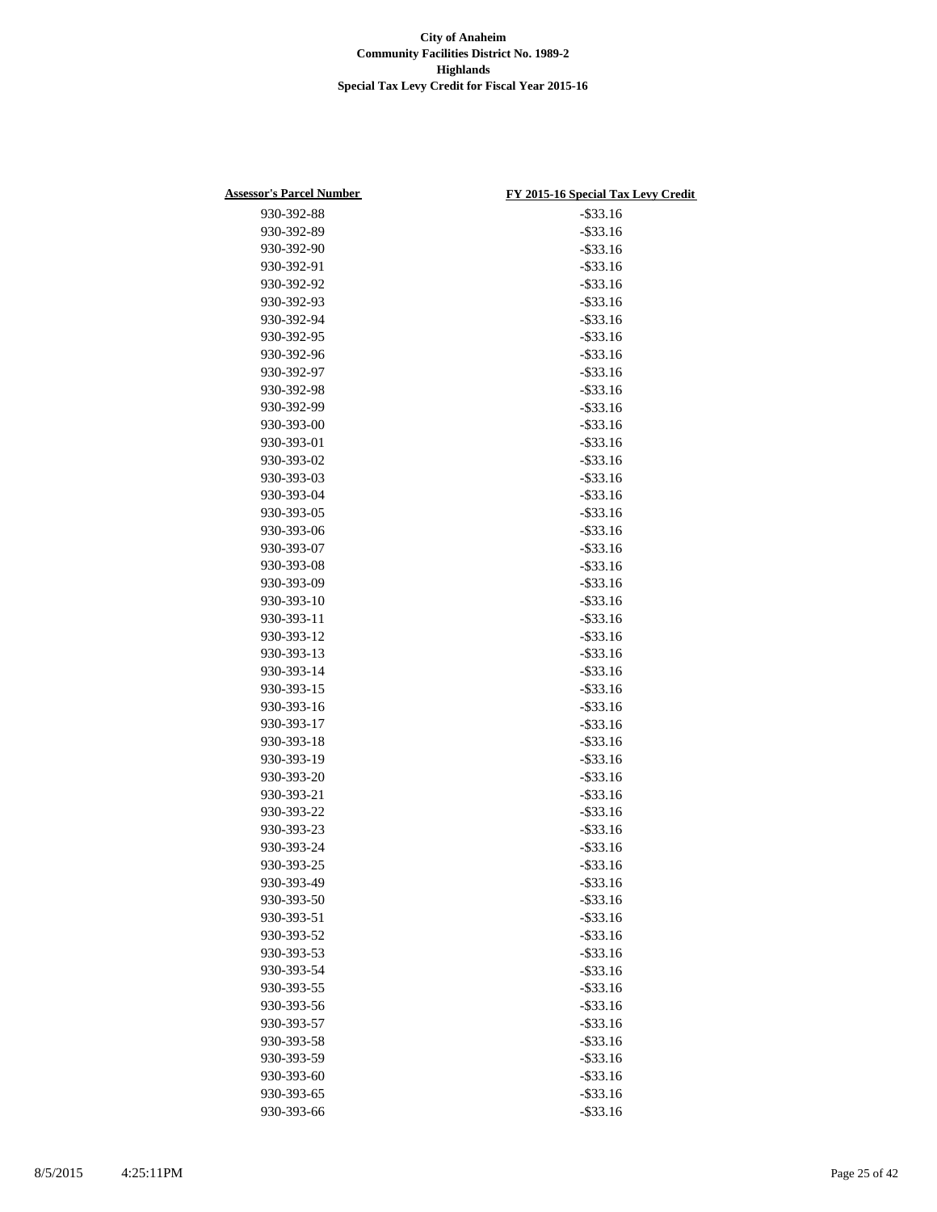**City of Anaheim**
**Community Facilities District No. 1989-2**
**Highlands**
**Special Tax Levy Credit for Fiscal Year 2015-16**

| Assessor's Parcel Number | FY 2015-16 Special Tax Levy Credit |
|---|---|
| 930-392-88 | -$33.16 |
| 930-392-89 | -$33.16 |
| 930-392-90 | -$33.16 |
| 930-392-91 | -$33.16 |
| 930-392-92 | -$33.16 |
| 930-392-93 | -$33.16 |
| 930-392-94 | -$33.16 |
| 930-392-95 | -$33.16 |
| 930-392-96 | -$33.16 |
| 930-392-97 | -$33.16 |
| 930-392-98 | -$33.16 |
| 930-392-99 | -$33.16 |
| 930-393-00 | -$33.16 |
| 930-393-01 | -$33.16 |
| 930-393-02 | -$33.16 |
| 930-393-03 | -$33.16 |
| 930-393-04 | -$33.16 |
| 930-393-05 | -$33.16 |
| 930-393-06 | -$33.16 |
| 930-393-07 | -$33.16 |
| 930-393-08 | -$33.16 |
| 930-393-09 | -$33.16 |
| 930-393-10 | -$33.16 |
| 930-393-11 | -$33.16 |
| 930-393-12 | -$33.16 |
| 930-393-13 | -$33.16 |
| 930-393-14 | -$33.16 |
| 930-393-15 | -$33.16 |
| 930-393-16 | -$33.16 |
| 930-393-17 | -$33.16 |
| 930-393-18 | -$33.16 |
| 930-393-19 | -$33.16 |
| 930-393-20 | -$33.16 |
| 930-393-21 | -$33.16 |
| 930-393-22 | -$33.16 |
| 930-393-23 | -$33.16 |
| 930-393-24 | -$33.16 |
| 930-393-25 | -$33.16 |
| 930-393-49 | -$33.16 |
| 930-393-50 | -$33.16 |
| 930-393-51 | -$33.16 |
| 930-393-52 | -$33.16 |
| 930-393-53 | -$33.16 |
| 930-393-54 | -$33.16 |
| 930-393-55 | -$33.16 |
| 930-393-56 | -$33.16 |
| 930-393-57 | -$33.16 |
| 930-393-58 | -$33.16 |
| 930-393-59 | -$33.16 |
| 930-393-60 | -$33.16 |
| 930-393-65 | -$33.16 |
| 930-393-66 | -$33.16 |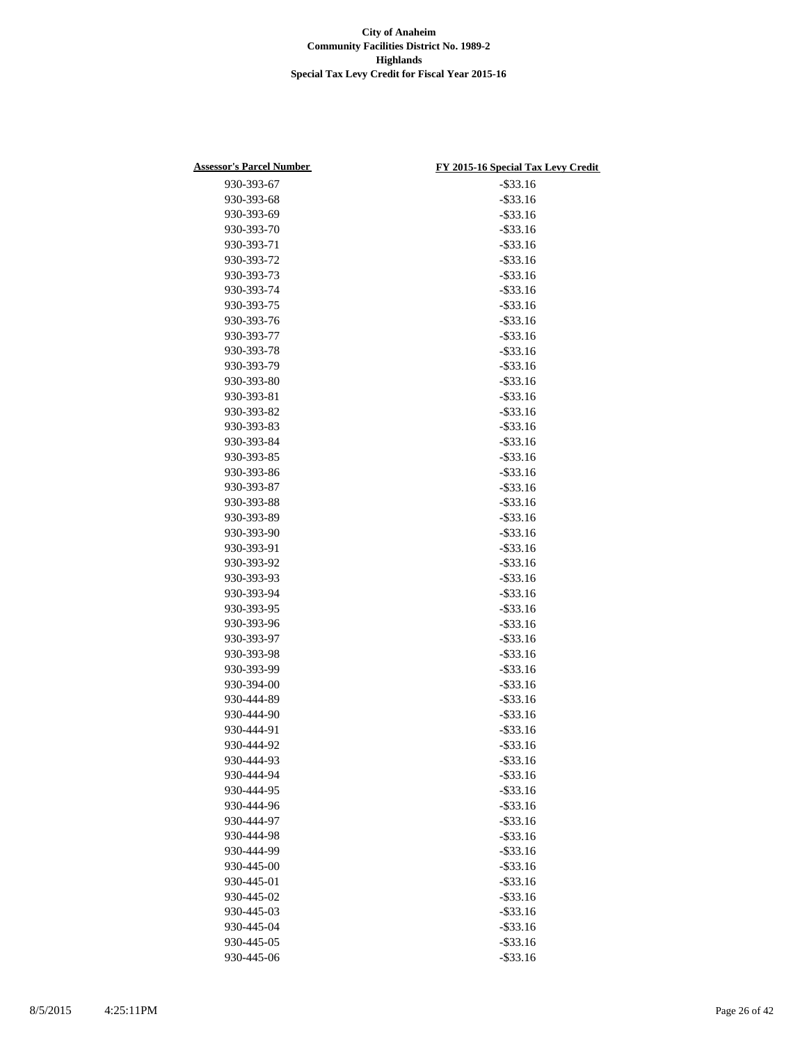**City of Anaheim**
**Community Facilities District No. 1989-2**
**Highlands**
**Special Tax Levy Credit for Fiscal Year 2015-16**

| Assessor's Parcel Number | FY 2015-16 Special Tax Levy Credit |
|---|---|
| 930-393-67 | -$33.16 |
| 930-393-68 | -$33.16 |
| 930-393-69 | -$33.16 |
| 930-393-70 | -$33.16 |
| 930-393-71 | -$33.16 |
| 930-393-72 | -$33.16 |
| 930-393-73 | -$33.16 |
| 930-393-74 | -$33.16 |
| 930-393-75 | -$33.16 |
| 930-393-76 | -$33.16 |
| 930-393-77 | -$33.16 |
| 930-393-78 | -$33.16 |
| 930-393-79 | -$33.16 |
| 930-393-80 | -$33.16 |
| 930-393-81 | -$33.16 |
| 930-393-82 | -$33.16 |
| 930-393-83 | -$33.16 |
| 930-393-84 | -$33.16 |
| 930-393-85 | -$33.16 |
| 930-393-86 | -$33.16 |
| 930-393-87 | -$33.16 |
| 930-393-88 | -$33.16 |
| 930-393-89 | -$33.16 |
| 930-393-90 | -$33.16 |
| 930-393-91 | -$33.16 |
| 930-393-92 | -$33.16 |
| 930-393-93 | -$33.16 |
| 930-393-94 | -$33.16 |
| 930-393-95 | -$33.16 |
| 930-393-96 | -$33.16 |
| 930-393-97 | -$33.16 |
| 930-393-98 | -$33.16 |
| 930-393-99 | -$33.16 |
| 930-394-00 | -$33.16 |
| 930-444-89 | -$33.16 |
| 930-444-90 | -$33.16 |
| 930-444-91 | -$33.16 |
| 930-444-92 | -$33.16 |
| 930-444-93 | -$33.16 |
| 930-444-94 | -$33.16 |
| 930-444-95 | -$33.16 |
| 930-444-96 | -$33.16 |
| 930-444-97 | -$33.16 |
| 930-444-98 | -$33.16 |
| 930-444-99 | -$33.16 |
| 930-445-00 | -$33.16 |
| 930-445-01 | -$33.16 |
| 930-445-02 | -$33.16 |
| 930-445-03 | -$33.16 |
| 930-445-04 | -$33.16 |
| 930-445-05 | -$33.16 |
| 930-445-06 | -$33.16 |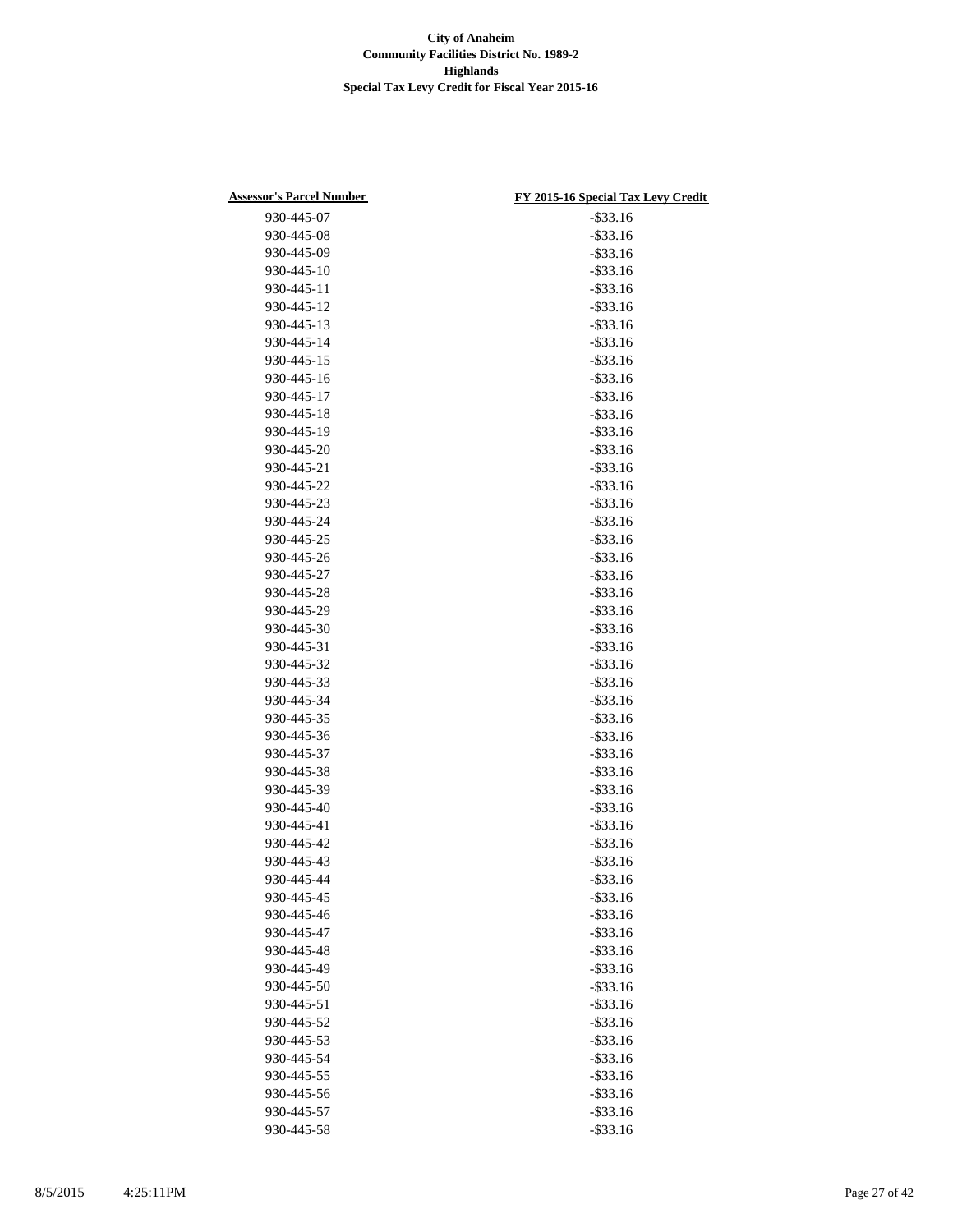**City of Anaheim**
**Community Facilities District No. 1989-2**
**Highlands**
**Special Tax Levy Credit for Fiscal Year 2015-16**

| Assessor's Parcel Number | FY 2015-16 Special Tax Levy Credit |
|---|---|
| 930-445-07 | -$33.16 |
| 930-445-08 | -$33.16 |
| 930-445-09 | -$33.16 |
| 930-445-10 | -$33.16 |
| 930-445-11 | -$33.16 |
| 930-445-12 | -$33.16 |
| 930-445-13 | -$33.16 |
| 930-445-14 | -$33.16 |
| 930-445-15 | -$33.16 |
| 930-445-16 | -$33.16 |
| 930-445-17 | -$33.16 |
| 930-445-18 | -$33.16 |
| 930-445-19 | -$33.16 |
| 930-445-20 | -$33.16 |
| 930-445-21 | -$33.16 |
| 930-445-22 | -$33.16 |
| 930-445-23 | -$33.16 |
| 930-445-24 | -$33.16 |
| 930-445-25 | -$33.16 |
| 930-445-26 | -$33.16 |
| 930-445-27 | -$33.16 |
| 930-445-28 | -$33.16 |
| 930-445-29 | -$33.16 |
| 930-445-30 | -$33.16 |
| 930-445-31 | -$33.16 |
| 930-445-32 | -$33.16 |
| 930-445-33 | -$33.16 |
| 930-445-34 | -$33.16 |
| 930-445-35 | -$33.16 |
| 930-445-36 | -$33.16 |
| 930-445-37 | -$33.16 |
| 930-445-38 | -$33.16 |
| 930-445-39 | -$33.16 |
| 930-445-40 | -$33.16 |
| 930-445-41 | -$33.16 |
| 930-445-42 | -$33.16 |
| 930-445-43 | -$33.16 |
| 930-445-44 | -$33.16 |
| 930-445-45 | -$33.16 |
| 930-445-46 | -$33.16 |
| 930-445-47 | -$33.16 |
| 930-445-48 | -$33.16 |
| 930-445-49 | -$33.16 |
| 930-445-50 | -$33.16 |
| 930-445-51 | -$33.16 |
| 930-445-52 | -$33.16 |
| 930-445-53 | -$33.16 |
| 930-445-54 | -$33.16 |
| 930-445-55 | -$33.16 |
| 930-445-56 | -$33.16 |
| 930-445-57 | -$33.16 |
| 930-445-58 | -$33.16 |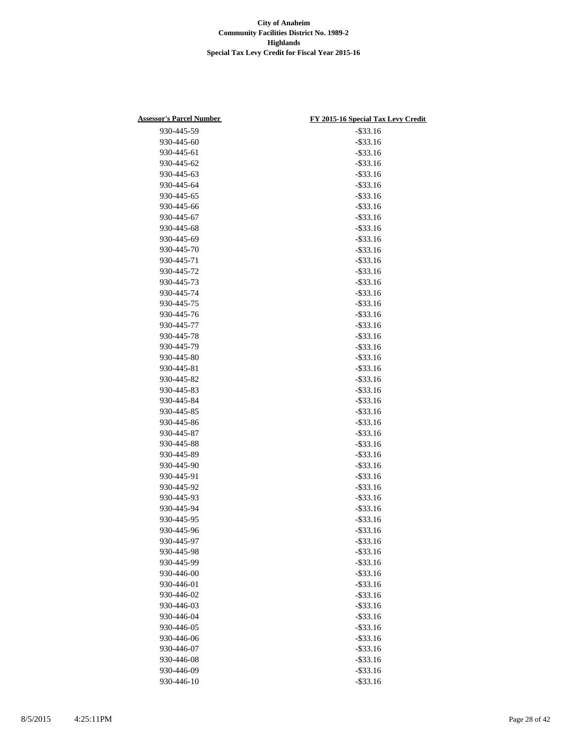**City of Anaheim**
**Community Facilities District No. 1989-2**
**Highlands**
**Special Tax Levy Credit for Fiscal Year 2015-16**

| Assessor's Parcel Number | FY 2015-16 Special Tax Levy Credit |
| --- | --- |
| 930-445-59 | -$33.16 |
| 930-445-60 | -$33.16 |
| 930-445-61 | -$33.16 |
| 930-445-62 | -$33.16 |
| 930-445-63 | -$33.16 |
| 930-445-64 | -$33.16 |
| 930-445-65 | -$33.16 |
| 930-445-66 | -$33.16 |
| 930-445-67 | -$33.16 |
| 930-445-68 | -$33.16 |
| 930-445-69 | -$33.16 |
| 930-445-70 | -$33.16 |
| 930-445-71 | -$33.16 |
| 930-445-72 | -$33.16 |
| 930-445-73 | -$33.16 |
| 930-445-74 | -$33.16 |
| 930-445-75 | -$33.16 |
| 930-445-76 | -$33.16 |
| 930-445-77 | -$33.16 |
| 930-445-78 | -$33.16 |
| 930-445-79 | -$33.16 |
| 930-445-80 | -$33.16 |
| 930-445-81 | -$33.16 |
| 930-445-82 | -$33.16 |
| 930-445-83 | -$33.16 |
| 930-445-84 | -$33.16 |
| 930-445-85 | -$33.16 |
| 930-445-86 | -$33.16 |
| 930-445-87 | -$33.16 |
| 930-445-88 | -$33.16 |
| 930-445-89 | -$33.16 |
| 930-445-90 | -$33.16 |
| 930-445-91 | -$33.16 |
| 930-445-92 | -$33.16 |
| 930-445-93 | -$33.16 |
| 930-445-94 | -$33.16 |
| 930-445-95 | -$33.16 |
| 930-445-96 | -$33.16 |
| 930-445-97 | -$33.16 |
| 930-445-98 | -$33.16 |
| 930-445-99 | -$33.16 |
| 930-446-00 | -$33.16 |
| 930-446-01 | -$33.16 |
| 930-446-02 | -$33.16 |
| 930-446-03 | -$33.16 |
| 930-446-04 | -$33.16 |
| 930-446-05 | -$33.16 |
| 930-446-06 | -$33.16 |
| 930-446-07 | -$33.16 |
| 930-446-08 | -$33.16 |
| 930-446-09 | -$33.16 |
| 930-446-10 | -$33.16 |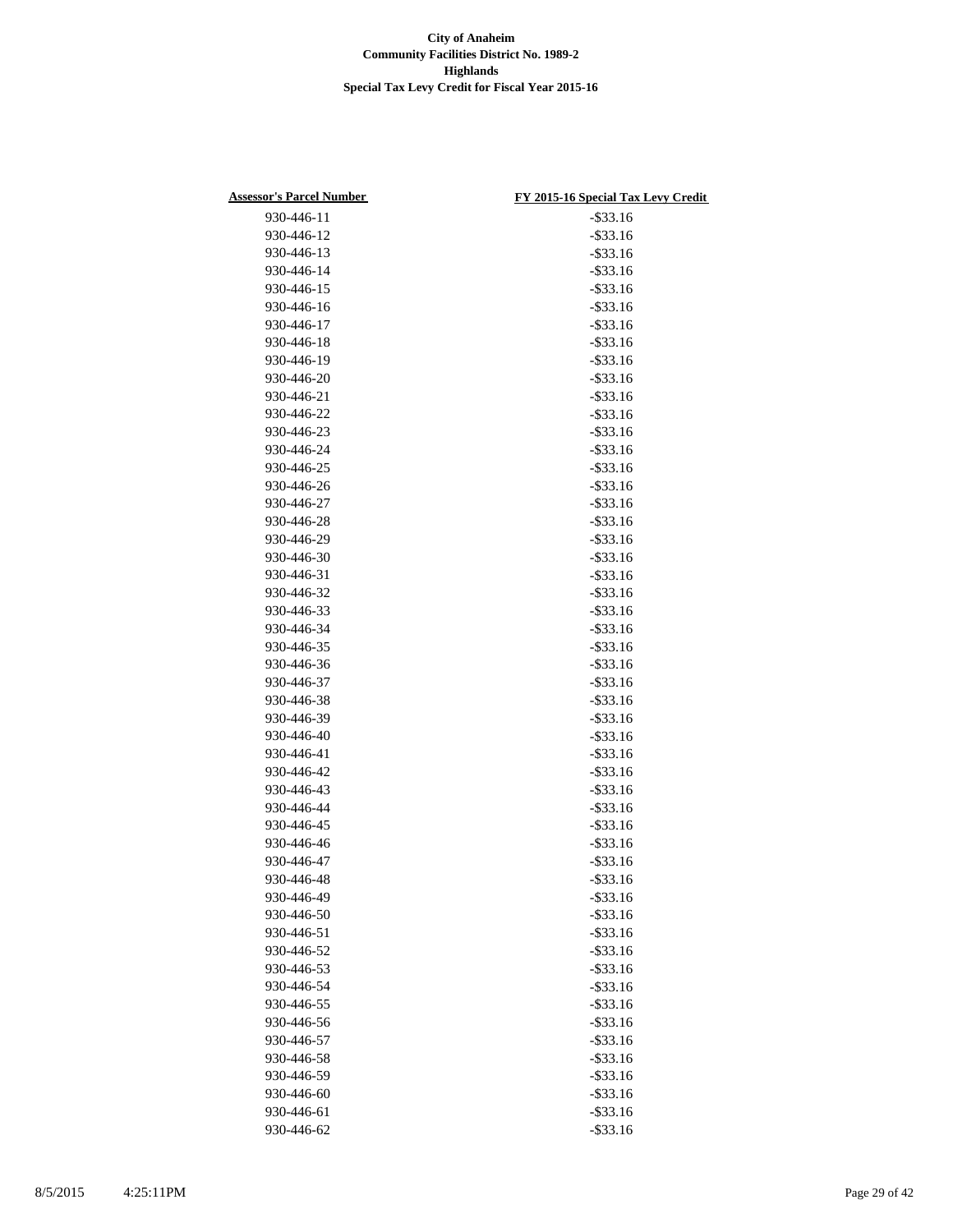**City of Anaheim**
**Community Facilities District No. 1989-2**
**Highlands**
**Special Tax Levy Credit for Fiscal Year 2015-16**

| Assessor's Parcel Number | FY 2015-16 Special Tax Levy Credit |
|---|---|
| 930-446-11 | -$33.16 |
| 930-446-12 | -$33.16 |
| 930-446-13 | -$33.16 |
| 930-446-14 | -$33.16 |
| 930-446-15 | -$33.16 |
| 930-446-16 | -$33.16 |
| 930-446-17 | -$33.16 |
| 930-446-18 | -$33.16 |
| 930-446-19 | -$33.16 |
| 930-446-20 | -$33.16 |
| 930-446-21 | -$33.16 |
| 930-446-22 | -$33.16 |
| 930-446-23 | -$33.16 |
| 930-446-24 | -$33.16 |
| 930-446-25 | -$33.16 |
| 930-446-26 | -$33.16 |
| 930-446-27 | -$33.16 |
| 930-446-28 | -$33.16 |
| 930-446-29 | -$33.16 |
| 930-446-30 | -$33.16 |
| 930-446-31 | -$33.16 |
| 930-446-32 | -$33.16 |
| 930-446-33 | -$33.16 |
| 930-446-34 | -$33.16 |
| 930-446-35 | -$33.16 |
| 930-446-36 | -$33.16 |
| 930-446-37 | -$33.16 |
| 930-446-38 | -$33.16 |
| 930-446-39 | -$33.16 |
| 930-446-40 | -$33.16 |
| 930-446-41 | -$33.16 |
| 930-446-42 | -$33.16 |
| 930-446-43 | -$33.16 |
| 930-446-44 | -$33.16 |
| 930-446-45 | -$33.16 |
| 930-446-46 | -$33.16 |
| 930-446-47 | -$33.16 |
| 930-446-48 | -$33.16 |
| 930-446-49 | -$33.16 |
| 930-446-50 | -$33.16 |
| 930-446-51 | -$33.16 |
| 930-446-52 | -$33.16 |
| 930-446-53 | -$33.16 |
| 930-446-54 | -$33.16 |
| 930-446-55 | -$33.16 |
| 930-446-56 | -$33.16 |
| 930-446-57 | -$33.16 |
| 930-446-58 | -$33.16 |
| 930-446-59 | -$33.16 |
| 930-446-60 | -$33.16 |
| 930-446-61 | -$33.16 |
| 930-446-62 | -$33.16 |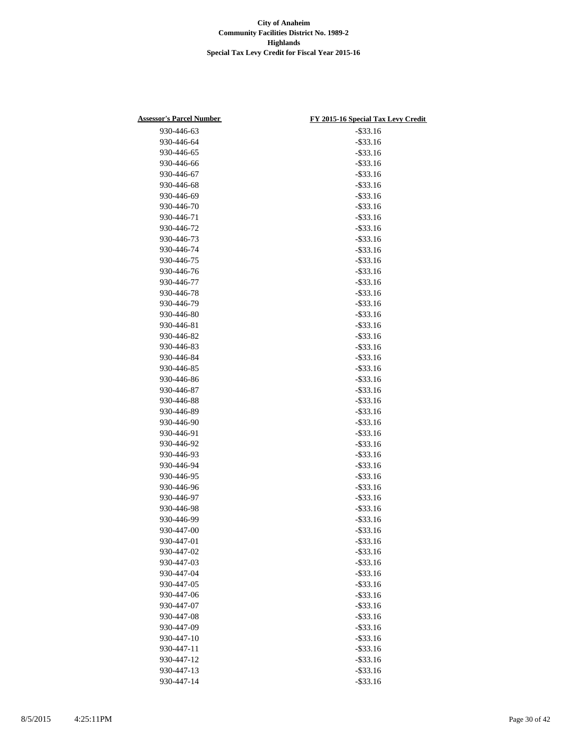**City of Anaheim**
**Community Facilities District No. 1989-2**
**Highlands**
**Special Tax Levy Credit for Fiscal Year 2015-16**

| Assessor's Parcel Number | FY 2015-16 Special Tax Levy Credit |
|---|---|
| 930-446-63 | -$33.16 |
| 930-446-64 | -$33.16 |
| 930-446-65 | -$33.16 |
| 930-446-66 | -$33.16 |
| 930-446-67 | -$33.16 |
| 930-446-68 | -$33.16 |
| 930-446-69 | -$33.16 |
| 930-446-70 | -$33.16 |
| 930-446-71 | -$33.16 |
| 930-446-72 | -$33.16 |
| 930-446-73 | -$33.16 |
| 930-446-74 | -$33.16 |
| 930-446-75 | -$33.16 |
| 930-446-76 | -$33.16 |
| 930-446-77 | -$33.16 |
| 930-446-78 | -$33.16 |
| 930-446-79 | -$33.16 |
| 930-446-80 | -$33.16 |
| 930-446-81 | -$33.16 |
| 930-446-82 | -$33.16 |
| 930-446-83 | -$33.16 |
| 930-446-84 | -$33.16 |
| 930-446-85 | -$33.16 |
| 930-446-86 | -$33.16 |
| 930-446-87 | -$33.16 |
| 930-446-88 | -$33.16 |
| 930-446-89 | -$33.16 |
| 930-446-90 | -$33.16 |
| 930-446-91 | -$33.16 |
| 930-446-92 | -$33.16 |
| 930-446-93 | -$33.16 |
| 930-446-94 | -$33.16 |
| 930-446-95 | -$33.16 |
| 930-446-96 | -$33.16 |
| 930-446-97 | -$33.16 |
| 930-446-98 | -$33.16 |
| 930-446-99 | -$33.16 |
| 930-447-00 | -$33.16 |
| 930-447-01 | -$33.16 |
| 930-447-02 | -$33.16 |
| 930-447-03 | -$33.16 |
| 930-447-04 | -$33.16 |
| 930-447-05 | -$33.16 |
| 930-447-06 | -$33.16 |
| 930-447-07 | -$33.16 |
| 930-447-08 | -$33.16 |
| 930-447-09 | -$33.16 |
| 930-447-10 | -$33.16 |
| 930-447-11 | -$33.16 |
| 930-447-12 | -$33.16 |
| 930-447-13 | -$33.16 |
| 930-447-14 | -$33.16 |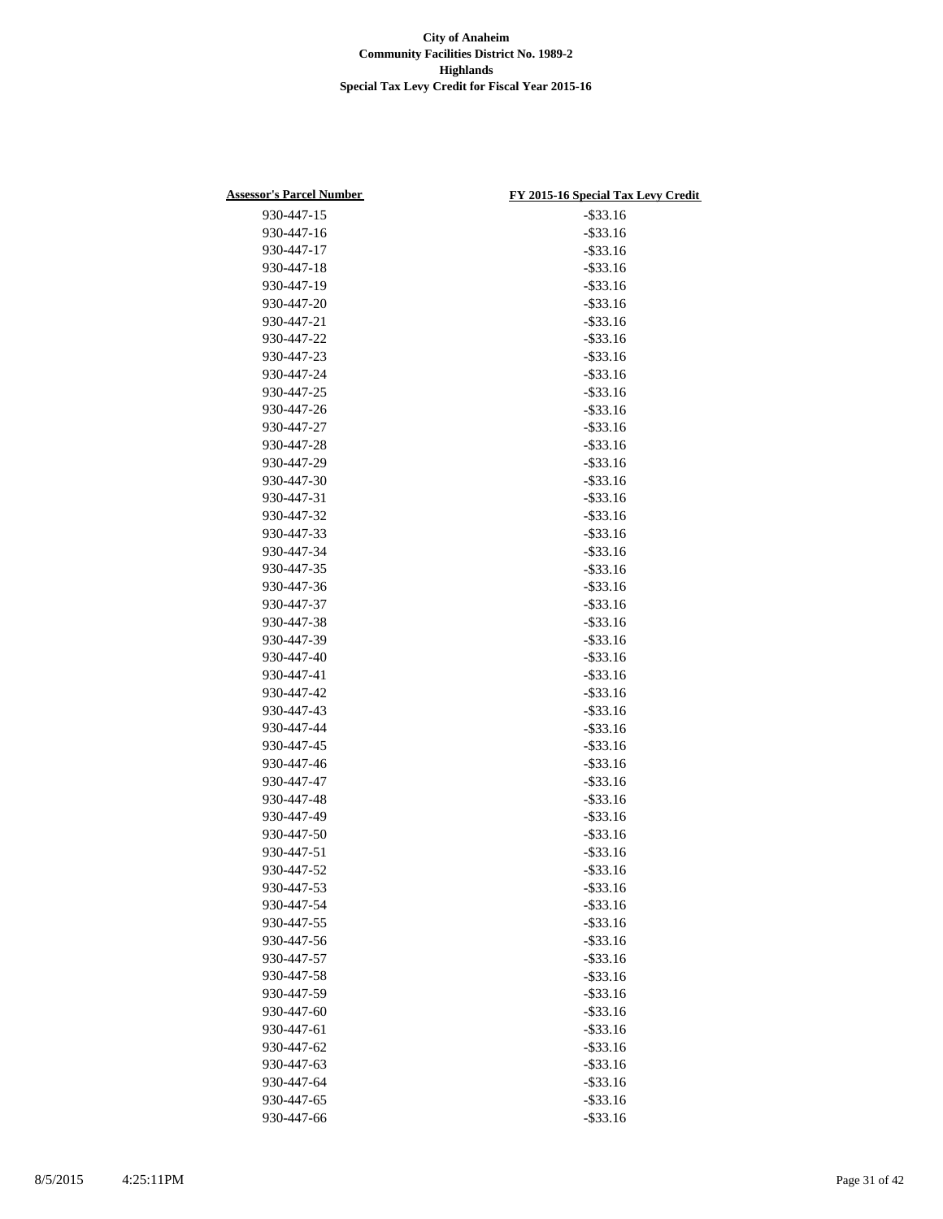**City of Anaheim**
**Community Facilities District No. 1989-2**
**Highlands**
**Special Tax Levy Credit for Fiscal Year 2015-16**

| Assessor's Parcel Number | FY 2015-16 Special Tax Levy Credit |
|---|---|
| 930-447-15 | -$33.16 |
| 930-447-16 | -$33.16 |
| 930-447-17 | -$33.16 |
| 930-447-18 | -$33.16 |
| 930-447-19 | -$33.16 |
| 930-447-20 | -$33.16 |
| 930-447-21 | -$33.16 |
| 930-447-22 | -$33.16 |
| 930-447-23 | -$33.16 |
| 930-447-24 | -$33.16 |
| 930-447-25 | -$33.16 |
| 930-447-26 | -$33.16 |
| 930-447-27 | -$33.16 |
| 930-447-28 | -$33.16 |
| 930-447-29 | -$33.16 |
| 930-447-30 | -$33.16 |
| 930-447-31 | -$33.16 |
| 930-447-32 | -$33.16 |
| 930-447-33 | -$33.16 |
| 930-447-34 | -$33.16 |
| 930-447-35 | -$33.16 |
| 930-447-36 | -$33.16 |
| 930-447-37 | -$33.16 |
| 930-447-38 | -$33.16 |
| 930-447-39 | -$33.16 |
| 930-447-40 | -$33.16 |
| 930-447-41 | -$33.16 |
| 930-447-42 | -$33.16 |
| 930-447-43 | -$33.16 |
| 930-447-44 | -$33.16 |
| 930-447-45 | -$33.16 |
| 930-447-46 | -$33.16 |
| 930-447-47 | -$33.16 |
| 930-447-48 | -$33.16 |
| 930-447-49 | -$33.16 |
| 930-447-50 | -$33.16 |
| 930-447-51 | -$33.16 |
| 930-447-52 | -$33.16 |
| 930-447-53 | -$33.16 |
| 930-447-54 | -$33.16 |
| 930-447-55 | -$33.16 |
| 930-447-56 | -$33.16 |
| 930-447-57 | -$33.16 |
| 930-447-58 | -$33.16 |
| 930-447-59 | -$33.16 |
| 930-447-60 | -$33.16 |
| 930-447-61 | -$33.16 |
| 930-447-62 | -$33.16 |
| 930-447-63 | -$33.16 |
| 930-447-64 | -$33.16 |
| 930-447-65 | -$33.16 |
| 930-447-66 | -$33.16 |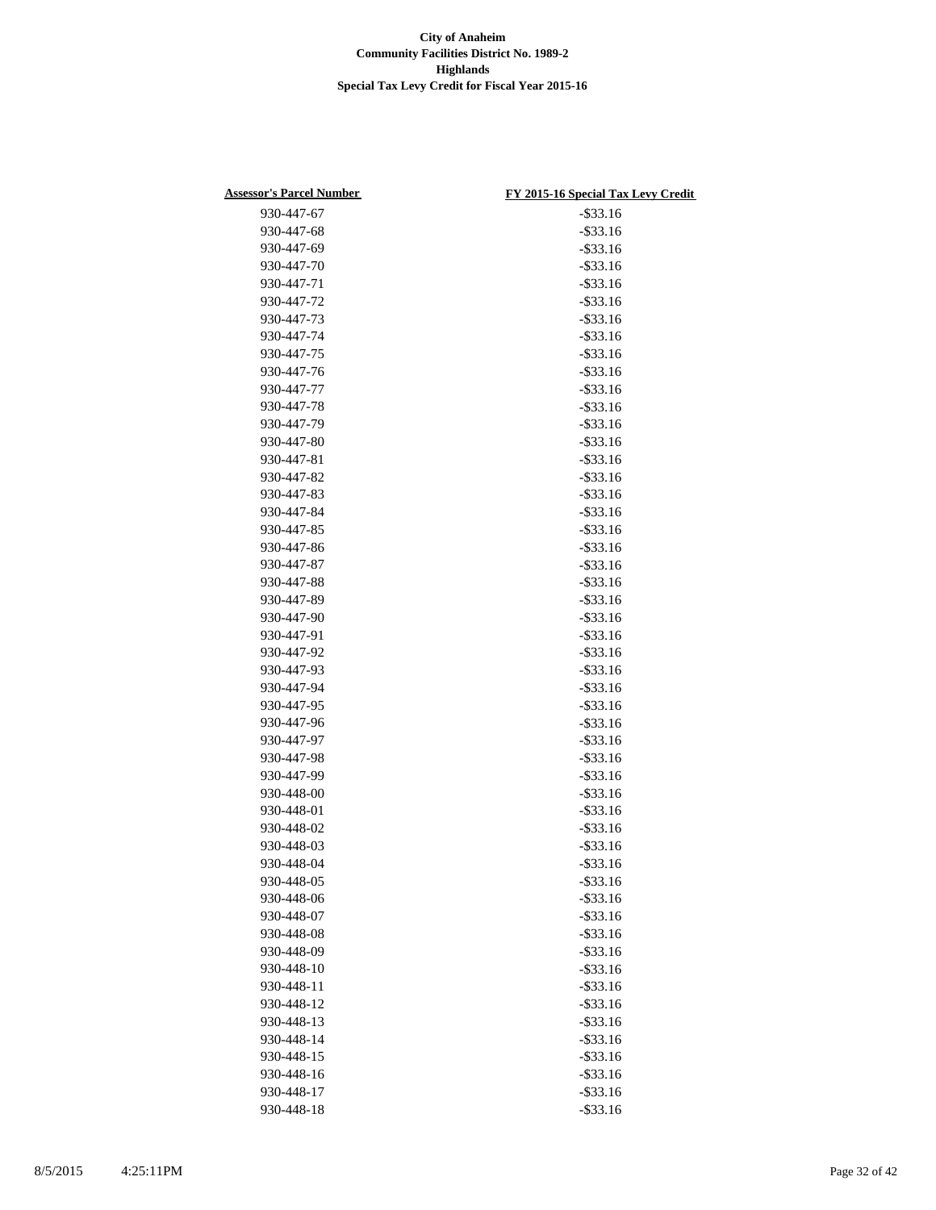**City of Anaheim**
**Community Facilities District No. 1989-2**
**Highlands**
**Special Tax Levy Credit for Fiscal Year 2015-16**

| Assessor's Parcel Number | FY 2015-16 Special Tax Levy Credit |
|---|---|
| 930-447-67 | -$33.16 |
| 930-447-68 | -$33.16 |
| 930-447-69 | -$33.16 |
| 930-447-70 | -$33.16 |
| 930-447-71 | -$33.16 |
| 930-447-72 | -$33.16 |
| 930-447-73 | -$33.16 |
| 930-447-74 | -$33.16 |
| 930-447-75 | -$33.16 |
| 930-447-76 | -$33.16 |
| 930-447-77 | -$33.16 |
| 930-447-78 | -$33.16 |
| 930-447-79 | -$33.16 |
| 930-447-80 | -$33.16 |
| 930-447-81 | -$33.16 |
| 930-447-82 | -$33.16 |
| 930-447-83 | -$33.16 |
| 930-447-84 | -$33.16 |
| 930-447-85 | -$33.16 |
| 930-447-86 | -$33.16 |
| 930-447-87 | -$33.16 |
| 930-447-88 | -$33.16 |
| 930-447-89 | -$33.16 |
| 930-447-90 | -$33.16 |
| 930-447-91 | -$33.16 |
| 930-447-92 | -$33.16 |
| 930-447-93 | -$33.16 |
| 930-447-94 | -$33.16 |
| 930-447-95 | -$33.16 |
| 930-447-96 | -$33.16 |
| 930-447-97 | -$33.16 |
| 930-447-98 | -$33.16 |
| 930-447-99 | -$33.16 |
| 930-448-00 | -$33.16 |
| 930-448-01 | -$33.16 |
| 930-448-02 | -$33.16 |
| 930-448-03 | -$33.16 |
| 930-448-04 | -$33.16 |
| 930-448-05 | -$33.16 |
| 930-448-06 | -$33.16 |
| 930-448-07 | -$33.16 |
| 930-448-08 | -$33.16 |
| 930-448-09 | -$33.16 |
| 930-448-10 | -$33.16 |
| 930-448-11 | -$33.16 |
| 930-448-12 | -$33.16 |
| 930-448-13 | -$33.16 |
| 930-448-14 | -$33.16 |
| 930-448-15 | -$33.16 |
| 930-448-16 | -$33.16 |
| 930-448-17 | -$33.16 |
| 930-448-18 | -$33.16 |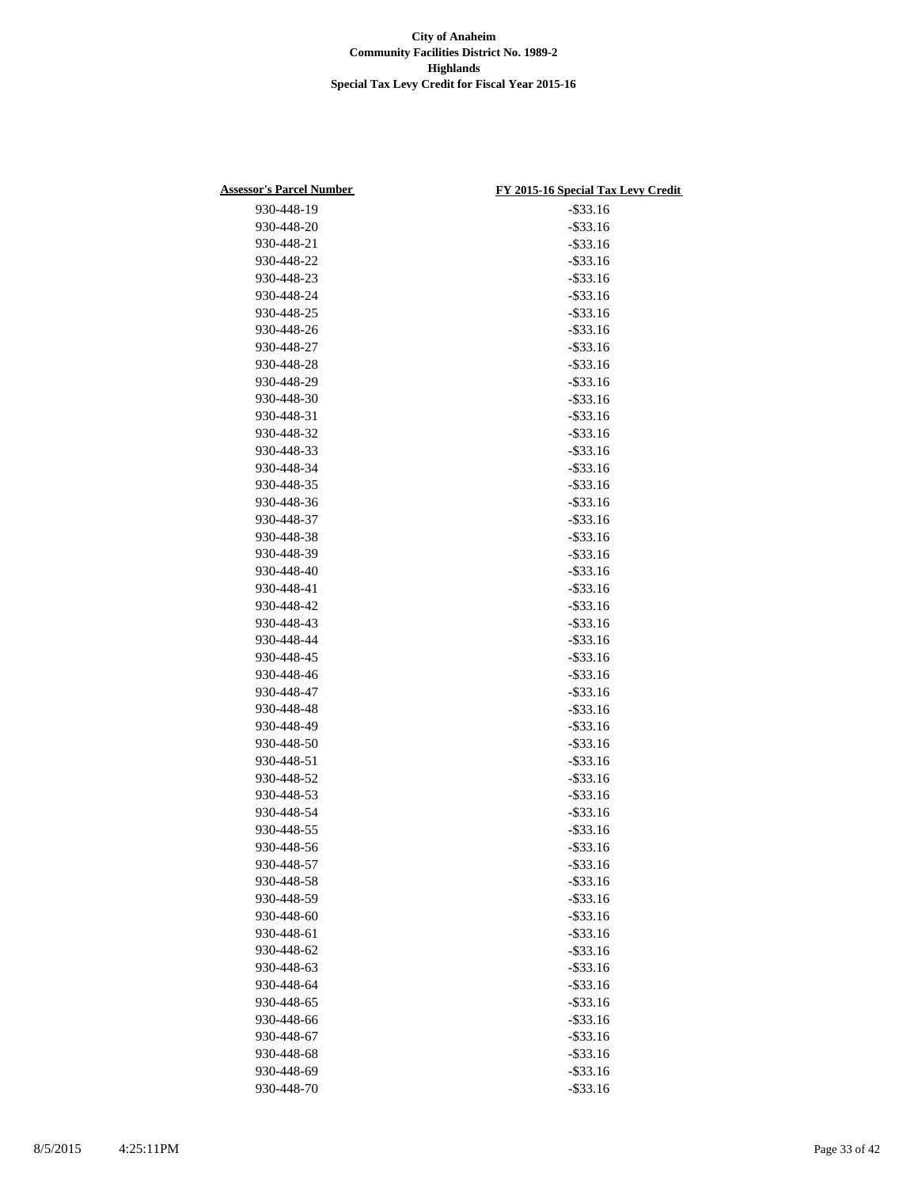**City of Anaheim**
**Community Facilities District No. 1989-2**
**Highlands**
**Special Tax Levy Credit for Fiscal Year 2015-16**

| Assessor's Parcel Number | FY 2015-16 Special Tax Levy Credit |
|---|---|
| 930-448-19 | -$33.16 |
| 930-448-20 | -$33.16 |
| 930-448-21 | -$33.16 |
| 930-448-22 | -$33.16 |
| 930-448-23 | -$33.16 |
| 930-448-24 | -$33.16 |
| 930-448-25 | -$33.16 |
| 930-448-26 | -$33.16 |
| 930-448-27 | -$33.16 |
| 930-448-28 | -$33.16 |
| 930-448-29 | -$33.16 |
| 930-448-30 | -$33.16 |
| 930-448-31 | -$33.16 |
| 930-448-32 | -$33.16 |
| 930-448-33 | -$33.16 |
| 930-448-34 | -$33.16 |
| 930-448-35 | -$33.16 |
| 930-448-36 | -$33.16 |
| 930-448-37 | -$33.16 |
| 930-448-38 | -$33.16 |
| 930-448-39 | -$33.16 |
| 930-448-40 | -$33.16 |
| 930-448-41 | -$33.16 |
| 930-448-42 | -$33.16 |
| 930-448-43 | -$33.16 |
| 930-448-44 | -$33.16 |
| 930-448-45 | -$33.16 |
| 930-448-46 | -$33.16 |
| 930-448-47 | -$33.16 |
| 930-448-48 | -$33.16 |
| 930-448-49 | -$33.16 |
| 930-448-50 | -$33.16 |
| 930-448-51 | -$33.16 |
| 930-448-52 | -$33.16 |
| 930-448-53 | -$33.16 |
| 930-448-54 | -$33.16 |
| 930-448-55 | -$33.16 |
| 930-448-56 | -$33.16 |
| 930-448-57 | -$33.16 |
| 930-448-58 | -$33.16 |
| 930-448-59 | -$33.16 |
| 930-448-60 | -$33.16 |
| 930-448-61 | -$33.16 |
| 930-448-62 | -$33.16 |
| 930-448-63 | -$33.16 |
| 930-448-64 | -$33.16 |
| 930-448-65 | -$33.16 |
| 930-448-66 | -$33.16 |
| 930-448-67 | -$33.16 |
| 930-448-68 | -$33.16 |
| 930-448-69 | -$33.16 |
| 930-448-70 | -$33.16 |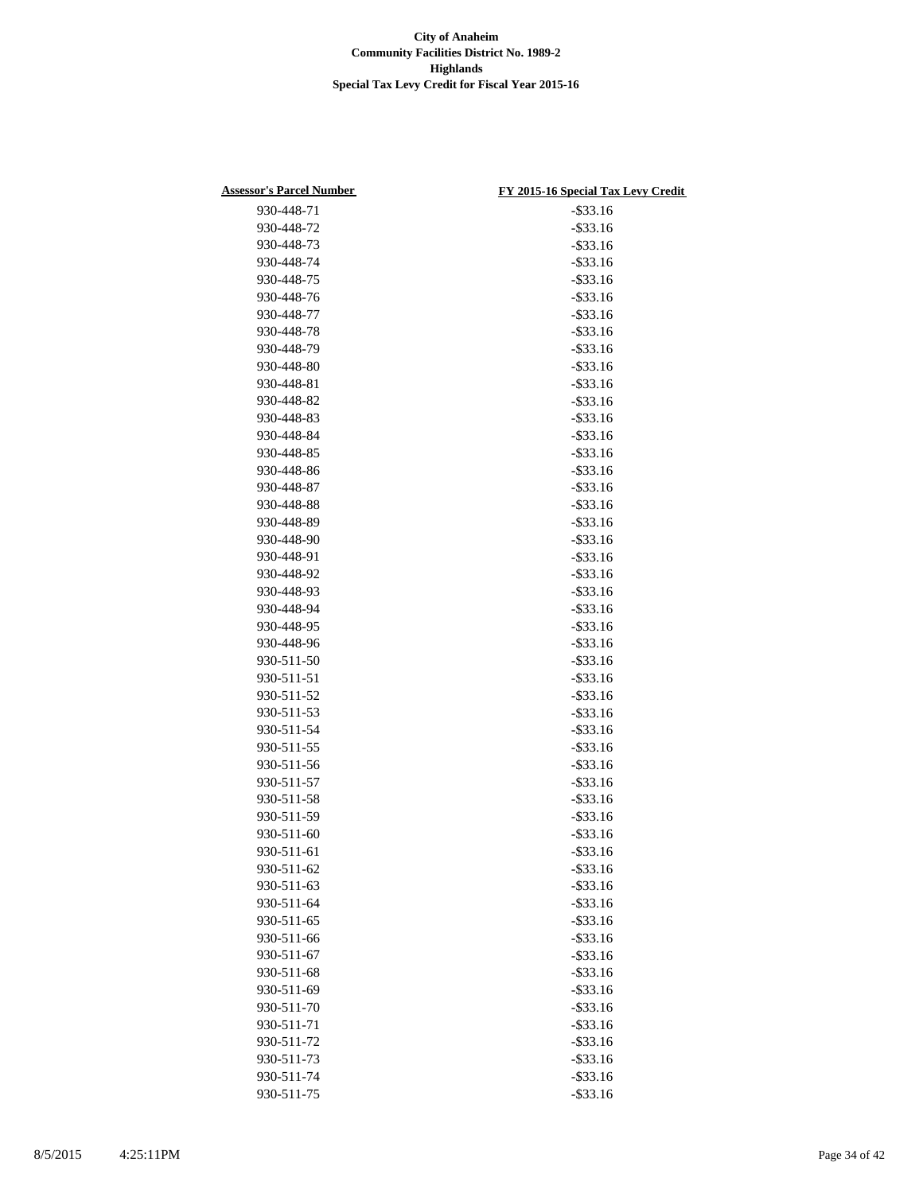**City of Anaheim**
**Community Facilities District No. 1989-2**
**Highlands**
**Special Tax Levy Credit for Fiscal Year 2015-16**

| Assessor's Parcel Number | FY 2015-16 Special Tax Levy Credit |
|---|---|
| 930-448-71 | -$33.16 |
| 930-448-72 | -$33.16 |
| 930-448-73 | -$33.16 |
| 930-448-74 | -$33.16 |
| 930-448-75 | -$33.16 |
| 930-448-76 | -$33.16 |
| 930-448-77 | -$33.16 |
| 930-448-78 | -$33.16 |
| 930-448-79 | -$33.16 |
| 930-448-80 | -$33.16 |
| 930-448-81 | -$33.16 |
| 930-448-82 | -$33.16 |
| 930-448-83 | -$33.16 |
| 930-448-84 | -$33.16 |
| 930-448-85 | -$33.16 |
| 930-448-86 | -$33.16 |
| 930-448-87 | -$33.16 |
| 930-448-88 | -$33.16 |
| 930-448-89 | -$33.16 |
| 930-448-90 | -$33.16 |
| 930-448-91 | -$33.16 |
| 930-448-92 | -$33.16 |
| 930-448-93 | -$33.16 |
| 930-448-94 | -$33.16 |
| 930-448-95 | -$33.16 |
| 930-448-96 | -$33.16 |
| 930-511-50 | -$33.16 |
| 930-511-51 | -$33.16 |
| 930-511-52 | -$33.16 |
| 930-511-53 | -$33.16 |
| 930-511-54 | -$33.16 |
| 930-511-55 | -$33.16 |
| 930-511-56 | -$33.16 |
| 930-511-57 | -$33.16 |
| 930-511-58 | -$33.16 |
| 930-511-59 | -$33.16 |
| 930-511-60 | -$33.16 |
| 930-511-61 | -$33.16 |
| 930-511-62 | -$33.16 |
| 930-511-63 | -$33.16 |
| 930-511-64 | -$33.16 |
| 930-511-65 | -$33.16 |
| 930-511-66 | -$33.16 |
| 930-511-67 | -$33.16 |
| 930-511-68 | -$33.16 |
| 930-511-69 | -$33.16 |
| 930-511-70 | -$33.16 |
| 930-511-71 | -$33.16 |
| 930-511-72 | -$33.16 |
| 930-511-73 | -$33.16 |
| 930-511-74 | -$33.16 |
| 930-511-75 | -$33.16 |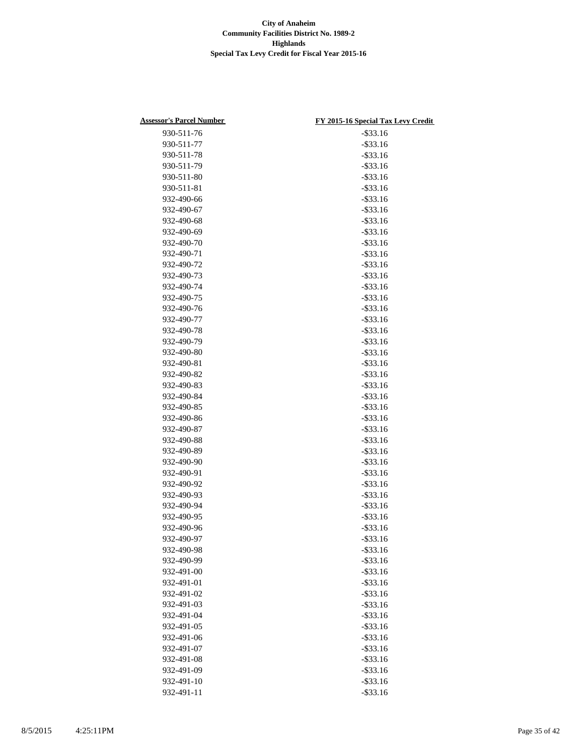**City of Anaheim**
**Community Facilities District No. 1989-2**
**Highlands**
**Special Tax Levy Credit for Fiscal Year 2015-16**

| Assessor's Parcel Number | FY 2015-16 Special Tax Levy Credit |
|---|---|
| 930-511-76 | -$33.16 |
| 930-511-77 | -$33.16 |
| 930-511-78 | -$33.16 |
| 930-511-79 | -$33.16 |
| 930-511-80 | -$33.16 |
| 930-511-81 | -$33.16 |
| 932-490-66 | -$33.16 |
| 932-490-67 | -$33.16 |
| 932-490-68 | -$33.16 |
| 932-490-69 | -$33.16 |
| 932-490-70 | -$33.16 |
| 932-490-71 | -$33.16 |
| 932-490-72 | -$33.16 |
| 932-490-73 | -$33.16 |
| 932-490-74 | -$33.16 |
| 932-490-75 | -$33.16 |
| 932-490-76 | -$33.16 |
| 932-490-77 | -$33.16 |
| 932-490-78 | -$33.16 |
| 932-490-79 | -$33.16 |
| 932-490-80 | -$33.16 |
| 932-490-81 | -$33.16 |
| 932-490-82 | -$33.16 |
| 932-490-83 | -$33.16 |
| 932-490-84 | -$33.16 |
| 932-490-85 | -$33.16 |
| 932-490-86 | -$33.16 |
| 932-490-87 | -$33.16 |
| 932-490-88 | -$33.16 |
| 932-490-89 | -$33.16 |
| 932-490-90 | -$33.16 |
| 932-490-91 | -$33.16 |
| 932-490-92 | -$33.16 |
| 932-490-93 | -$33.16 |
| 932-490-94 | -$33.16 |
| 932-490-95 | -$33.16 |
| 932-490-96 | -$33.16 |
| 932-490-97 | -$33.16 |
| 932-490-98 | -$33.16 |
| 932-490-99 | -$33.16 |
| 932-491-00 | -$33.16 |
| 932-491-01 | -$33.16 |
| 932-491-02 | -$33.16 |
| 932-491-03 | -$33.16 |
| 932-491-04 | -$33.16 |
| 932-491-05 | -$33.16 |
| 932-491-06 | -$33.16 |
| 932-491-07 | -$33.16 |
| 932-491-08 | -$33.16 |
| 932-491-09 | -$33.16 |
| 932-491-10 | -$33.16 |
| 932-491-11 | -$33.16 |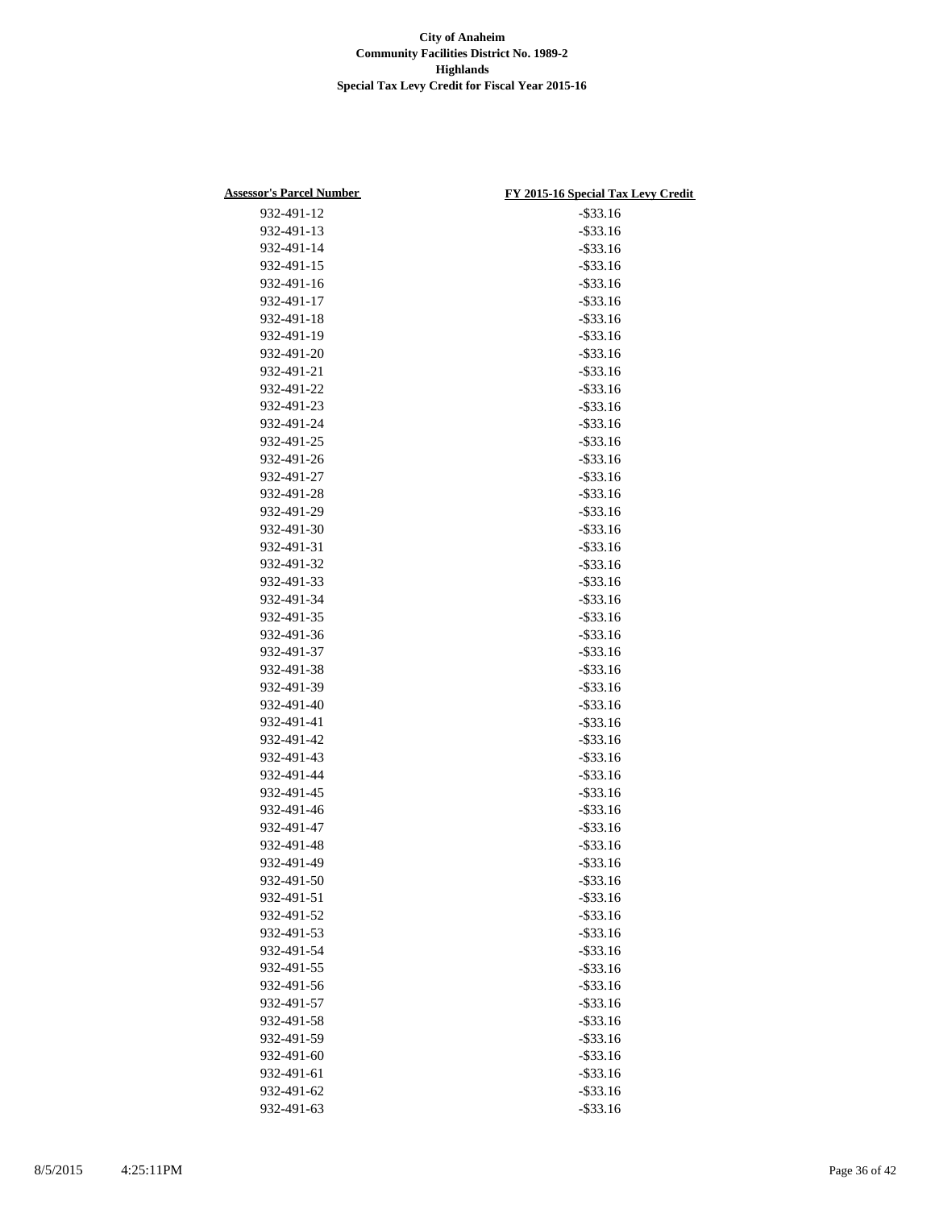**City of Anaheim**
**Community Facilities District No. 1989-2**
**Highlands**
**Special Tax Levy Credit for Fiscal Year 2015-16**

| Assessor's Parcel Number | FY 2015-16 Special Tax Levy Credit |
|---|---|
| 932-491-12 | -$33.16 |
| 932-491-13 | -$33.16 |
| 932-491-14 | -$33.16 |
| 932-491-15 | -$33.16 |
| 932-491-16 | -$33.16 |
| 932-491-17 | -$33.16 |
| 932-491-18 | -$33.16 |
| 932-491-19 | -$33.16 |
| 932-491-20 | -$33.16 |
| 932-491-21 | -$33.16 |
| 932-491-22 | -$33.16 |
| 932-491-23 | -$33.16 |
| 932-491-24 | -$33.16 |
| 932-491-25 | -$33.16 |
| 932-491-26 | -$33.16 |
| 932-491-27 | -$33.16 |
| 932-491-28 | -$33.16 |
| 932-491-29 | -$33.16 |
| 932-491-30 | -$33.16 |
| 932-491-31 | -$33.16 |
| 932-491-32 | -$33.16 |
| 932-491-33 | -$33.16 |
| 932-491-34 | -$33.16 |
| 932-491-35 | -$33.16 |
| 932-491-36 | -$33.16 |
| 932-491-37 | -$33.16 |
| 932-491-38 | -$33.16 |
| 932-491-39 | -$33.16 |
| 932-491-40 | -$33.16 |
| 932-491-41 | -$33.16 |
| 932-491-42 | -$33.16 |
| 932-491-43 | -$33.16 |
| 932-491-44 | -$33.16 |
| 932-491-45 | -$33.16 |
| 932-491-46 | -$33.16 |
| 932-491-47 | -$33.16 |
| 932-491-48 | -$33.16 |
| 932-491-49 | -$33.16 |
| 932-491-50 | -$33.16 |
| 932-491-51 | -$33.16 |
| 932-491-52 | -$33.16 |
| 932-491-53 | -$33.16 |
| 932-491-54 | -$33.16 |
| 932-491-55 | -$33.16 |
| 932-491-56 | -$33.16 |
| 932-491-57 | -$33.16 |
| 932-491-58 | -$33.16 |
| 932-491-59 | -$33.16 |
| 932-491-60 | -$33.16 |
| 932-491-61 | -$33.16 |
| 932-491-62 | -$33.16 |
| 932-491-63 | -$33.16 |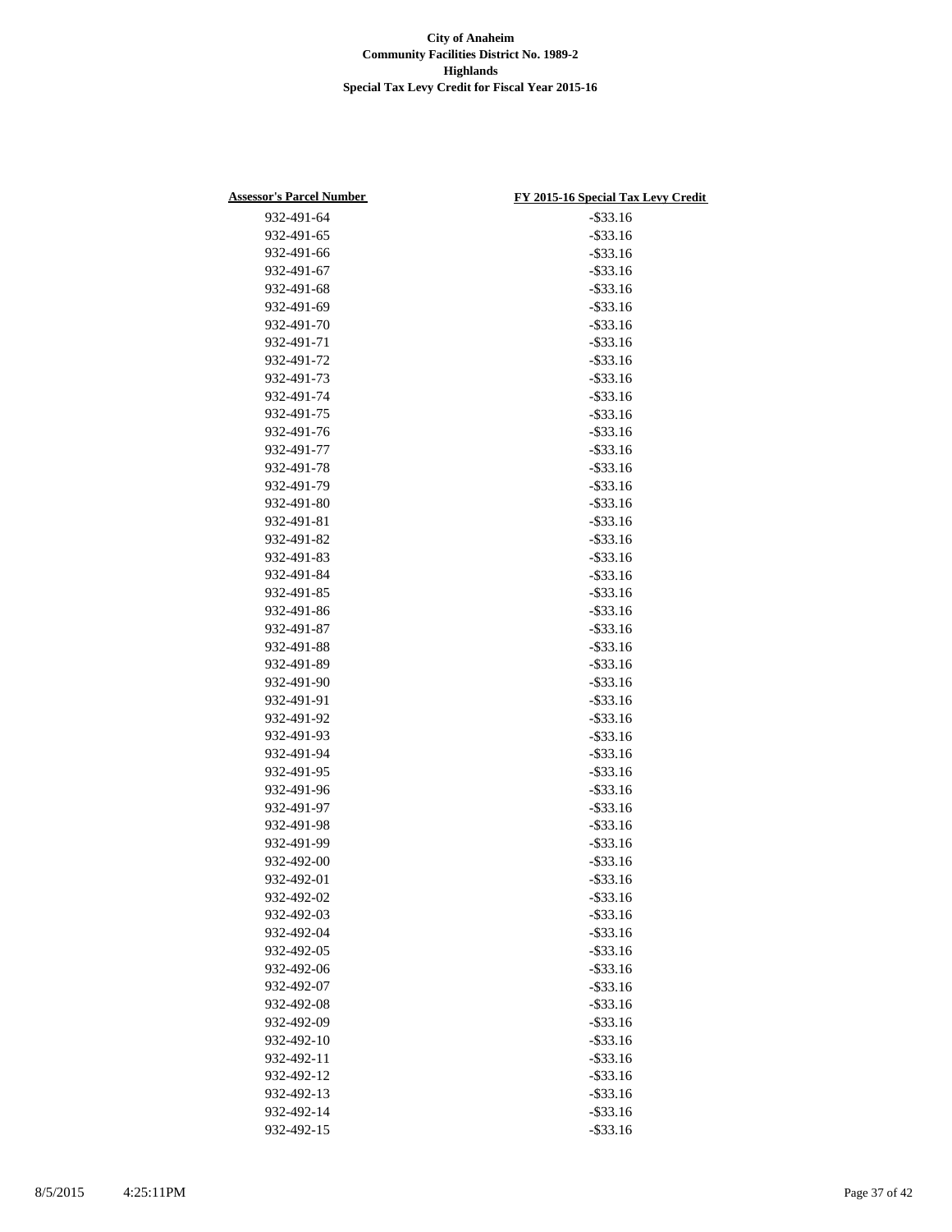**City of Anaheim**
**Community Facilities District No. 1989-2**
**Highlands**
**Special Tax Levy Credit for Fiscal Year 2015-16**

| Assessor's Parcel Number | FY 2015-16 Special Tax Levy Credit |
|---|---|
| 932-491-64 | -$33.16 |
| 932-491-65 | -$33.16 |
| 932-491-66 | -$33.16 |
| 932-491-67 | -$33.16 |
| 932-491-68 | -$33.16 |
| 932-491-69 | -$33.16 |
| 932-491-70 | -$33.16 |
| 932-491-71 | -$33.16 |
| 932-491-72 | -$33.16 |
| 932-491-73 | -$33.16 |
| 932-491-74 | -$33.16 |
| 932-491-75 | -$33.16 |
| 932-491-76 | -$33.16 |
| 932-491-77 | -$33.16 |
| 932-491-78 | -$33.16 |
| 932-491-79 | -$33.16 |
| 932-491-80 | -$33.16 |
| 932-491-81 | -$33.16 |
| 932-491-82 | -$33.16 |
| 932-491-83 | -$33.16 |
| 932-491-84 | -$33.16 |
| 932-491-85 | -$33.16 |
| 932-491-86 | -$33.16 |
| 932-491-87 | -$33.16 |
| 932-491-88 | -$33.16 |
| 932-491-89 | -$33.16 |
| 932-491-90 | -$33.16 |
| 932-491-91 | -$33.16 |
| 932-491-92 | -$33.16 |
| 932-491-93 | -$33.16 |
| 932-491-94 | -$33.16 |
| 932-491-95 | -$33.16 |
| 932-491-96 | -$33.16 |
| 932-491-97 | -$33.16 |
| 932-491-98 | -$33.16 |
| 932-491-99 | -$33.16 |
| 932-492-00 | -$33.16 |
| 932-492-01 | -$33.16 |
| 932-492-02 | -$33.16 |
| 932-492-03 | -$33.16 |
| 932-492-04 | -$33.16 |
| 932-492-05 | -$33.16 |
| 932-492-06 | -$33.16 |
| 932-492-07 | -$33.16 |
| 932-492-08 | -$33.16 |
| 932-492-09 | -$33.16 |
| 932-492-10 | -$33.16 |
| 932-492-11 | -$33.16 |
| 932-492-12 | -$33.16 |
| 932-492-13 | -$33.16 |
| 932-492-14 | -$33.16 |
| 932-492-15 | -$33.16 |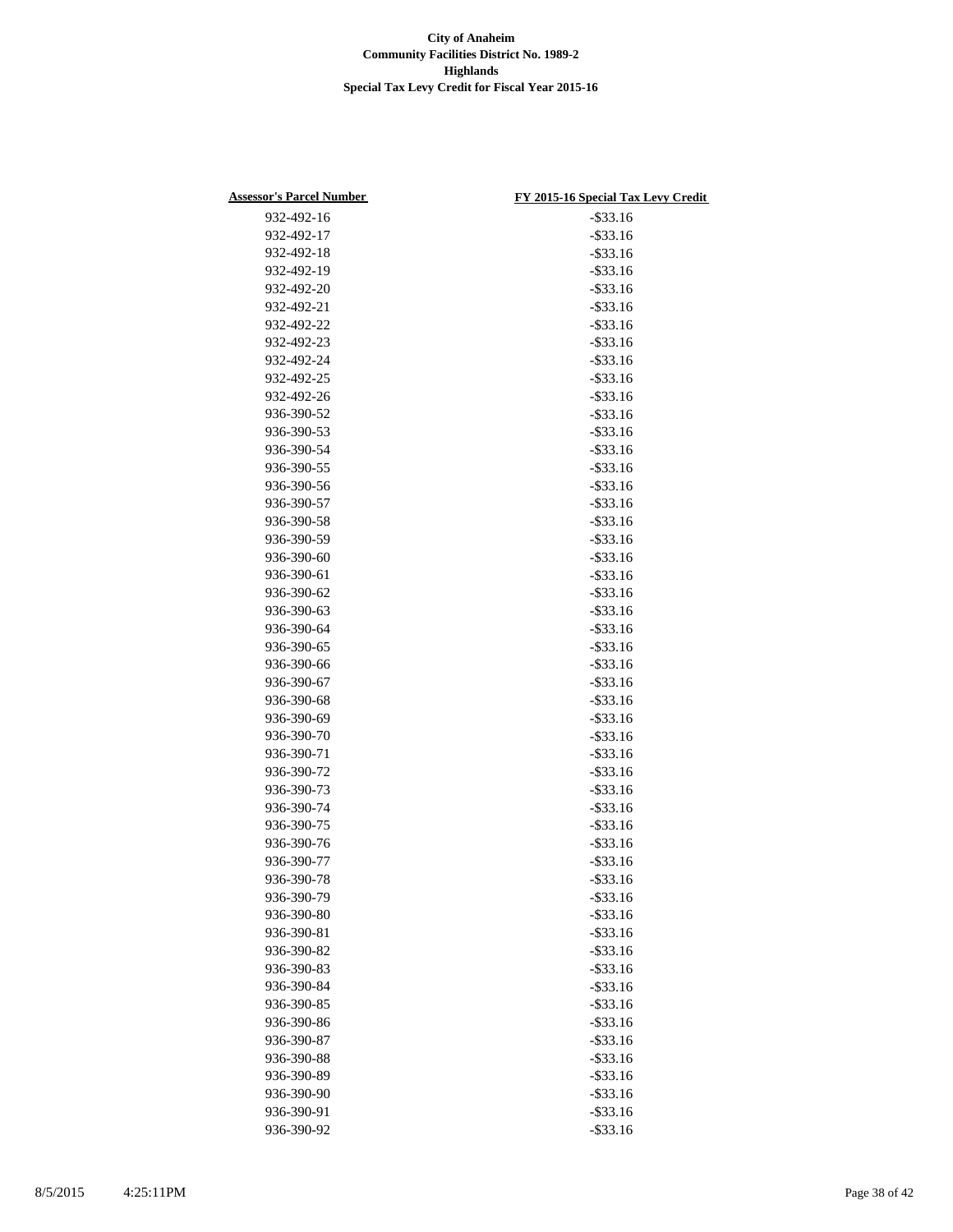**City of Anaheim**
**Community Facilities District No. 1989-2**
**Highlands**
**Special Tax Levy Credit for Fiscal Year 2015-16**

| Assessor's Parcel Number | FY 2015-16 Special Tax Levy Credit |
|---|---|
| 932-492-16 | -$33.16 |
| 932-492-17 | -$33.16 |
| 932-492-18 | -$33.16 |
| 932-492-19 | -$33.16 |
| 932-492-20 | -$33.16 |
| 932-492-21 | -$33.16 |
| 932-492-22 | -$33.16 |
| 932-492-23 | -$33.16 |
| 932-492-24 | -$33.16 |
| 932-492-25 | -$33.16 |
| 932-492-26 | -$33.16 |
| 936-390-52 | -$33.16 |
| 936-390-53 | -$33.16 |
| 936-390-54 | -$33.16 |
| 936-390-55 | -$33.16 |
| 936-390-56 | -$33.16 |
| 936-390-57 | -$33.16 |
| 936-390-58 | -$33.16 |
| 936-390-59 | -$33.16 |
| 936-390-60 | -$33.16 |
| 936-390-61 | -$33.16 |
| 936-390-62 | -$33.16 |
| 936-390-63 | -$33.16 |
| 936-390-64 | -$33.16 |
| 936-390-65 | -$33.16 |
| 936-390-66 | -$33.16 |
| 936-390-67 | -$33.16 |
| 936-390-68 | -$33.16 |
| 936-390-69 | -$33.16 |
| 936-390-70 | -$33.16 |
| 936-390-71 | -$33.16 |
| 936-390-72 | -$33.16 |
| 936-390-73 | -$33.16 |
| 936-390-74 | -$33.16 |
| 936-390-75 | -$33.16 |
| 936-390-76 | -$33.16 |
| 936-390-77 | -$33.16 |
| 936-390-78 | -$33.16 |
| 936-390-79 | -$33.16 |
| 936-390-80 | -$33.16 |
| 936-390-81 | -$33.16 |
| 936-390-82 | -$33.16 |
| 936-390-83 | -$33.16 |
| 936-390-84 | -$33.16 |
| 936-390-85 | -$33.16 |
| 936-390-86 | -$33.16 |
| 936-390-87 | -$33.16 |
| 936-390-88 | -$33.16 |
| 936-390-89 | -$33.16 |
| 936-390-90 | -$33.16 |
| 936-390-91 | -$33.16 |
| 936-390-92 | -$33.16 |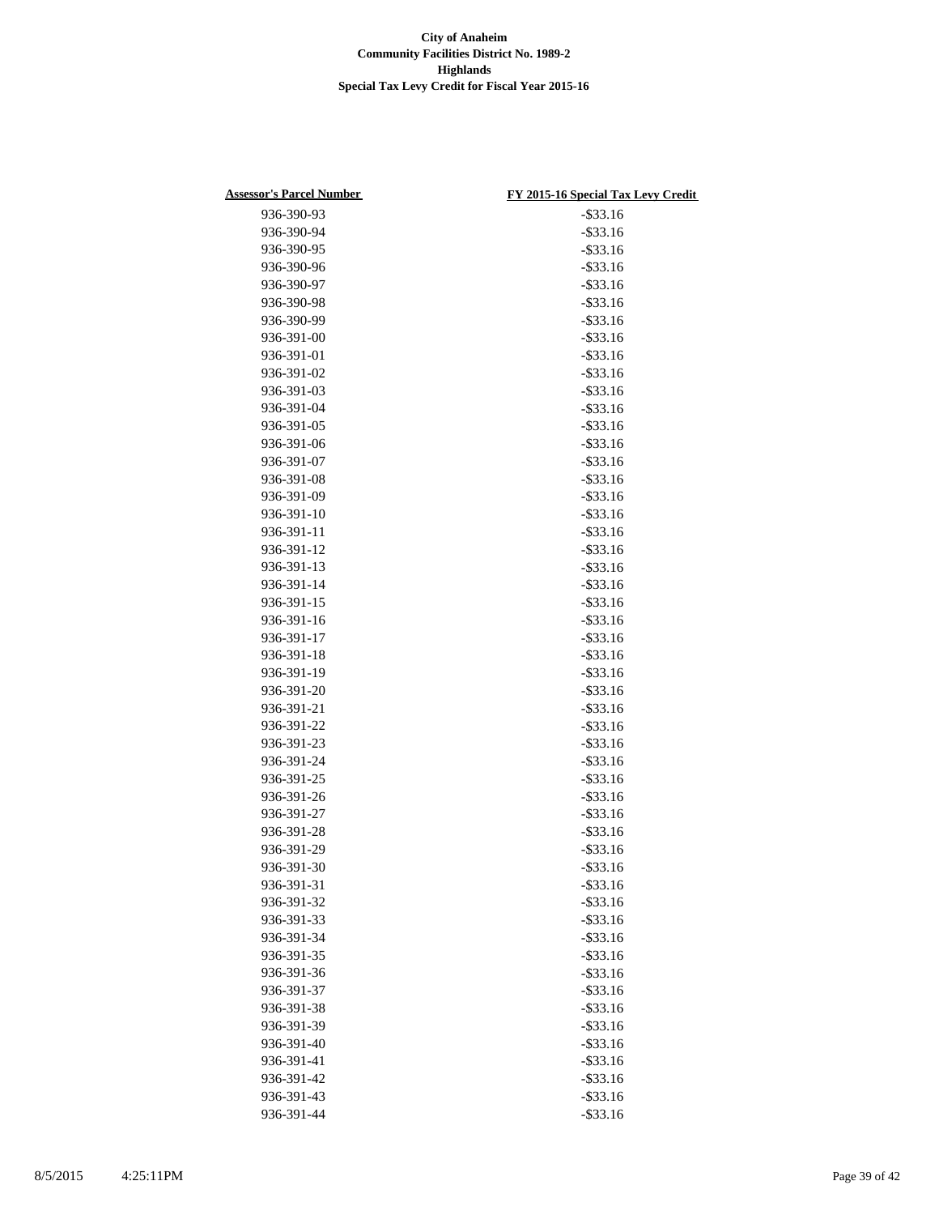**City of Anaheim**
**Community Facilities District No. 1989-2**
**Highlands**
**Special Tax Levy Credit for Fiscal Year 2015-16**

| Assessor's Parcel Number | FY 2015-16 Special Tax Levy Credit |
|---|---|
| 936-390-93 | -$33.16 |
| 936-390-94 | -$33.16 |
| 936-390-95 | -$33.16 |
| 936-390-96 | -$33.16 |
| 936-390-97 | -$33.16 |
| 936-390-98 | -$33.16 |
| 936-390-99 | -$33.16 |
| 936-391-00 | -$33.16 |
| 936-391-01 | -$33.16 |
| 936-391-02 | -$33.16 |
| 936-391-03 | -$33.16 |
| 936-391-04 | -$33.16 |
| 936-391-05 | -$33.16 |
| 936-391-06 | -$33.16 |
| 936-391-07 | -$33.16 |
| 936-391-08 | -$33.16 |
| 936-391-09 | -$33.16 |
| 936-391-10 | -$33.16 |
| 936-391-11 | -$33.16 |
| 936-391-12 | -$33.16 |
| 936-391-13 | -$33.16 |
| 936-391-14 | -$33.16 |
| 936-391-15 | -$33.16 |
| 936-391-16 | -$33.16 |
| 936-391-17 | -$33.16 |
| 936-391-18 | -$33.16 |
| 936-391-19 | -$33.16 |
| 936-391-20 | -$33.16 |
| 936-391-21 | -$33.16 |
| 936-391-22 | -$33.16 |
| 936-391-23 | -$33.16 |
| 936-391-24 | -$33.16 |
| 936-391-25 | -$33.16 |
| 936-391-26 | -$33.16 |
| 936-391-27 | -$33.16 |
| 936-391-28 | -$33.16 |
| 936-391-29 | -$33.16 |
| 936-391-30 | -$33.16 |
| 936-391-31 | -$33.16 |
| 936-391-32 | -$33.16 |
| 936-391-33 | -$33.16 |
| 936-391-34 | -$33.16 |
| 936-391-35 | -$33.16 |
| 936-391-36 | -$33.16 |
| 936-391-37 | -$33.16 |
| 936-391-38 | -$33.16 |
| 936-391-39 | -$33.16 |
| 936-391-40 | -$33.16 |
| 936-391-41 | -$33.16 |
| 936-391-42 | -$33.16 |
| 936-391-43 | -$33.16 |
| 936-391-44 | -$33.16 |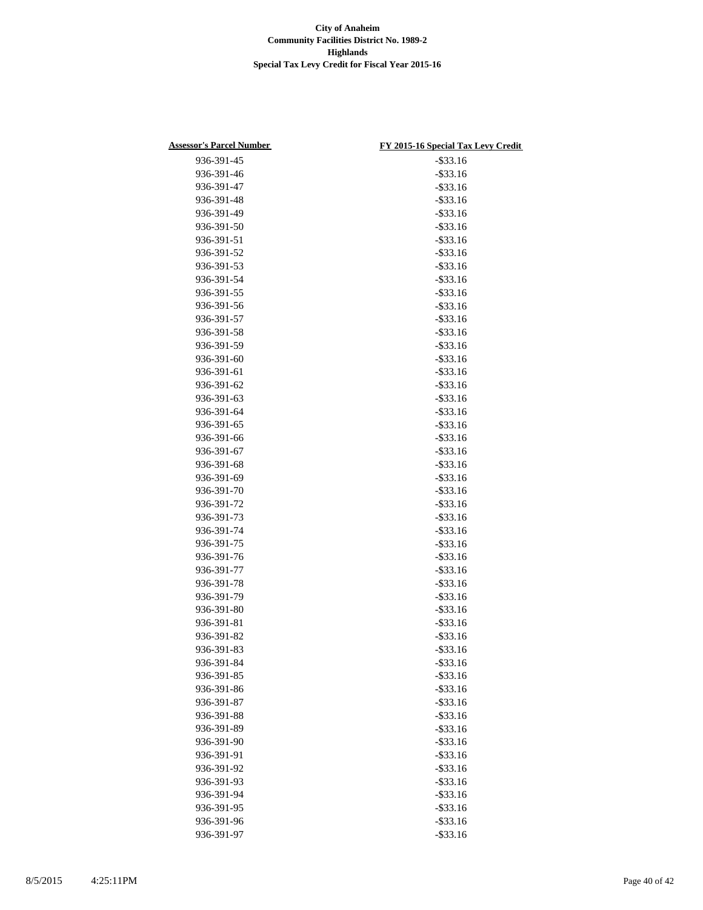**City of Anaheim**
**Community Facilities District No. 1989-2**
**Highlands**
**Special Tax Levy Credit for Fiscal Year 2015-16**

| Assessor's Parcel Number | FY 2015-16 Special Tax Levy Credit |
|---|---|
| 936-391-45 | -$33.16 |
| 936-391-46 | -$33.16 |
| 936-391-47 | -$33.16 |
| 936-391-48 | -$33.16 |
| 936-391-49 | -$33.16 |
| 936-391-50 | -$33.16 |
| 936-391-51 | -$33.16 |
| 936-391-52 | -$33.16 |
| 936-391-53 | -$33.16 |
| 936-391-54 | -$33.16 |
| 936-391-55 | -$33.16 |
| 936-391-56 | -$33.16 |
| 936-391-57 | -$33.16 |
| 936-391-58 | -$33.16 |
| 936-391-59 | -$33.16 |
| 936-391-60 | -$33.16 |
| 936-391-61 | -$33.16 |
| 936-391-62 | -$33.16 |
| 936-391-63 | -$33.16 |
| 936-391-64 | -$33.16 |
| 936-391-65 | -$33.16 |
| 936-391-66 | -$33.16 |
| 936-391-67 | -$33.16 |
| 936-391-68 | -$33.16 |
| 936-391-69 | -$33.16 |
| 936-391-70 | -$33.16 |
| 936-391-72 | -$33.16 |
| 936-391-73 | -$33.16 |
| 936-391-74 | -$33.16 |
| 936-391-75 | -$33.16 |
| 936-391-76 | -$33.16 |
| 936-391-77 | -$33.16 |
| 936-391-78 | -$33.16 |
| 936-391-79 | -$33.16 |
| 936-391-80 | -$33.16 |
| 936-391-81 | -$33.16 |
| 936-391-82 | -$33.16 |
| 936-391-83 | -$33.16 |
| 936-391-84 | -$33.16 |
| 936-391-85 | -$33.16 |
| 936-391-86 | -$33.16 |
| 936-391-87 | -$33.16 |
| 936-391-88 | -$33.16 |
| 936-391-89 | -$33.16 |
| 936-391-90 | -$33.16 |
| 936-391-91 | -$33.16 |
| 936-391-92 | -$33.16 |
| 936-391-93 | -$33.16 |
| 936-391-94 | -$33.16 |
| 936-391-95 | -$33.16 |
| 936-391-96 | -$33.16 |
| 936-391-97 | -$33.16 |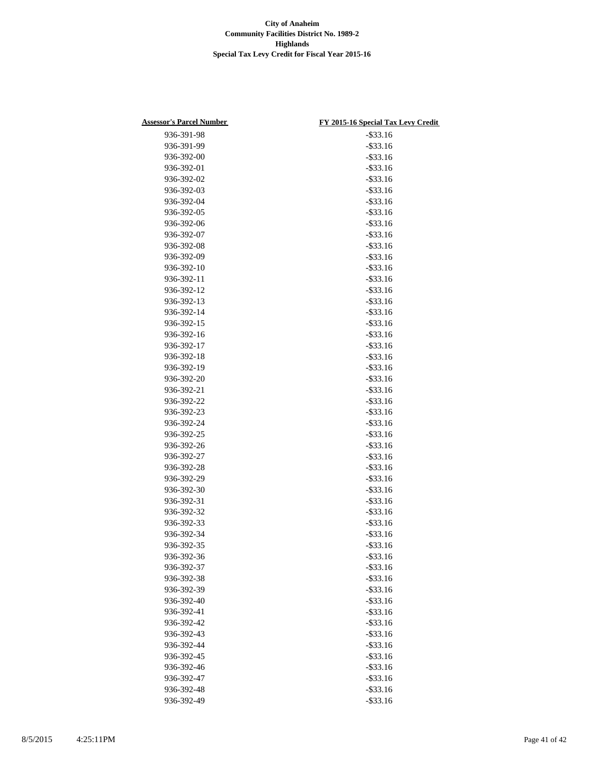**City of Anaheim**
**Community Facilities District No. 1989-2**
**Highlands**
**Special Tax Levy Credit for Fiscal Year 2015-16**

| Assessor's Parcel Number | FY 2015-16 Special Tax Levy Credit |
|---|---|
| 936-391-98 | -$33.16 |
| 936-391-99 | -$33.16 |
| 936-392-00 | -$33.16 |
| 936-392-01 | -$33.16 |
| 936-392-02 | -$33.16 |
| 936-392-03 | -$33.16 |
| 936-392-04 | -$33.16 |
| 936-392-05 | -$33.16 |
| 936-392-06 | -$33.16 |
| 936-392-07 | -$33.16 |
| 936-392-08 | -$33.16 |
| 936-392-09 | -$33.16 |
| 936-392-10 | -$33.16 |
| 936-392-11 | -$33.16 |
| 936-392-12 | -$33.16 |
| 936-392-13 | -$33.16 |
| 936-392-14 | -$33.16 |
| 936-392-15 | -$33.16 |
| 936-392-16 | -$33.16 |
| 936-392-17 | -$33.16 |
| 936-392-18 | -$33.16 |
| 936-392-19 | -$33.16 |
| 936-392-20 | -$33.16 |
| 936-392-21 | -$33.16 |
| 936-392-22 | -$33.16 |
| 936-392-23 | -$33.16 |
| 936-392-24 | -$33.16 |
| 936-392-25 | -$33.16 |
| 936-392-26 | -$33.16 |
| 936-392-27 | -$33.16 |
| 936-392-28 | -$33.16 |
| 936-392-29 | -$33.16 |
| 936-392-30 | -$33.16 |
| 936-392-31 | -$33.16 |
| 936-392-32 | -$33.16 |
| 936-392-33 | -$33.16 |
| 936-392-34 | -$33.16 |
| 936-392-35 | -$33.16 |
| 936-392-36 | -$33.16 |
| 936-392-37 | -$33.16 |
| 936-392-38 | -$33.16 |
| 936-392-39 | -$33.16 |
| 936-392-40 | -$33.16 |
| 936-392-41 | -$33.16 |
| 936-392-42 | -$33.16 |
| 936-392-43 | -$33.16 |
| 936-392-44 | -$33.16 |
| 936-392-45 | -$33.16 |
| 936-392-46 | -$33.16 |
| 936-392-47 | -$33.16 |
| 936-392-48 | -$33.16 |
| 936-392-49 | -$33.16 |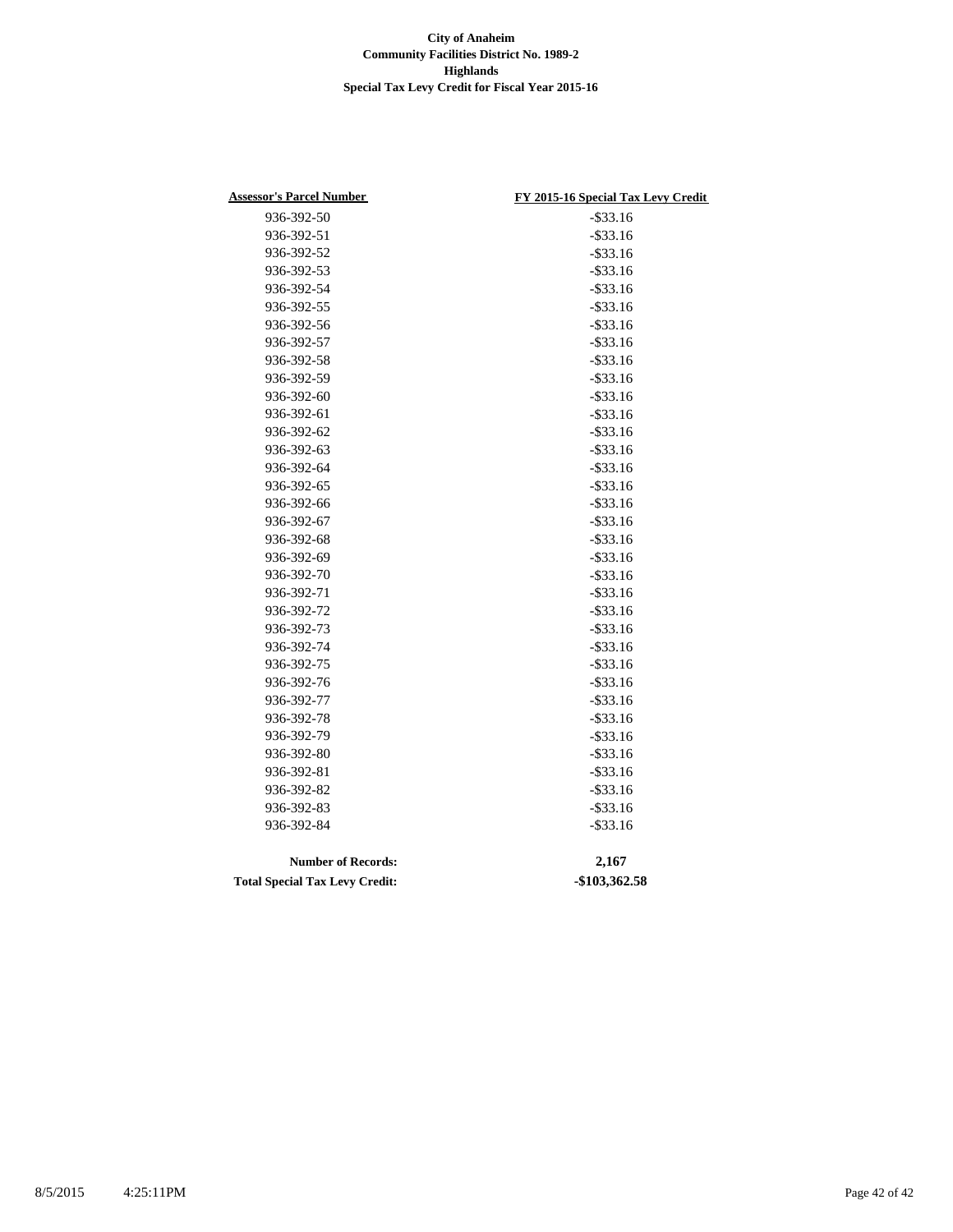**City of Anaheim**
**Community Facilities District No. 1989-2**
**Highlands**
**Special Tax Levy Credit for Fiscal Year 2015-16**

| Assessor's Parcel Number | FY 2015-16 Special Tax Levy Credit |
|---|---|
| 936-392-50 | -$33.16 |
| 936-392-51 | -$33.16 |
| 936-392-52 | -$33.16 |
| 936-392-53 | -$33.16 |
| 936-392-54 | -$33.16 |
| 936-392-55 | -$33.16 |
| 936-392-56 | -$33.16 |
| 936-392-57 | -$33.16 |
| 936-392-58 | -$33.16 |
| 936-392-59 | -$33.16 |
| 936-392-60 | -$33.16 |
| 936-392-61 | -$33.16 |
| 936-392-62 | -$33.16 |
| 936-392-63 | -$33.16 |
| 936-392-64 | -$33.16 |
| 936-392-65 | -$33.16 |
| 936-392-66 | -$33.16 |
| 936-392-67 | -$33.16 |
| 936-392-68 | -$33.16 |
| 936-392-69 | -$33.16 |
| 936-392-70 | -$33.16 |
| 936-392-71 | -$33.16 |
| 936-392-72 | -$33.16 |
| 936-392-73 | -$33.16 |
| 936-392-74 | -$33.16 |
| 936-392-75 | -$33.16 |
| 936-392-76 | -$33.16 |
| 936-392-77 | -$33.16 |
| 936-392-78 | -$33.16 |
| 936-392-79 | -$33.16 |
| 936-392-80 | -$33.16 |
| 936-392-81 | -$33.16 |
| 936-392-82 | -$33.16 |
| 936-392-83 | -$33.16 |
| 936-392-84 | -$33.16 |
| **Number of Records:** | **2,167** |
| **Total Special Tax Levy Credit:** | **-$103,362.58** |

8/5/2015 4:25:11PM